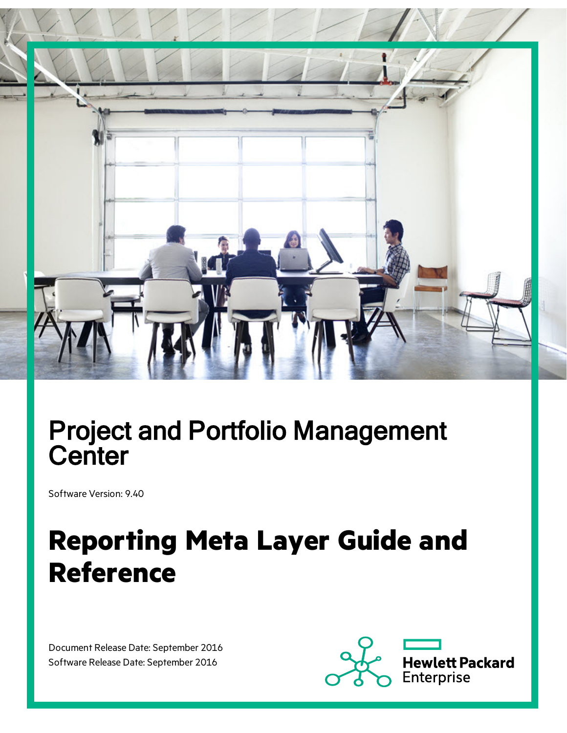# Project and Portfolio Management Center

Software Version: 9.40

# Reporting Meta Layer Guide and Reference

Document Release Date: September 2016
Software Release Date: September 2016

Hewlett Packard Enterprise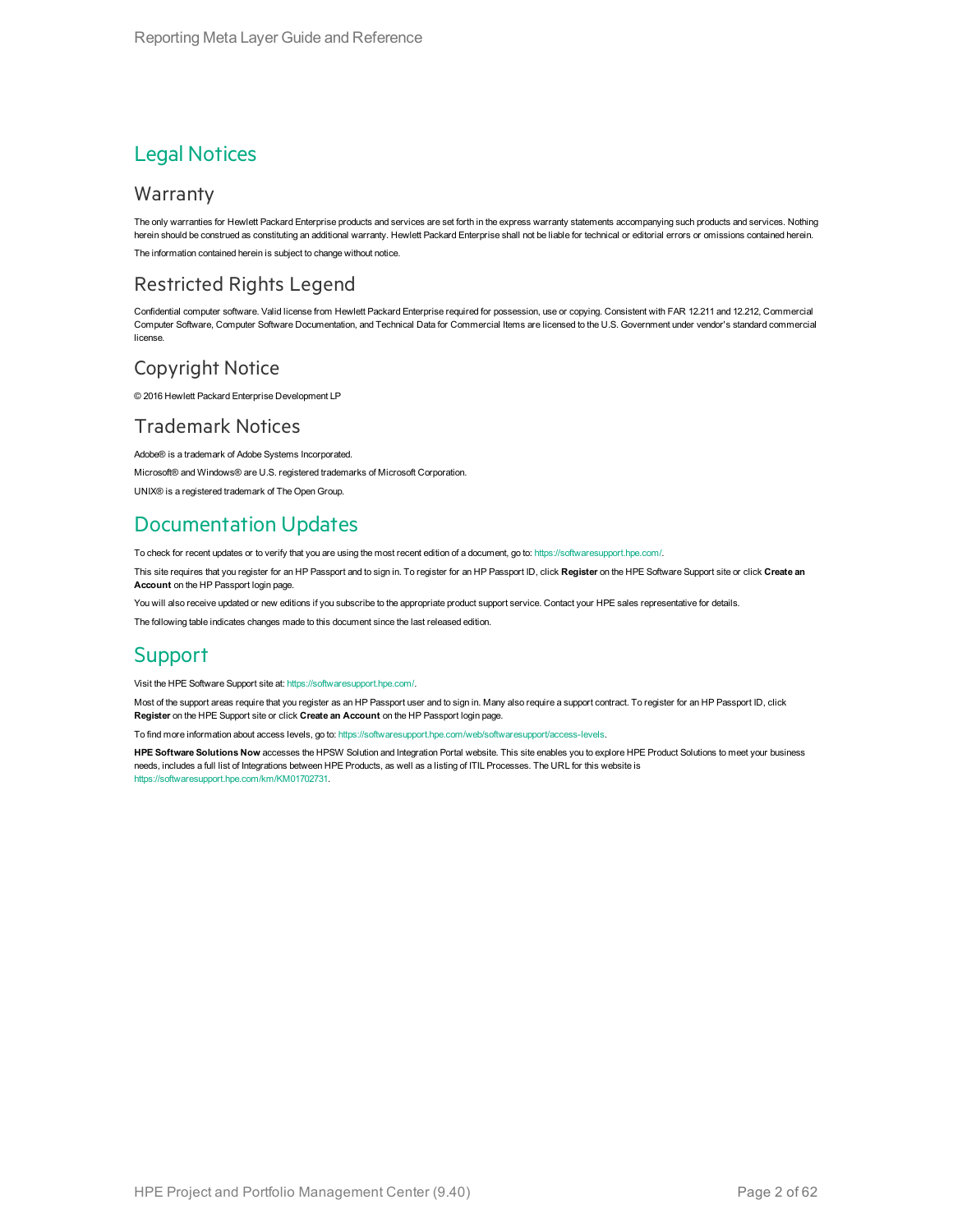# Legal Notices

## Warranty

The only warranties for Hewlett Packard Enterprise products and services are set forth in the express warranty statements accompanying such products and services. Nothing herein should be construed as constituting an additional warranty. Hewlett Packard Enterprise shall not be liable for technical or editorial errors or omissions contained herein.

The information contained herein is subject to change without notice.

## Restricted Rights Legend

Confidential computer software. Valid license from Hewlett Packard Enterprise required for possession, use or copying. Consistent with FAR 12.211 and 12.212, Commercial Computer Software, Computer Software Documentation, and Technical Data for Commercial Items are licensed to the U.S. Government under vendor's standard commercial license.

## Copyright Notice

© 2016 Hewlett Packard Enterprise Development LP

## Trademark Notices

Adobe® is a trademark of Adobe Systems Incorporated.

Microsoft® and Windows® are U.S. registered trademarks of Microsoft Corporation.

UNIX® is a registered trademark of The Open Group.

# Documentation Updates

To check for recent updates or to verify that you are using the most recent edition of a document, go to: https://softwaresupport.hpe.com/.

This site requires that you register for an HP Passport and to sign in. To register for an HP Passport ID, click **Register** on the HPE Software Support site or click **Create an Account** on the HP Passport login page.

You will also receive updated or new editions if you subscribe to the appropriate product support service. Contact your HPE sales representative for details.

The following table indicates changes made to this document since the last released edition.

# Support

Visit the HPE Software Support site at: https://softwaresupport.hpe.com/.

Most of the support areas require that you register as an HP Passport user and to sign in. Many also require a support contract. To register for an HP Passport ID, click **Register** on the HPE Support site or click **Create an Account** on the HP Passport login page.

To find more information about access levels, go to: https://softwaresupport.hpe.com/web/softwaresupport/access-levels.

**HPE Software Solutions Now** accesses the HPSW Solution and Integration Portal website. This site enables you to explore HPE Product Solutions to meet your business needs, includes a full list of Integrations between HPE Products, as well as a listing of ITIL Processes. The URL for this website is https://softwaresupport.hpe.com/km/KM01702731.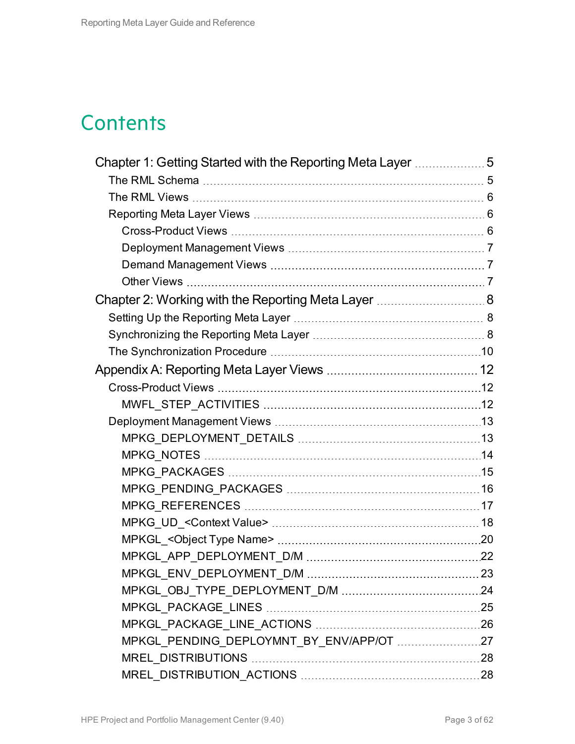# Contents

- Chapter 1: Getting Started with the Reporting Meta Layer ..... 5
  - The RML Schema ..... 5
  - The RML Views ..... 6
  - Reporting Meta Layer Views ..... 6
    - Cross-Product Views ..... 6
    - Deployment Management Views ..... 7
    - Demand Management Views ..... 7
    - Other Views ..... 7
- Chapter 2: Working with the Reporting Meta Layer ..... 8
  - Setting Up the Reporting Meta Layer ..... 8
  - Synchronizing the Reporting Meta Layer ..... 8
  - The Synchronization Procedure ..... 10
- Appendix A: Reporting Meta Layer Views ..... 12
  - Cross-Product Views ..... 12
    - MWFL_STEP_ACTIVITIES ..... 12
  - Deployment Management Views ..... 13
    - MPKG_DEPLOYMENT_DETAILS ..... 13
    - MPKG_NOTES ..... 14
    - MPKG_PACKAGES ..... 15
    - MPKG_PENDING_PACKAGES ..... 16
    - MPKG_REFERENCES ..... 17
    - MPKG_UD_<Context Value> ..... 18
    - MPKGL_<Object Type Name> ..... 20
    - MPKGL_APP_DEPLOYMENT_D/M ..... 22
    - MPKGL_ENV_DEPLOYMENT_D/M ..... 23
    - MPKGL_OBJ_TYPE_DEPLOYMENT_D/M ..... 24
    - MPKGL_PACKAGE_LINES ..... 25
    - MPKGL_PACKAGE_LINE_ACTIONS ..... 26
    - MPKGL_PENDING_DEPLOYMNT_BY_ENV/APP/OT ..... 27
    - MREL_DISTRIBUTIONS ..... 28
    - MREL_DISTRIBUTION_ACTIONS ..... 28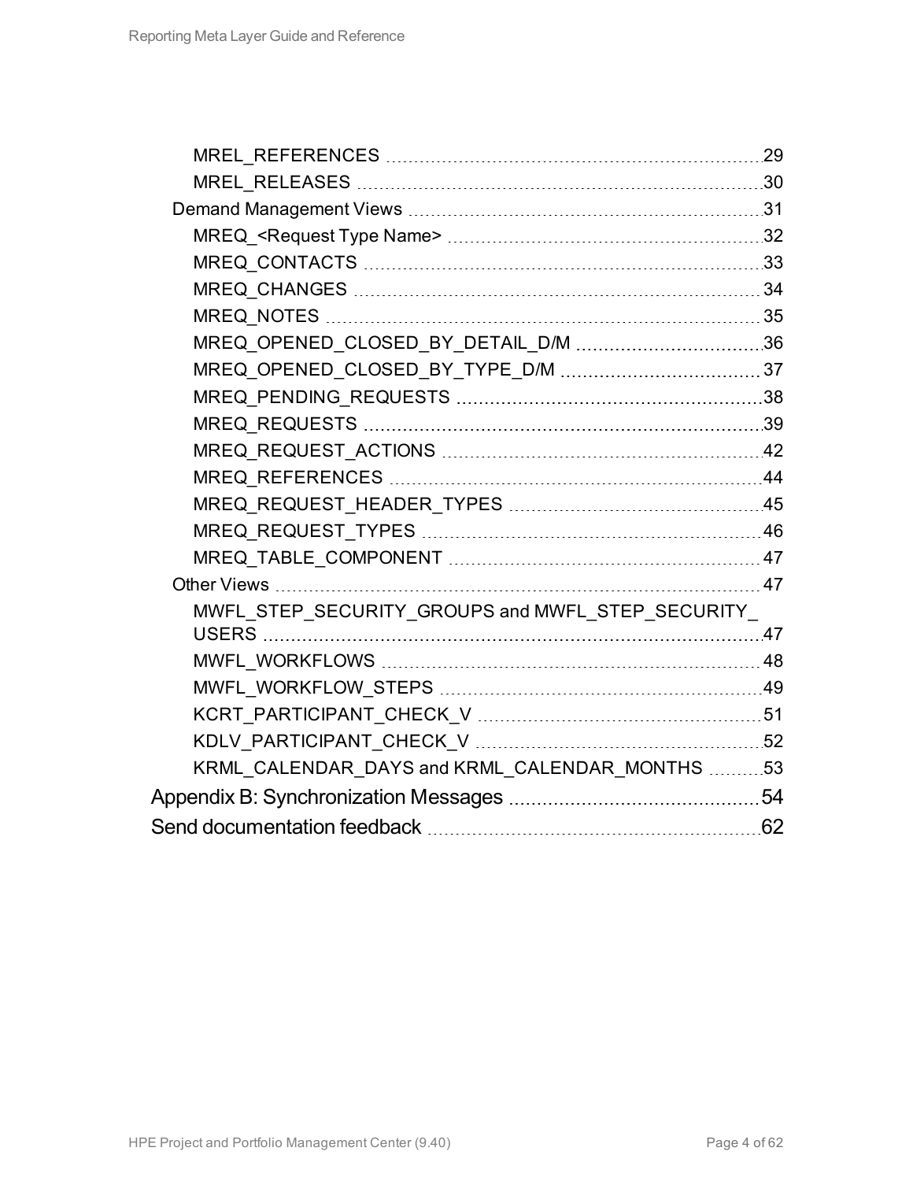- MREL_REFERENCES 29
- MREL_RELEASES 30
- Demand Management Views 31
  - MREQ_<Request Type Name> 32
  - MREQ_CONTACTS 33
  - MREQ_CHANGES 34
  - MREQ_NOTES 35
  - MREQ_OPENED_CLOSED_BY_DETAIL_D/M 36
  - MREQ_OPENED_CLOSED_BY_TYPE_D/M 37
  - MREQ_PENDING_REQUESTS 38
  - MREQ_REQUESTS 39
  - MREQ_REQUEST_ACTIONS 42
  - MREQ_REFERENCES 44
  - MREQ_REQUEST_HEADER_TYPES 45
  - MREQ_REQUEST_TYPES 46
  - MREQ_TABLE_COMPONENT 47
- Other Views 47
  - MWFL_STEP_SECURITY_GROUPS and MWFL_STEP_SECURITY_USERS 47
  - MWFL_WORKFLOWS 48
  - MWFL_WORKFLOW_STEPS 49
  - KCRT_PARTICIPANT_CHECK_V 51
  - KDLV_PARTICIPANT_CHECK_V 52
  - KRML_CALENDAR_DAYS and KRML_CALENDAR_MONTHS 53

Appendix B: Synchronization Messages 54

Send documentation feedback 62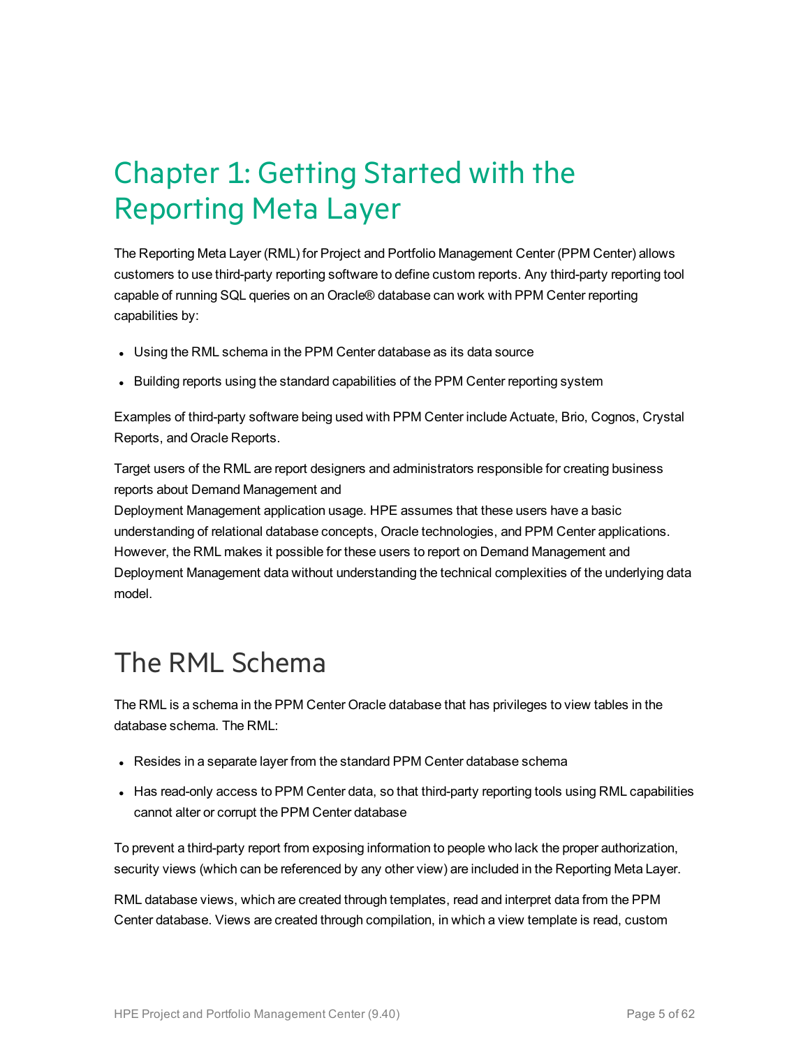# Chapter 1: Getting Started with the Reporting Meta Layer

The Reporting Meta Layer (RML) for Project and Portfolio Management Center (PPM Center) allows customers to use third-party reporting software to define custom reports. Any third-party reporting tool capable of running SQL queries on an Oracle® database can work with PPM Center reporting capabilities by:

- Using the RML schema in the PPM Center database as its data source
- Building reports using the standard capabilities of the PPM Center reporting system

Examples of third-party software being used with PPM Center include Actuate, Brio, Cognos, Crystal Reports, and Oracle Reports.

Target users of the RML are report designers and administrators responsible for creating business reports about Demand Management and
Deployment Management application usage. HPE assumes that these users have a basic understanding of relational database concepts, Oracle technologies, and PPM Center applications. However, the RML makes it possible for these users to report on Demand Management and Deployment Management data without understanding the technical complexities of the underlying data model.

## The RML Schema

The RML is a schema in the PPM Center Oracle database that has privileges to view tables in the database schema. The RML:

- Resides in a separate layer from the standard PPM Center database schema
- Has read-only access to PPM Center data, so that third-party reporting tools using RML capabilities cannot alter or corrupt the PPM Center database

To prevent a third-party report from exposing information to people who lack the proper authorization, security views (which can be referenced by any other view) are included in the Reporting Meta Layer.

RML database views, which are created through templates, read and interpret data from the PPM Center database. Views are created through compilation, in which a view template is read, custom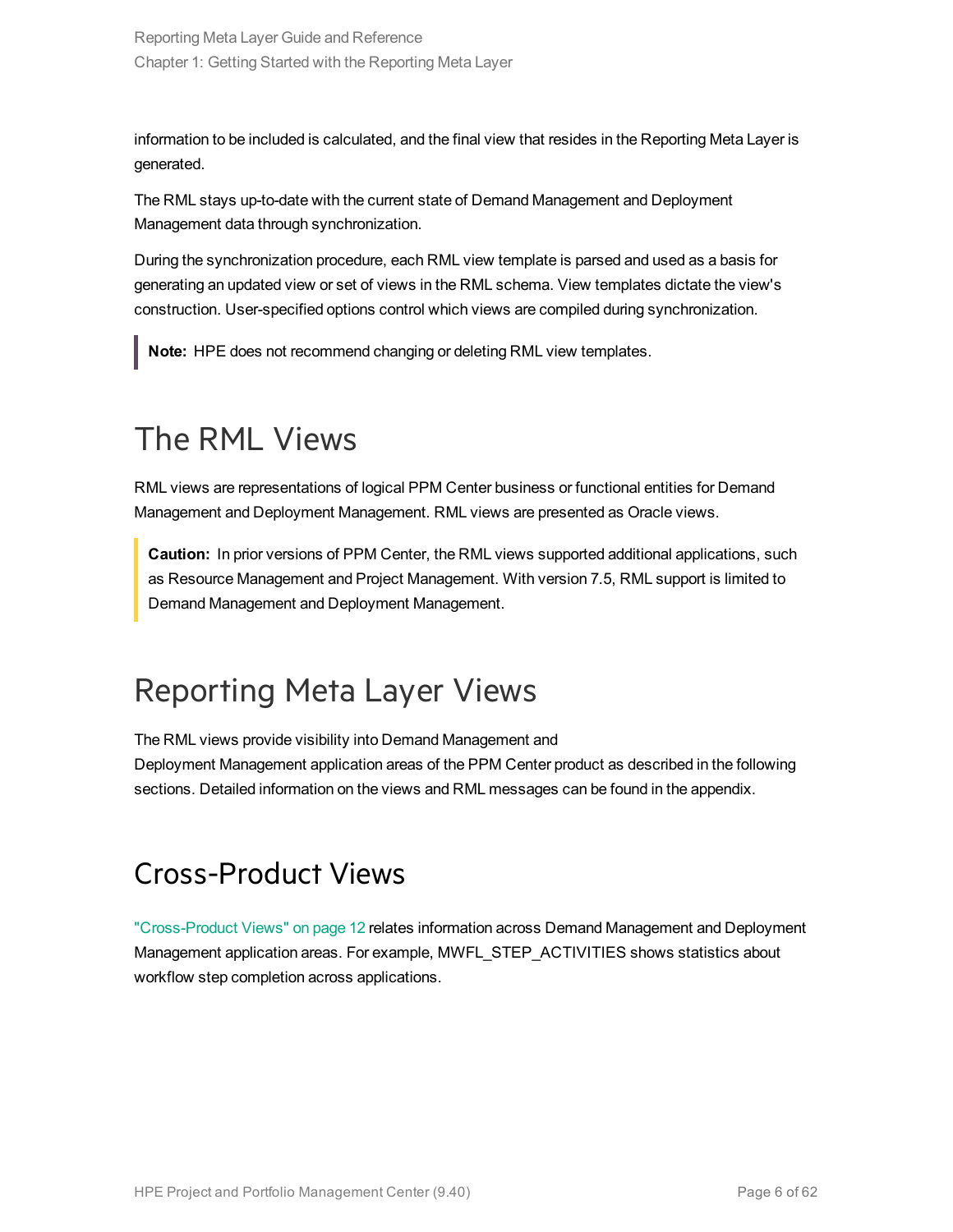information to be included is calculated, and the final view that resides in the Reporting Meta Layer is generated.

The RML stays up-to-date with the current state of Demand Management and Deployment Management data through synchronization.

During the synchronization procedure, each RML view template is parsed and used as a basis for generating an updated view or set of views in the RML schema. View templates dictate the view's construction. User-specified options control which views are compiled during synchronization.

> **Note:** HPE does not recommend changing or deleting RML view templates.

# The RML Views

RML views are representations of logical PPM Center business or functional entities for Demand Management and Deployment Management. RML views are presented as Oracle views.

> **Caution:** In prior versions of PPM Center, the RML views supported additional applications, such as Resource Management and Project Management. With version 7.5, RML support is limited to Demand Management and Deployment Management.

# Reporting Meta Layer Views

The RML views provide visibility into Demand Management and Deployment Management application areas of the PPM Center product as described in the following sections. Detailed information on the views and RML messages can be found in the appendix.

## Cross-Product Views

"Cross-Product Views" on page 12 relates information across Demand Management and Deployment Management application areas. For example, MWFL_STEP_ACTIVITIES shows statistics about workflow step completion across applications.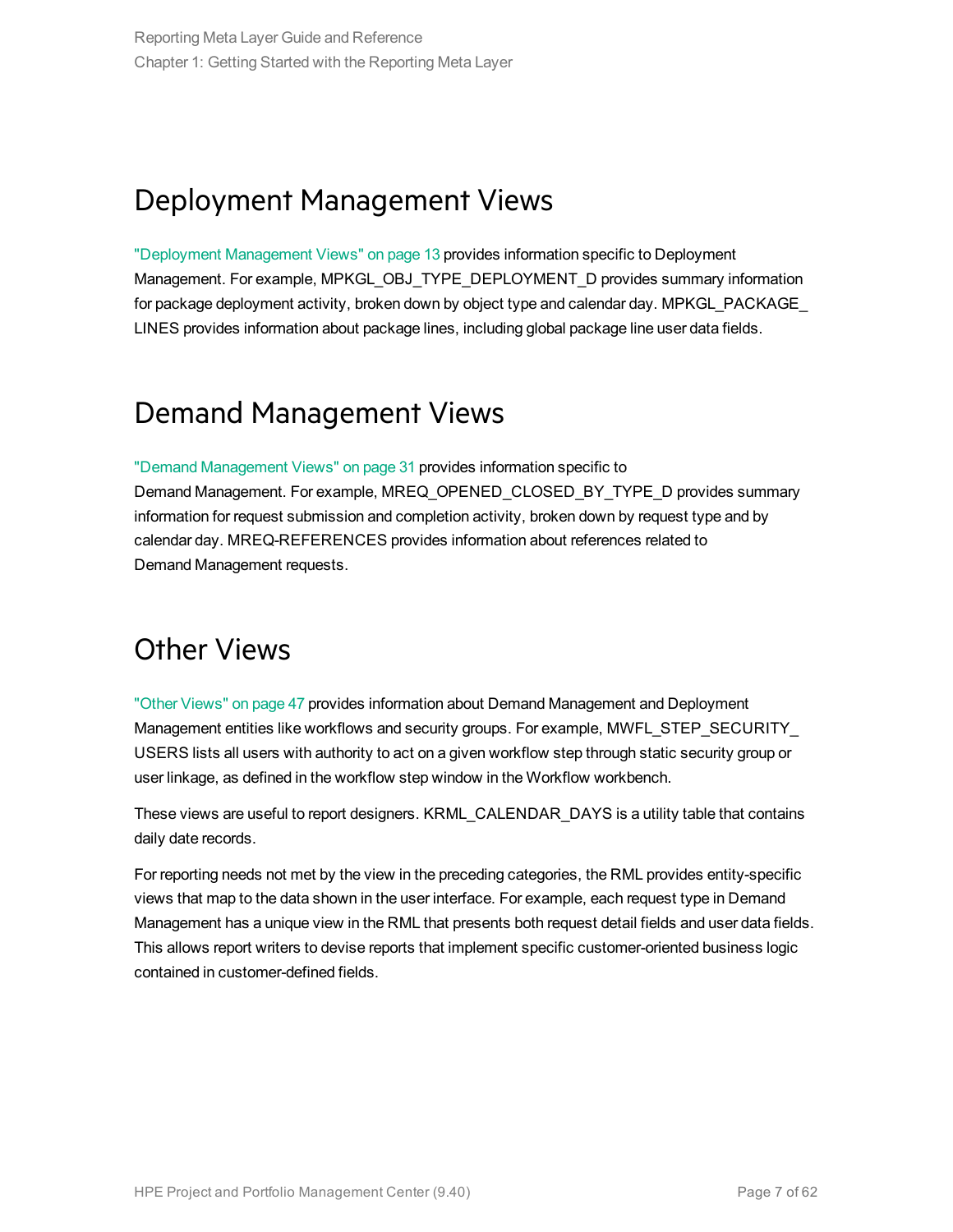## Deployment Management Views

"Deployment Management Views" on page 13 provides information specific to Deployment Management. For example, MPKGL_OBJ_TYPE_DEPLOYMENT_D provides summary information for package deployment activity, broken down by object type and calendar day. MPKGL_PACKAGE_LINES provides information about package lines, including global package line user data fields.

## Demand Management Views

"Demand Management Views" on page 31 provides information specific to Demand Management. For example, MREQ_OPENED_CLOSED_BY_TYPE_D provides summary information for request submission and completion activity, broken down by request type and by calendar day. MREQ-REFERENCES provides information about references related to Demand Management requests.

## Other Views

"Other Views" on page 47 provides information about Demand Management and Deployment Management entities like workflows and security groups. For example, MWFL_STEP_SECURITY_USERS lists all users with authority to act on a given workflow step through static security group or user linkage, as defined in the workflow step window in the Workflow workbench.

These views are useful to report designers. KRML_CALENDAR_DAYS is a utility table that contains daily date records.

For reporting needs not met by the view in the preceding categories, the RML provides entity-specific views that map to the data shown in the user interface. For example, each request type in Demand Management has a unique view in the RML that presents both request detail fields and user data fields. This allows report writers to devise reports that implement specific customer-oriented business logic contained in customer-defined fields.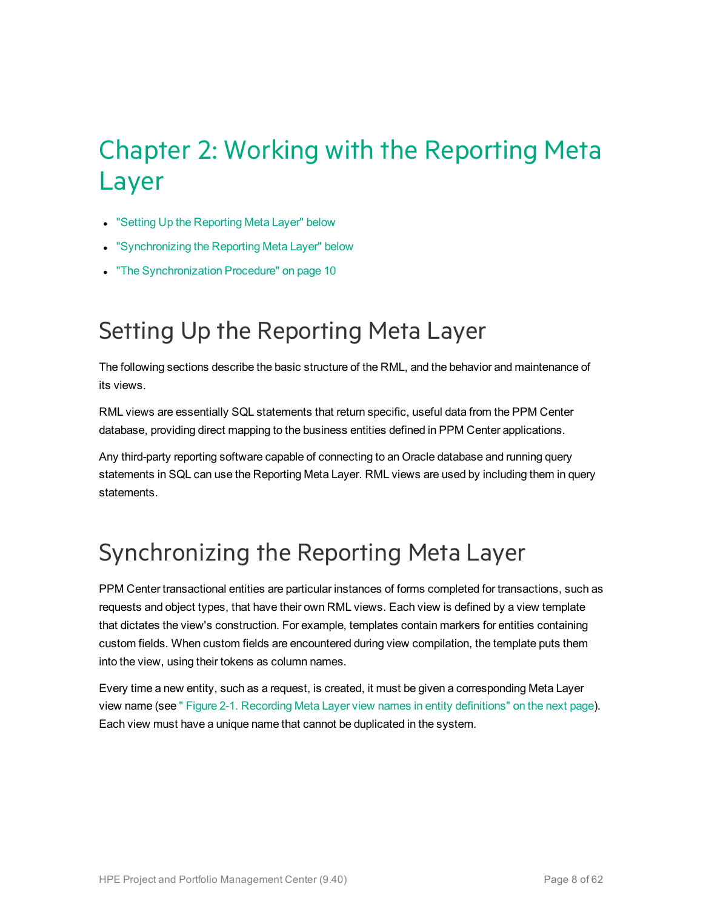# Chapter 2: Working with the Reporting Meta Layer

- "Setting Up the Reporting Meta Layer" below
- "Synchronizing the Reporting Meta Layer" below
- "The Synchronization Procedure" on page 10

## Setting Up the Reporting Meta Layer

The following sections describe the basic structure of the RML, and the behavior and maintenance of its views.

RML views are essentially SQL statements that return specific, useful data from the PPM Center database, providing direct mapping to the business entities defined in PPM Center applications.

Any third-party reporting software capable of connecting to an Oracle database and running query statements in SQL can use the Reporting Meta Layer. RML views are used by including them in query statements.

## Synchronizing the Reporting Meta Layer

PPM Center transactional entities are particular instances of forms completed for transactions, such as requests and object types, that have their own RML views. Each view is defined by a view template that dictates the view's construction. For example, templates contain markers for entities containing custom fields. When custom fields are encountered during view compilation, the template puts them into the view, using their tokens as column names.

Every time a new entity, such as a request, is created, it must be given a corresponding Meta Layer view name (see " Figure 2-1. Recording Meta Layer view names in entity definitions" on the next page). Each view must have a unique name that cannot be duplicated in the system.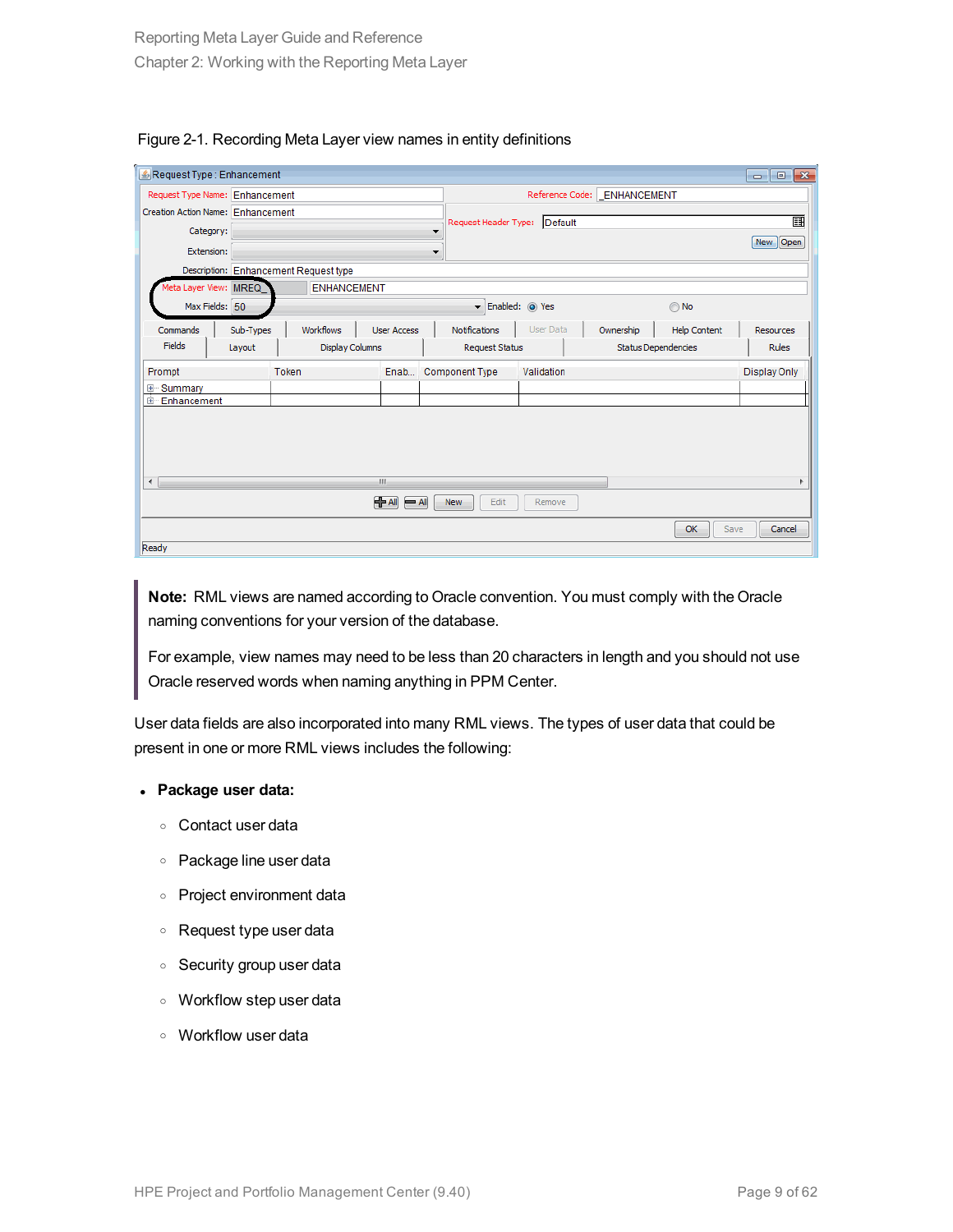Figure 2-1. Recording Meta Layer view names in entity definitions

> **Note:** RML views are named according to Oracle convention. You must comply with the Oracle naming conventions for your version of the database.
>
> For example, view names may need to be less than 20 characters in length and you should not use Oracle reserved words when naming anything in PPM Center.

User data fields are also incorporated into many RML views. The types of user data that could be present in one or more RML views includes the following:

- **Package user data:**
  - Contact user data
  - Package line user data
  - Project environment data
  - Request type user data
  - Security group user data
  - Workflow step user data
  - Workflow user data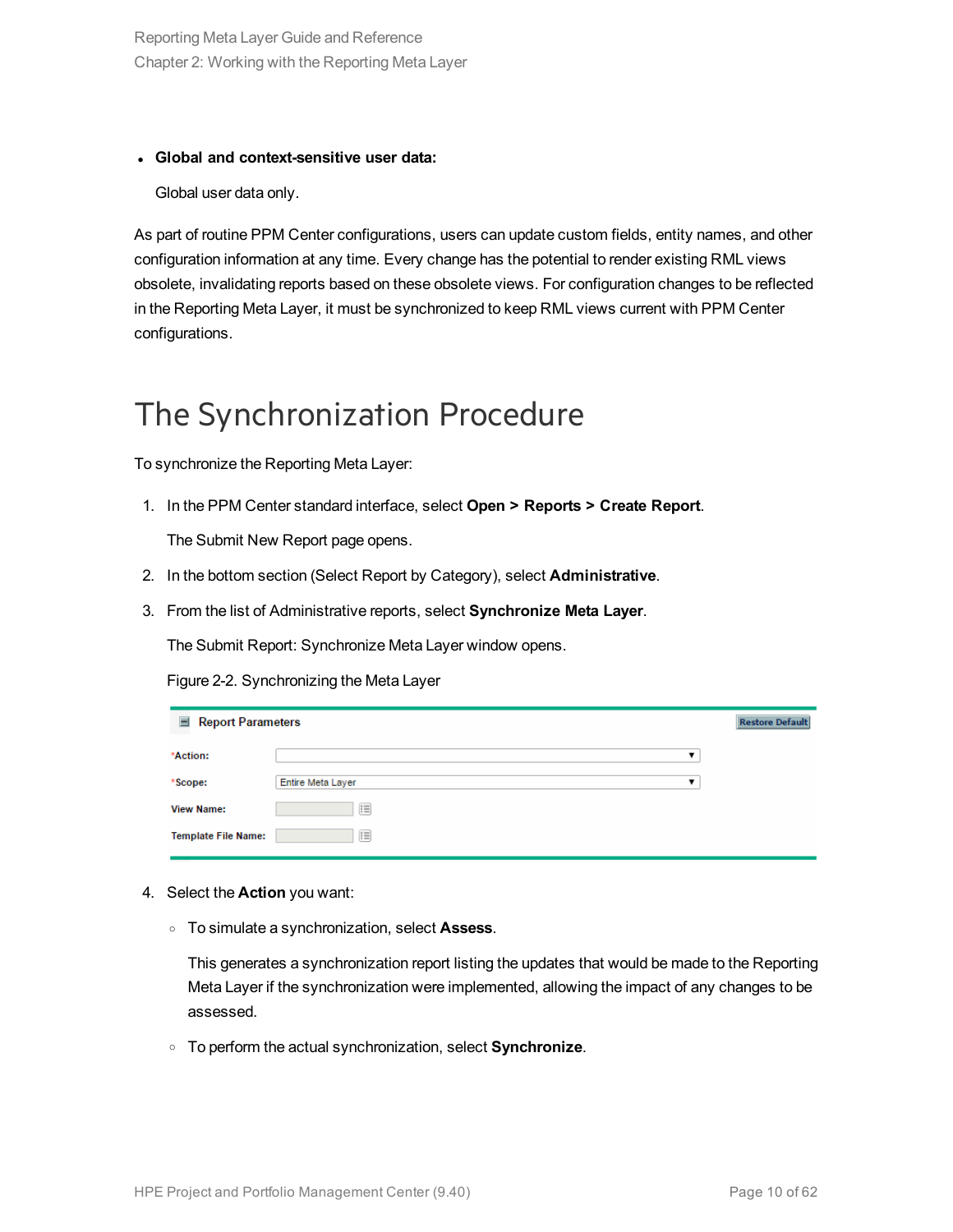- **Global and context-sensitive user data:**

  Global user data only.

As part of routine PPM Center configurations, users can update custom fields, entity names, and other configuration information at any time. Every change has the potential to render existing RML views obsolete, invalidating reports based on these obsolete views. For configuration changes to be reflected in the Reporting Meta Layer, it must be synchronized to keep RML views current with PPM Center configurations.

# The Synchronization Procedure

To synchronize the Reporting Meta Layer:

1. In the PPM Center standard interface, select **Open > Reports > Create Report**.

   The Submit New Report page opens.

2. In the bottom section (Select Report by Category), select **Administrative**.

3. From the list of Administrative reports, select **Synchronize Meta Layer**.

   The Submit Report: Synchronize Meta Layer window opens.

   Figure 2-2. Synchronizing the Meta Layer

   Report Parameters — Restore Default

   | Field | Value |
   |---|---|
   | *Action: | |
   | *Scope: | Entire Meta Layer |
   | View Name: | |
   | Template File Name: | |

4. Select the **Action** you want:

   - To simulate a synchronization, select **Assess**.

     This generates a synchronization report listing the updates that would be made to the Reporting Meta Layer if the synchronization were implemented, allowing the impact of any changes to be assessed.

   - To perform the actual synchronization, select **Synchronize**.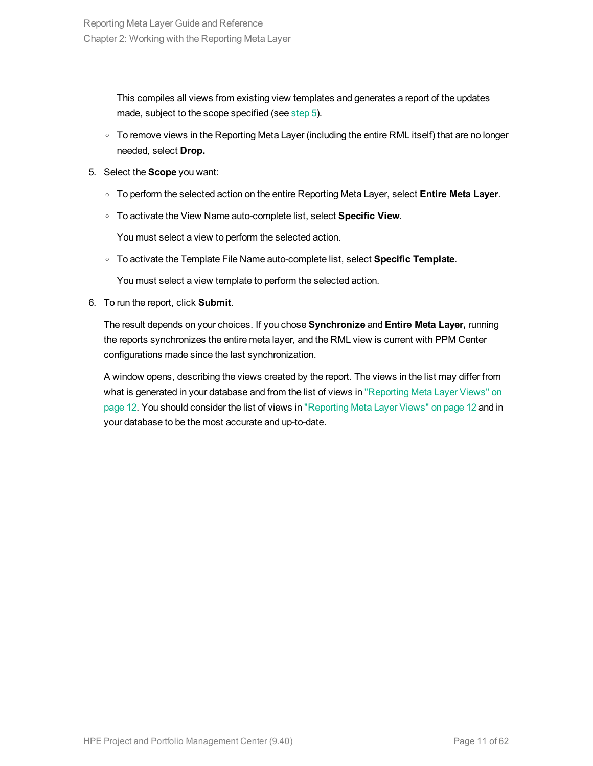This compiles all views from existing view templates and generates a report of the updates made, subject to the scope specified (see step 5).

- To remove views in the Reporting Meta Layer (including the entire RML itself) that are no longer needed, select **Drop.**

5. Select the **Scope** you want:
   - To perform the selected action on the entire Reporting Meta Layer, select **Entire Meta Layer**.
   - To activate the View Name auto-complete list, select **Specific View**.

     You must select a view to perform the selected action.
   - To activate the Template File Name auto-complete list, select **Specific Template**.

     You must select a view template to perform the selected action.
6. To run the report, click **Submit**.

   The result depends on your choices. If you chose **Synchronize** and **Entire Meta Layer,** running the reports synchronizes the entire meta layer, and the RML view is current with PPM Center configurations made since the last synchronization.

   A window opens, describing the views created by the report. The views in the list may differ from what is generated in your database and from the list of views in "Reporting Meta Layer Views" on page 12. You should consider the list of views in "Reporting Meta Layer Views" on page 12 and in your database to be the most accurate and up-to-date.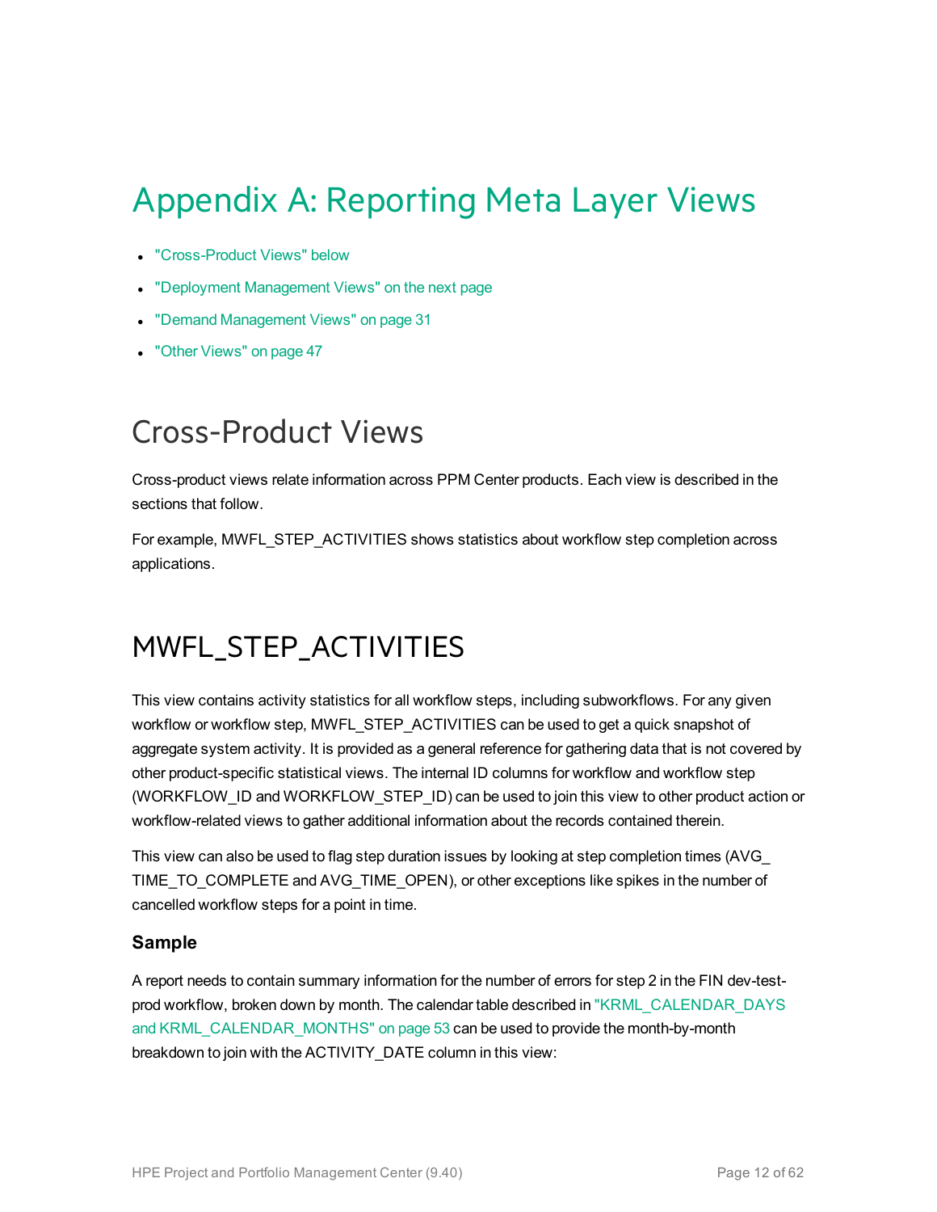# Appendix A: Reporting Meta Layer Views

- "Cross-Product Views" below
- "Deployment Management Views" on the next page
- "Demand Management Views" on page 31
- "Other Views" on page 47

## Cross-Product Views

Cross-product views relate information across PPM Center products. Each view is described in the sections that follow.

For example, MWFL_STEP_ACTIVITIES shows statistics about workflow step completion across applications.

## MWFL_STEP_ACTIVITIES

This view contains activity statistics for all workflow steps, including subworkflows. For any given workflow or workflow step, MWFL_STEP_ACTIVITIES can be used to get a quick snapshot of aggregate system activity. It is provided as a general reference for gathering data that is not covered by other product-specific statistical views. The internal ID columns for workflow and workflow step (WORKFLOW_ID and WORKFLOW_STEP_ID) can be used to join this view to other product action or workflow-related views to gather additional information about the records contained therein.

This view can also be used to flag step duration issues by looking at step completion times (AVG_TIME_TO_COMPLETE and AVG_TIME_OPEN), or other exceptions like spikes in the number of cancelled workflow steps for a point in time.

### Sample

A report needs to contain summary information for the number of errors for step 2 in the FIN dev-test-prod workflow, broken down by month. The calendar table described in "KRML_CALENDAR_DAYS and KRML_CALENDAR_MONTHS" on page 53 can be used to provide the month-by-month breakdown to join with the ACTIVITY_DATE column in this view: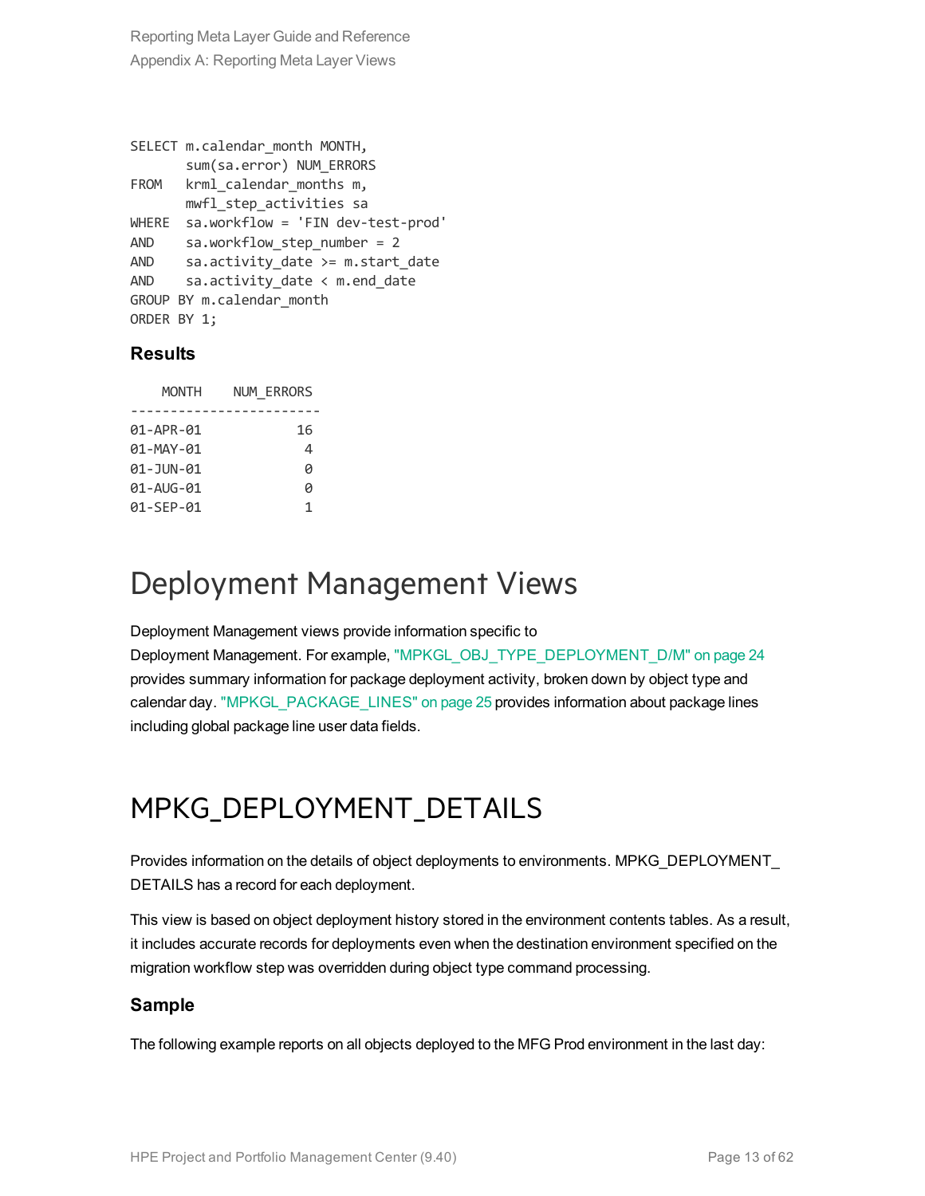```
SELECT m.calendar_month MONTH,
       sum(sa.error) NUM_ERRORS
FROM   krml_calendar_months m,
       mwfl_step_activities sa
WHERE  sa.workflow = 'FIN dev-test-prod'
AND    sa.workflow_step_number = 2
AND    sa.activity_date >= m.start_date
AND    sa.activity_date < m.end_date
GROUP BY m.calendar_month
ORDER BY 1;
```

### Results

```
    MONTH    NUM_ERRORS
------------------------
01-APR-01           16
01-MAY-01            4
01-JUN-01            0
01-AUG-01            0
01-SEP-01            1
```

# Deployment Management Views

Deployment Management views provide information specific to Deployment Management. For example, "MPKGL_OBJ_TYPE_DEPLOYMENT_D/M" on page 24 provides summary information for package deployment activity, broken down by object type and calendar day. "MPKGL_PACKAGE_LINES" on page 25 provides information about package lines including global package line user data fields.

# MPKG_DEPLOYMENT_DETAILS

Provides information on the details of object deployments to environments. MPKG_DEPLOYMENT_DETAILS has a record for each deployment.

This view is based on object deployment history stored in the environment contents tables. As a result, it includes accurate records for deployments even when the destination environment specified on the migration workflow step was overridden during object type command processing.

### Sample

The following example reports on all objects deployed to the MFG Prod environment in the last day: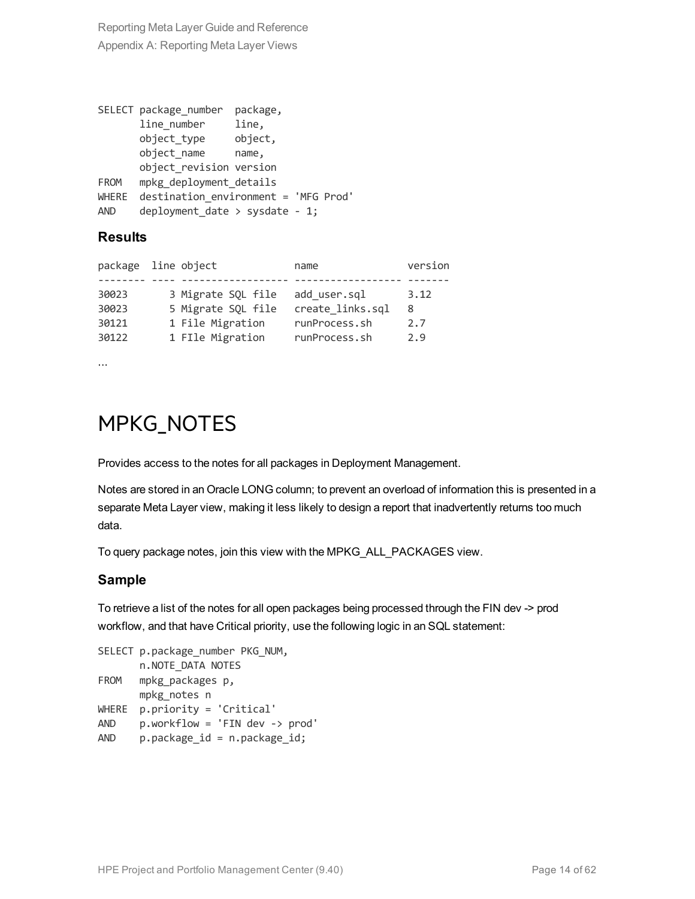```
SELECT package_number  package,
       line_number     line,
       object_type     object,
       object_name     name,
       object_revision version
FROM   mpkg_deployment_details
WHERE  destination_environment = 'MFG Prod'
AND    deployment_date > sysdate - 1;
```

### Results

```
package  line object            name              version
-------- ---- ----------------- ----------------- -------
30023       3 Migrate SQL file  add_user.sql      3.12
30023       5 Migrate SQL file  create_links.sql  8
30121       1 File Migration    runProcess.sh     2.7
30122       1 FIle Migration    runProcess.sh     2.9
```

...

# MPKG_NOTES

Provides access to the notes for all packages in Deployment Management.

Notes are stored in an Oracle LONG column; to prevent an overload of information this is presented in a separate Meta Layer view, making it less likely to design a report that inadvertently returns too much data.

To query package notes, join this view with the MPKG_ALL_PACKAGES view.

### Sample

To retrieve a list of the notes for all open packages being processed through the FIN dev -> prod workflow, and that have Critical priority, use the following logic in an SQL statement:

```
SELECT p.package_number PKG_NUM,
       n.NOTE_DATA NOTES
FROM   mpkg_packages p,
       mpkg_notes n
WHERE  p.priority = 'Critical'
AND    p.workflow = 'FIN dev -> prod'
AND    p.package_id = n.package_id;
```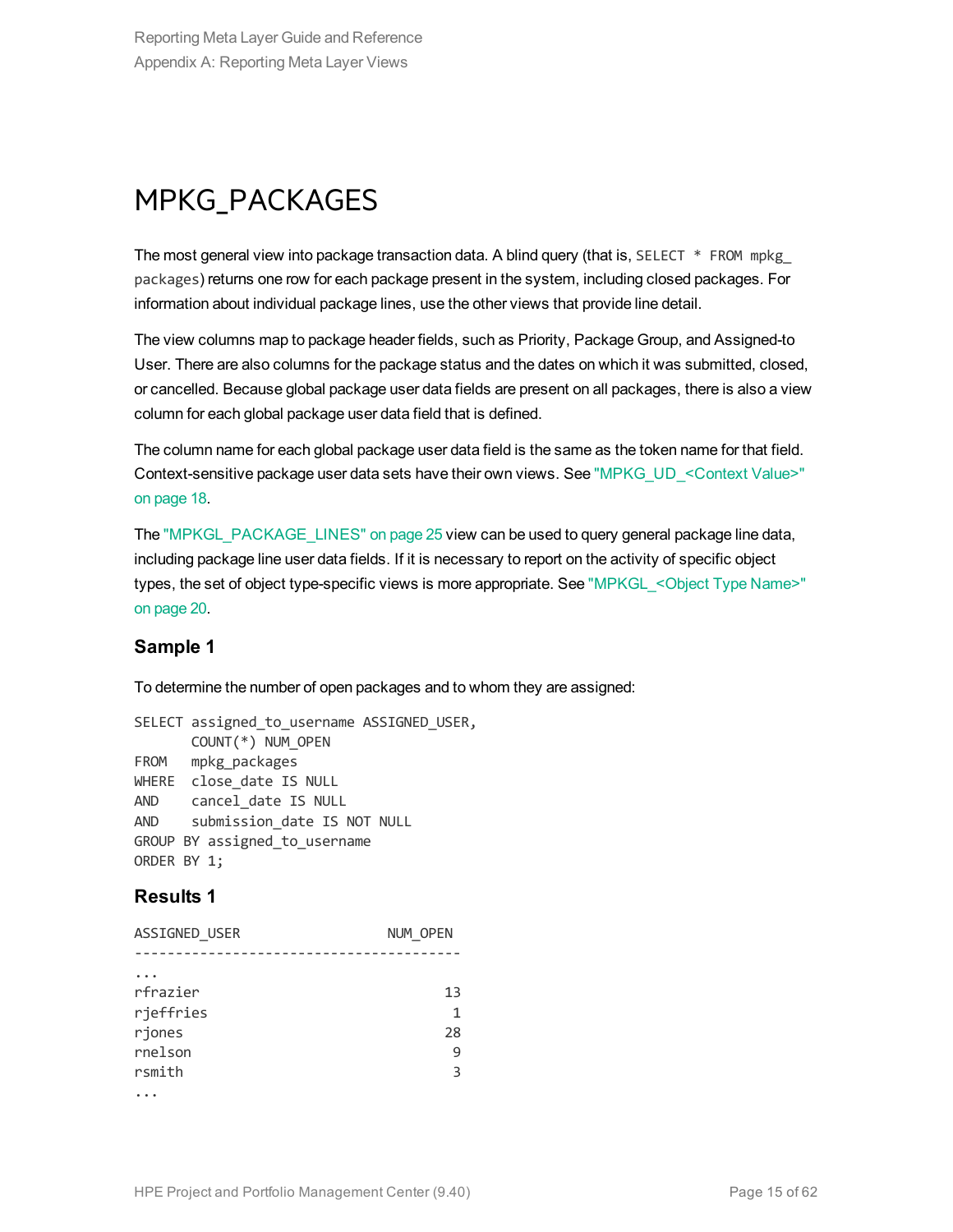# MPKG_PACKAGES

The most general view into package transaction data. A blind query (that is, `SELECT * FROM mpkg_packages`) returns one row for each package present in the system, including closed packages. For information about individual package lines, use the other views that provide line detail.

The view columns map to package header fields, such as Priority, Package Group, and Assigned-to User. There are also columns for the package status and the dates on which it was submitted, closed, or cancelled. Because global package user data fields are present on all packages, there is also a view column for each global package user data field that is defined.

The column name for each global package user data field is the same as the token name for that field. Context-sensitive package user data sets have their own views. See "MPKG_UD_<Context Value>" on page 18.

The "MPKGL_PACKAGE_LINES" on page 25 view can be used to query general package line data, including package line user data fields. If it is necessary to report on the activity of specific object types, the set of object type-specific views is more appropriate. See "MPKGL_<Object Type Name>" on page 20.

### Sample 1

To determine the number of open packages and to whom they are assigned:

```
SELECT assigned_to_username ASSIGNED_USER,
       COUNT(*) NUM_OPEN
FROM   mpkg_packages
WHERE  close_date IS NULL
AND    cancel_date IS NULL
AND    submission_date IS NOT NULL
GROUP BY assigned_to_username
ORDER BY 1;
```

### Results 1

```
ASSIGNED_USER                  NUM_OPEN
---------------------------------------
...
rfrazier                             13
rjeffries                             1
rjones                               28
rnelson                               9
rsmith                                3
...
```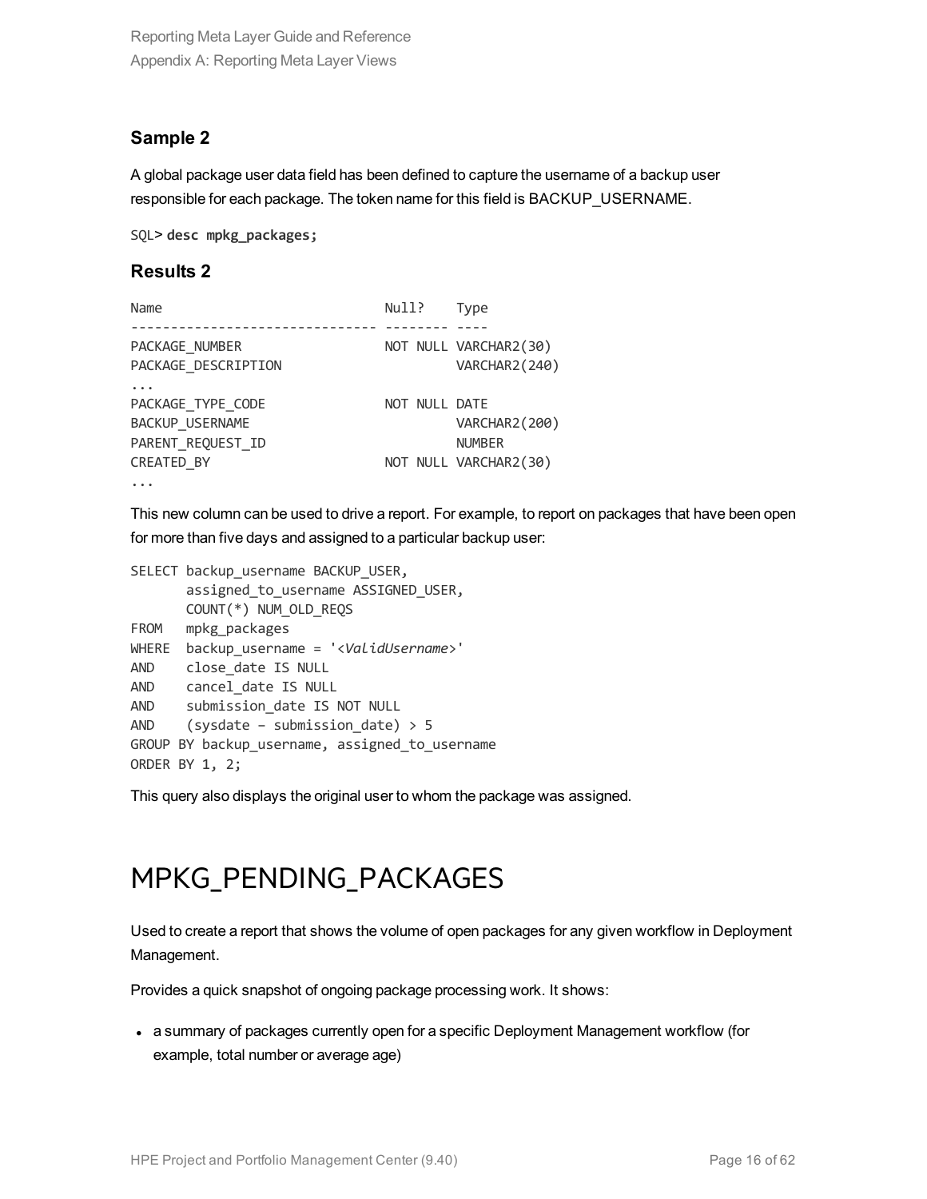### Sample 2

A global package user data field has been defined to capture the username of a backup user responsible for each package. The token name for this field is BACKUP_USERNAME.

```
SQL> desc mpkg_packages;
```

### Results 2

```
Name                           Null?    Type
------------------------------ -------- ----
PACKAGE_NUMBER                 NOT NULL VARCHAR2(30)
PACKAGE_DESCRIPTION                     VARCHAR2(240)
...
PACKAGE_TYPE_CODE              NOT NULL DATE
BACKUP_USERNAME                         VARCHAR2(200)
PARENT_REQUEST_ID                       NUMBER
CREATED_BY                     NOT NULL VARCHAR2(30)
...
```

This new column can be used to drive a report. For example, to report on packages that have been open for more than five days and assigned to a particular backup user:

```
SELECT backup_username BACKUP_USER,
       assigned_to_username ASSIGNED_USER,
       COUNT(*) NUM_OLD_REQS
FROM   mpkg_packages
WHERE  backup_username = '<ValidUsername>'
AND    close_date IS NULL
AND    cancel_date IS NULL
AND    submission_date IS NOT NULL
AND    (sysdate – submission_date) > 5
GROUP BY backup_username, assigned_to_username
ORDER BY 1, 2;
```

This query also displays the original user to whom the package was assigned.

# MPKG_PENDING_PACKAGES

Used to create a report that shows the volume of open packages for any given workflow in Deployment Management.

Provides a quick snapshot of ongoing package processing work. It shows:

- a summary of packages currently open for a specific Deployment Management workflow (for example, total number or average age)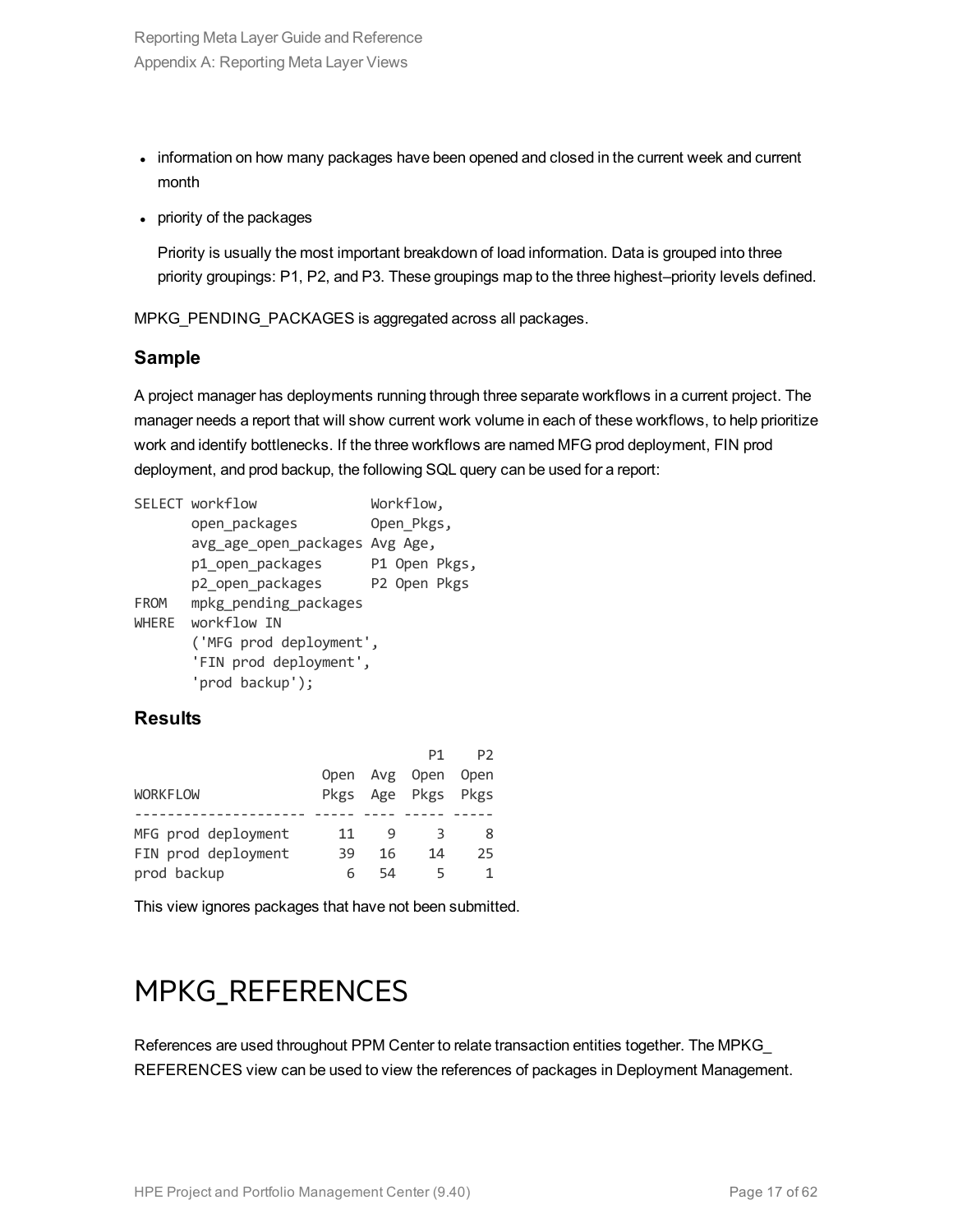- information on how many packages have been opened and closed in the current week and current month
- priority of the packages

  Priority is usually the most important breakdown of load information. Data is grouped into three priority groupings: P1, P2, and P3. These groupings map to the three highest–priority levels defined.

MPKG_PENDING_PACKAGES is aggregated across all packages.

### Sample

A project manager has deployments running through three separate workflows in a current project. The manager needs a report that will show current work volume in each of these workflows, to help prioritize work and identify bottlenecks. If the three workflows are named MFG prod deployment, FIN prod deployment, and prod backup, the following SQL query can be used for a report:

```
SELECT workflow              Workflow,
       open_packages         Open_Pkgs,
       avg_age_open_packages Avg Age,
       p1_open_packages      P1 Open Pkgs,
       p2_open_packages      P2 Open Pkgs
FROM   mpkg_pending_packages
WHERE  workflow IN
       ('MFG prod deployment',
       'FIN prod deployment',
       'prod backup');
```

### Results

```
                                     P1    P2
                     Open  Avg  Open  Open
WORKFLOW             Pkgs  Age  Pkgs  Pkgs
-------------------- ----- ---- ----- -----
MFG prod deployment     11    9     3     8
FIN prod deployment     39   16    14    25
prod backup              6   54     5     1
```

This view ignores packages that have not been submitted.

# MPKG_REFERENCES

References are used throughout PPM Center to relate transaction entities together. The MPKG_REFERENCES view can be used to view the references of packages in Deployment Management.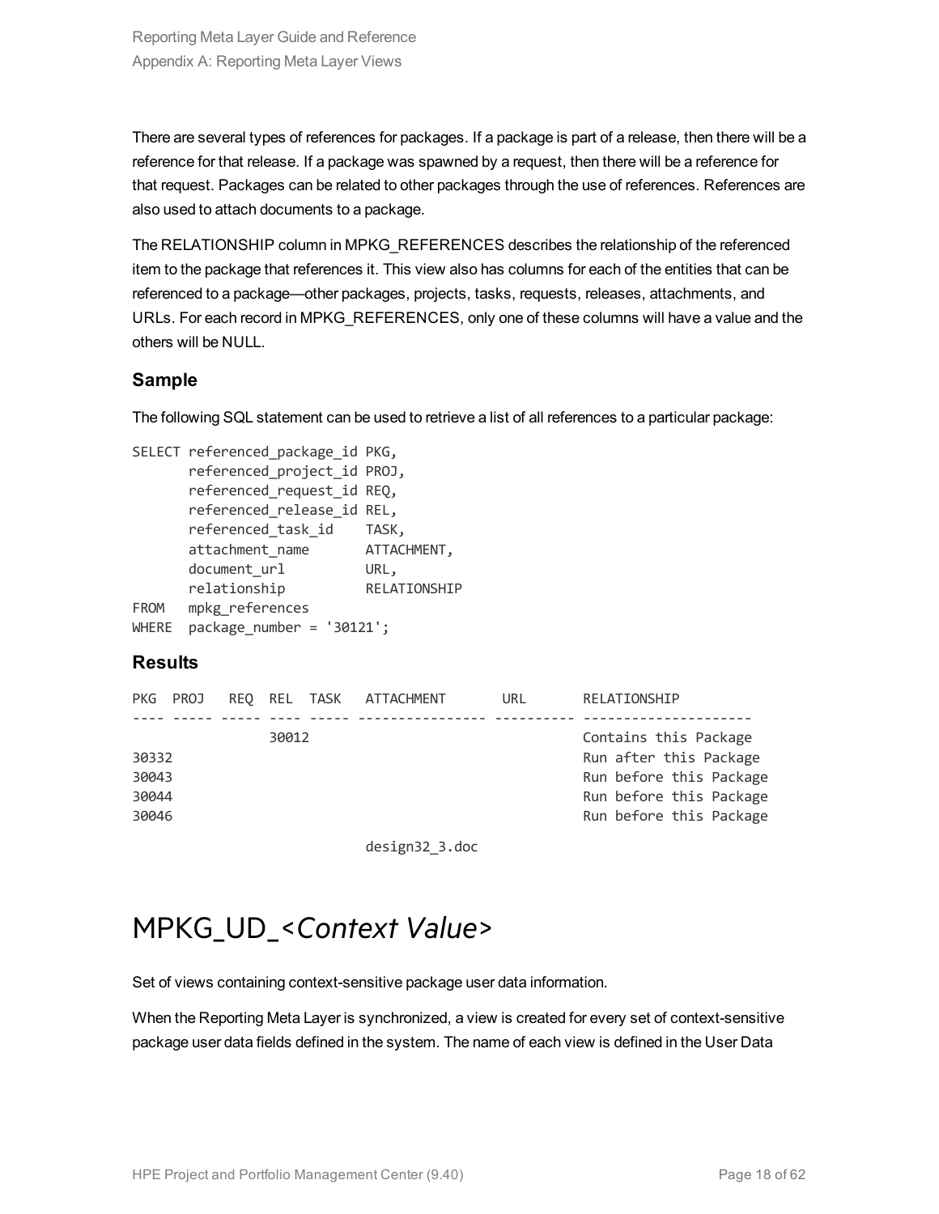There are several types of references for packages. If a package is part of a release, then there will be a reference for that release. If a package was spawned by a request, then there will be a reference for that request. Packages can be related to other packages through the use of references. References are also used to attach documents to a package.

The RELATIONSHIP column in MPKG_REFERENCES describes the relationship of the referenced item to the package that references it. This view also has columns for each of the entities that can be referenced to a package—other packages, projects, tasks, requests, releases, attachments, and URLs. For each record in MPKG_REFERENCES, only one of these columns will have a value and the others will be NULL.

### Sample

The following SQL statement can be used to retrieve a list of all references to a particular package:

```
SELECT referenced_package_id PKG,
       referenced_project_id PROJ,
       referenced_request_id REQ,
       referenced_release_id REL,
       referenced_task_id    TASK,
       attachment_name       ATTACHMENT,
       document_url          URL,
       relationship          RELATIONSHIP
FROM   mpkg_references
WHERE  package_number = '30121';
```

### Results

```
PKG  PROJ   REQ  REL  TASK   ATTACHMENT       URL        RELATIONSHIP
---- ----- ----- ---- ----- ---------------- ---------- --------------------
                 30012                                   Contains this Package
30332                                                    Run after this Package
30043                                                    Run before this Package
30044                                                    Run before this Package
30046                                                    Run before this Package

                             design32_3.doc
```

## MPKG_UD_<*Context Value*>

Set of views containing context-sensitive package user data information.

When the Reporting Meta Layer is synchronized, a view is created for every set of context-sensitive package user data fields defined in the system. The name of each view is defined in the User Data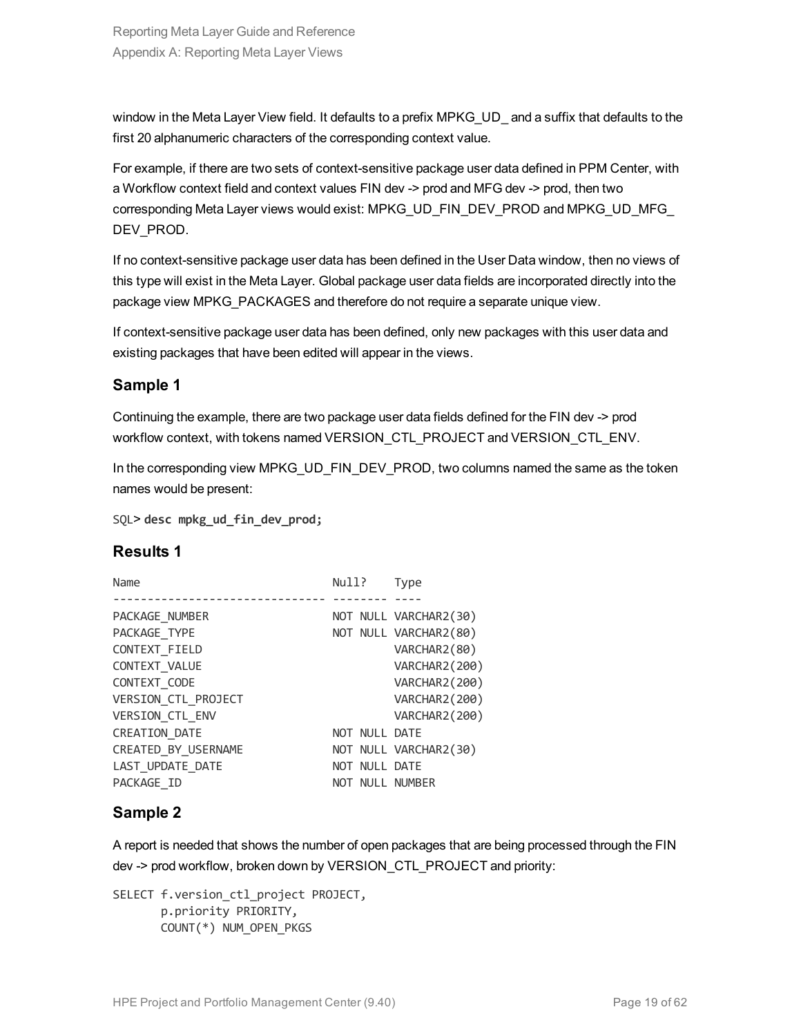window in the Meta Layer View field. It defaults to a prefix MPKG_UD_ and a suffix that defaults to the first 20 alphanumeric characters of the corresponding context value.

For example, if there are two sets of context-sensitive package user data defined in PPM Center, with a Workflow context field and context values FIN dev -> prod and MFG dev -> prod, then two corresponding Meta Layer views would exist: MPKG_UD_FIN_DEV_PROD and MPKG_UD_MFG_DEV_PROD.

If no context-sensitive package user data has been defined in the User Data window, then no views of this type will exist in the Meta Layer. Global package user data fields are incorporated directly into the package view MPKG_PACKAGES and therefore do not require a separate unique view.

If context-sensitive package user data has been defined, only new packages with this user data and existing packages that have been edited will appear in the views.

### Sample 1

Continuing the example, there are two package user data fields defined for the FIN dev -> prod workflow context, with tokens named VERSION_CTL_PROJECT and VERSION_CTL_ENV.

In the corresponding view MPKG_UD_FIN_DEV_PROD, two columns named the same as the token names would be present:

```
SQL> desc mpkg_ud_fin_dev_prod;
```

### Results 1

```
Name                           Null?    Type
------------------------------ -------- ----
PACKAGE_NUMBER                 NOT NULL VARCHAR2(30)
PACKAGE_TYPE                   NOT NULL VARCHAR2(80)
CONTEXT_FIELD                           VARCHAR2(80)
CONTEXT_VALUE                           VARCHAR2(200)
CONTEXT_CODE                            VARCHAR2(200)
VERSION_CTL_PROJECT                     VARCHAR2(200)
VERSION_CTL_ENV                         VARCHAR2(200)
CREATION_DATE                  NOT NULL DATE
CREATED_BY_USERNAME            NOT NULL VARCHAR2(30)
LAST_UPDATE_DATE               NOT NULL DATE
PACKAGE_ID                     NOT NULL NUMBER
```

### Sample 2

A report is needed that shows the number of open packages that are being processed through the FIN dev -> prod workflow, broken down by VERSION_CTL_PROJECT and priority:

```
SELECT f.version_ctl_project PROJECT,
       p.priority PRIORITY,
       COUNT(*) NUM_OPEN_PKGS
```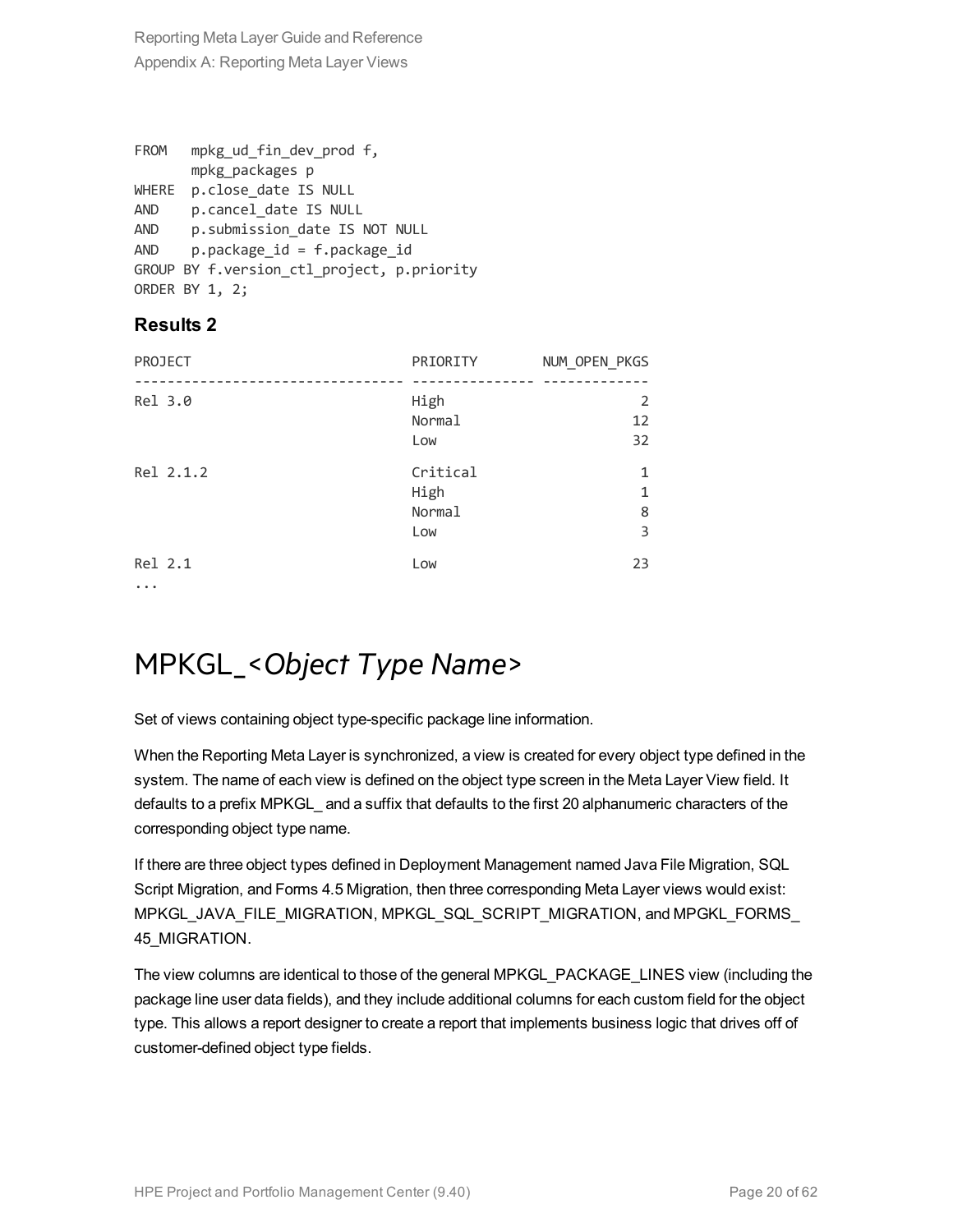```
FROM   mpkg_ud_fin_dev_prod f,
       mpkg_packages p
WHERE  p.close_date IS NULL
AND    p.cancel_date IS NULL
AND    p.submission_date IS NOT NULL
AND    p.package_id = f.package_id
GROUP BY f.version_ctl_project, p.priority
ORDER BY 1, 2;
```

### Results 2

```
PROJECT                          PRIORITY       NUM_OPEN_PKGS
-------------------------------- -------------- -------------
Rel 3.0                          High                       2
                                 Normal                    12
                                 Low                       32

Rel 2.1.2                        Critical                   1
                                 High                       1
                                 Normal                     8
                                 Low                        3

Rel 2.1                          Low                       23
...
```

# MPKGL_<*Object Type Name*>

Set of views containing object type-specific package line information.

When the Reporting Meta Layer is synchronized, a view is created for every object type defined in the system. The name of each view is defined on the object type screen in the Meta Layer View field. It defaults to a prefix MPKGL_ and a suffix that defaults to the first 20 alphanumeric characters of the corresponding object type name.

If there are three object types defined in Deployment Management named Java File Migration, SQL Script Migration, and Forms 4.5 Migration, then three corresponding Meta Layer views would exist: MPKGL_JAVA_FILE_MIGRATION, MPKGL_SQL_SCRIPT_MIGRATION, and MPGKL_FORMS_45_MIGRATION.

The view columns are identical to those of the general MPKGL_PACKAGE_LINES view (including the package line user data fields), and they include additional columns for each custom field for the object type. This allows a report designer to create a report that implements business logic that drives off of customer-defined object type fields.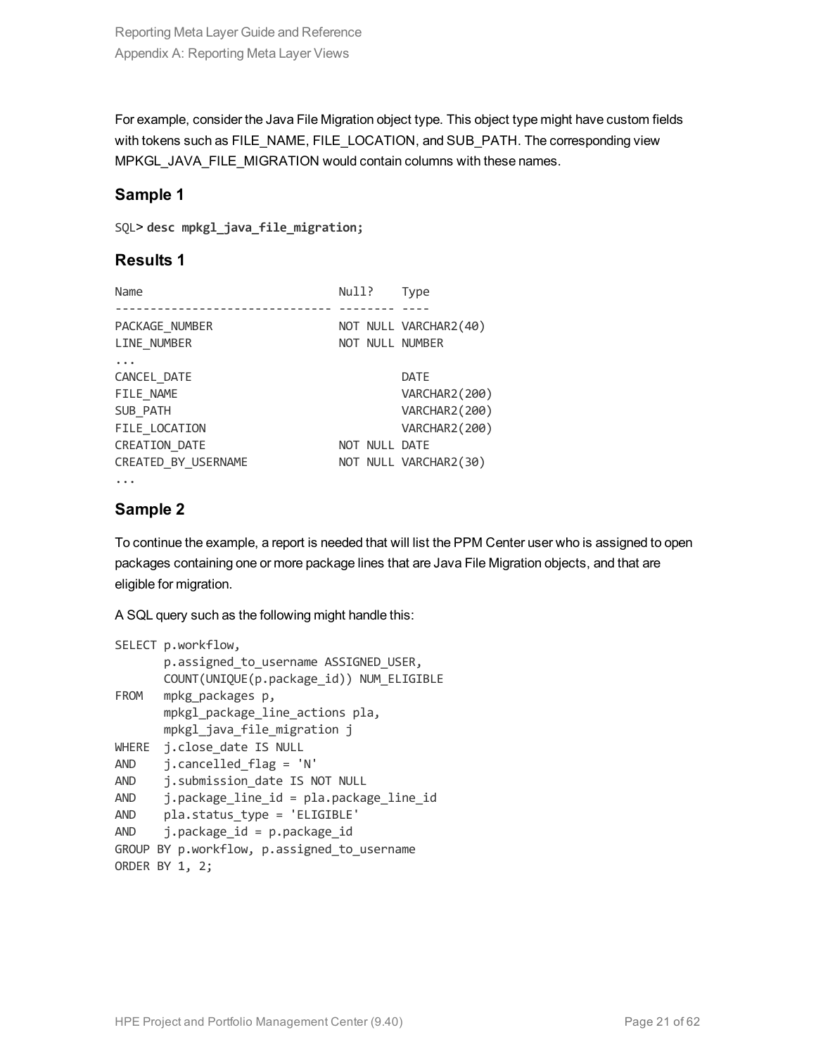For example, consider the Java File Migration object type. This object type might have custom fields with tokens such as FILE_NAME, FILE_LOCATION, and SUB_PATH. The corresponding view MPKGL_JAVA_FILE_MIGRATION would contain columns with these names.

### Sample 1

```
SQL> desc mpkgl_java_file_migration;
```

### Results 1

```
Name                           Null?    Type
------------------------------ -------- ----
PACKAGE_NUMBER                 NOT NULL VARCHAR2(40)
LINE_NUMBER                    NOT NULL NUMBER
...
CANCEL_DATE                             DATE
FILE_NAME                               VARCHAR2(200)
SUB_PATH                                VARCHAR2(200)
FILE_LOCATION                           VARCHAR2(200)
CREATION_DATE                  NOT NULL DATE
CREATED_BY_USERNAME            NOT NULL VARCHAR2(30)
...
```

### Sample 2

To continue the example, a report is needed that will list the PPM Center user who is assigned to open packages containing one or more package lines that are Java File Migration objects, and that are eligible for migration.

A SQL query such as the following might handle this:

```
SELECT p.workflow,
       p.assigned_to_username ASSIGNED_USER,
       COUNT(UNIQUE(p.package_id)) NUM_ELIGIBLE
FROM   mpkg_packages p,
       mpkgl_package_line_actions pla,
       mpkgl_java_file_migration j
WHERE  j.close_date IS NULL
AND    j.cancelled_flag = 'N'
AND    j.submission_date IS NOT NULL
AND    j.package_line_id = pla.package_line_id
AND    pla.status_type = 'ELIGIBLE'
AND    j.package_id = p.package_id
GROUP BY p.workflow, p.assigned_to_username
ORDER BY 1, 2;
```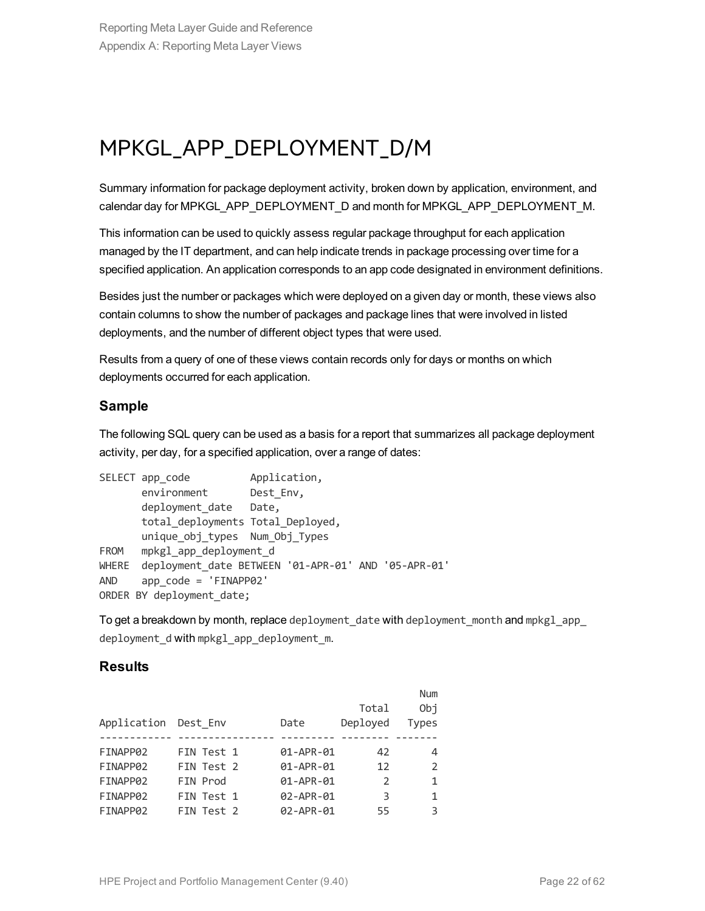# MPKGL_APP_DEPLOYMENT_D/M

Summary information for package deployment activity, broken down by application, environment, and calendar day for MPKGL_APP_DEPLOYMENT_D and month for MPKGL_APP_DEPLOYMENT_M.

This information can be used to quickly assess regular package throughput for each application managed by the IT department, and can help indicate trends in package processing over time for a specified application. An application corresponds to an app code designated in environment definitions.

Besides just the number or packages which were deployed on a given day or month, these views also contain columns to show the number of packages and package lines that were involved in listed deployments, and the number of different object types that were used.

Results from a query of one of these views contain records only for days or months on which deployments occurred for each application.

### Sample

The following SQL query can be used as a basis for a report that summarizes all package deployment activity, per day, for a specified application, over a range of dates:

```
SELECT app_code          Application,
       environment       Dest_Env,
       deployment_date   Date,
       total_deployments Total_Deployed,
       unique_obj_types  Num_Obj_Types
FROM   mpkgl_app_deployment_d
WHERE  deployment_date BETWEEN '01-APR-01' AND '05-APR-01'
AND    app_code = 'FINAPP02'
ORDER BY deployment_date;
```

To get a breakdown by month, replace `deployment_date` with `deployment_month` and `mpkgl_app_deployment_d` with `mpkgl_app_deployment_m`.

### Results

```
                                                    Num
                                          Total     Obj
Application  Dest_Env         Date      Deployed   Types
------------ ---------------- --------- -------- -------
FINAPP02     FIN Test 1       01-APR-01       42       4
FINAPP02     FIN Test 2       01-APR-01       12       2
FINAPP02     FIN Prod         01-APR-01        2       1
FINAPP02     FIN Test 1       02-APR-01        3       1
FINAPP02     FIN Test 2       02-APR-01       55       3
```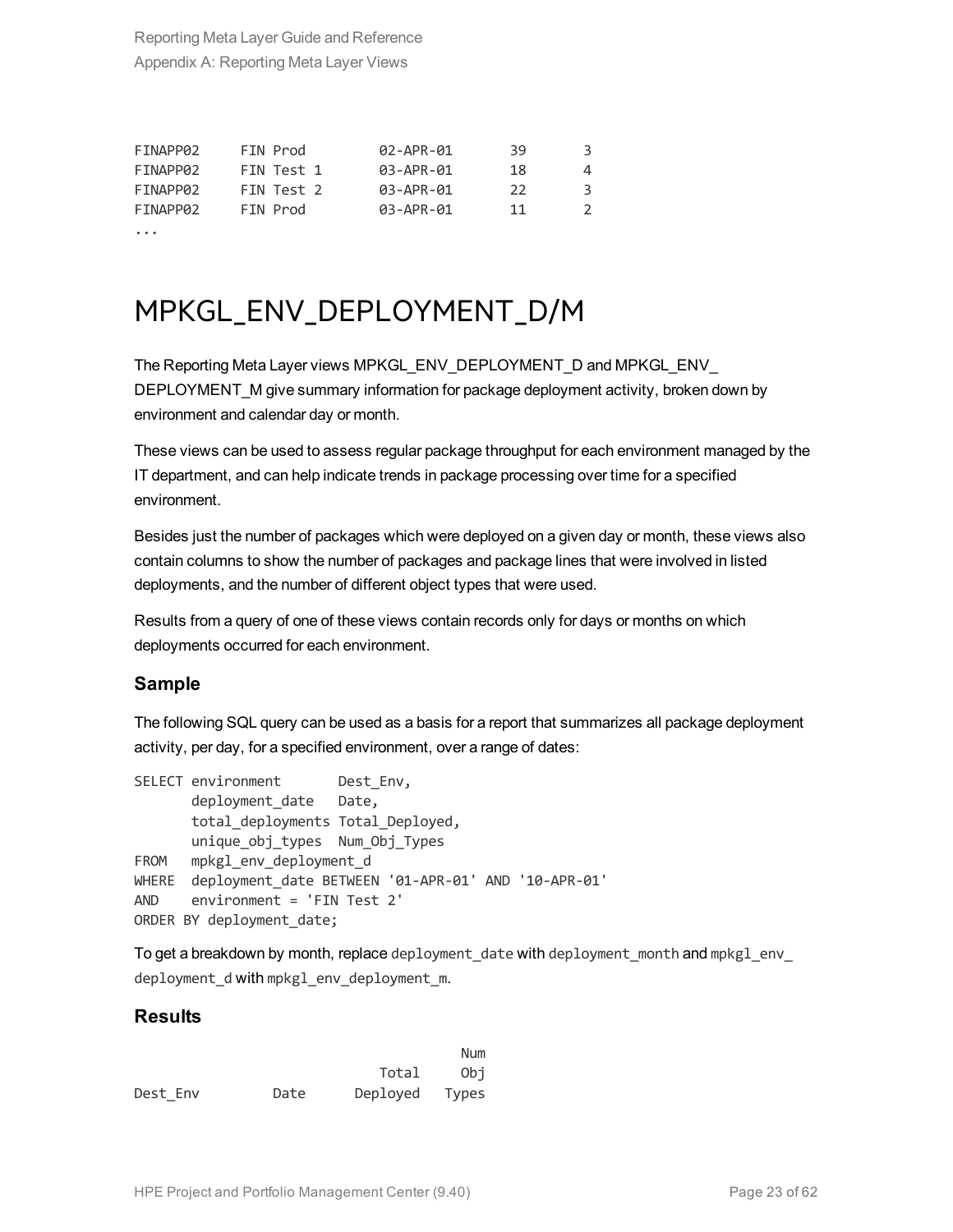```
FINAPP02     FIN Prod         02-APR-01       39       3
FINAPP02     FIN Test 1       03-APR-01       18       4
FINAPP02     FIN Test 2       03-APR-01       22       3
FINAPP02     FIN Prod         03-APR-01       11       2
...
```

# MPKGL_ENV_DEPLOYMENT_D/M

The Reporting Meta Layer views MPKGL_ENV_DEPLOYMENT_D and MPKGL_ENV_DEPLOYMENT_M give summary information for package deployment activity, broken down by environment and calendar day or month.

These views can be used to assess regular package throughput for each environment managed by the IT department, and can help indicate trends in package processing over time for a specified environment.

Besides just the number of packages which were deployed on a given day or month, these views also contain columns to show the number of packages and package lines that were involved in listed deployments, and the number of different object types that were used.

Results from a query of one of these views contain records only for days or months on which deployments occurred for each environment.

### Sample

The following SQL query can be used as a basis for a report that summarizes all package deployment activity, per day, for a specified environment, over a range of dates:

```
SELECT environment       Dest_Env,
       deployment_date   Date,
       total_deployments Total_Deployed,
       unique_obj_types  Num_Obj_Types
FROM   mpkgl_env_deployment_d
WHERE  deployment_date BETWEEN '01-APR-01' AND '10-APR-01'
AND    environment = 'FIN Test 2'
ORDER BY deployment_date;
```

To get a breakdown by month, replace `deployment_date` with `deployment_month` and `mpkgl_env_deployment_d` with `mpkgl_env_deployment_m`.

### Results

```
                                        Num
                             Total      Obj
Dest_Env         Date      Deployed   Types
```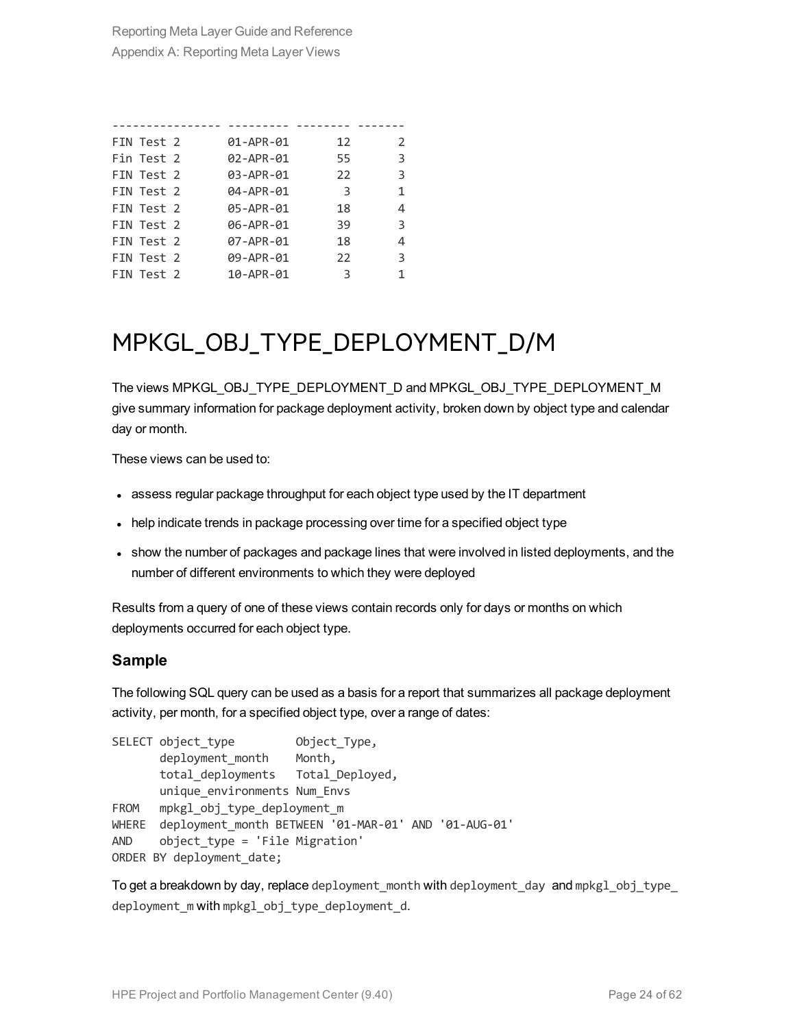```
---------------- --------- -------- -------
FIN Test 2       01-APR-01       12       2
Fin Test 2       02-APR-01       55       3
FIN Test 2       03-APR-01       22       3
FIN Test 2       04-APR-01        3       1
FIN Test 2       05-APR-01       18       4
FIN Test 2       06-APR-01       39       3
FIN Test 2       07-APR-01       18       4
FIN Test 2       09-APR-01       22       3
FIN Test 2       10-APR-01        3       1
```

# MPKGL_OBJ_TYPE_DEPLOYMENT_D/M

The views MPKGL_OBJ_TYPE_DEPLOYMENT_D and MPKGL_OBJ_TYPE_DEPLOYMENT_M give summary information for package deployment activity, broken down by object type and calendar day or month.

These views can be used to:

- assess regular package throughput for each object type used by the IT department
- help indicate trends in package processing over time for a specified object type
- show the number of packages and package lines that were involved in listed deployments, and the number of different environments to which they were deployed

Results from a query of one of these views contain records only for days or months on which deployments occurred for each object type.

### Sample

The following SQL query can be used as a basis for a report that summarizes all package deployment activity, per month, for a specified object type, over a range of dates:

```
SELECT object_type         Object_Type,
       deployment_month    Month,
       total_deployments   Total_Deployed,
       unique_environments Num_Envs
FROM   mpkgl_obj_type_deployment_m
WHERE  deployment_month BETWEEN '01-MAR-01' AND '01-AUG-01'
AND    object_type = 'File Migration'
ORDER BY deployment_date;
```

To get a breakdown by day, replace `deployment_month` with `deployment_day` and `mpkgl_obj_type_deployment_m` with `mpkgl_obj_type_deployment_d`.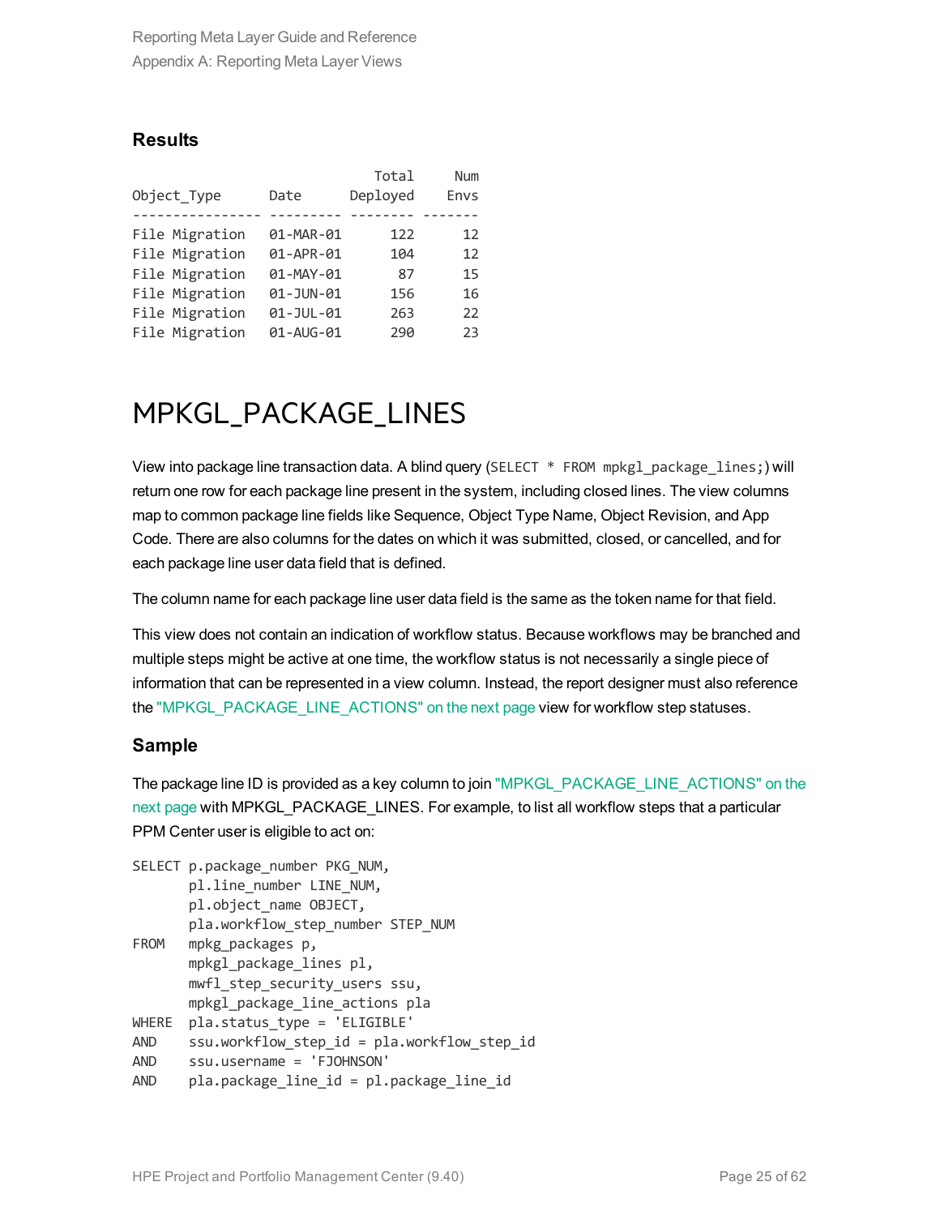### Results

```
                                  Total     Num
Object_Type      Date      Deployed    Envs
---------------- --------- -------- -------
File Migration   01-MAR-01      122      12
File Migration   01-APR-01      104      12
File Migration   01-MAY-01       87      15
File Migration   01-JUN-01      156      16
File Migration   01-JUL-01      263      22
File Migration   01-AUG-01      290      23
```

# MPKGL_PACKAGE_LINES

View into package line transaction data. A blind query (`SELECT * FROM mpkgl_package_lines;`) will return one row for each package line present in the system, including closed lines. The view columns map to common package line fields like Sequence, Object Type Name, Object Revision, and App Code. There are also columns for the dates on which it was submitted, closed, or cancelled, and for each package line user data field that is defined.

The column name for each package line user data field is the same as the token name for that field.

This view does not contain an indication of workflow status. Because workflows may be branched and multiple steps might be active at one time, the workflow status is not necessarily a single piece of information that can be represented in a view column. Instead, the report designer must also reference the "MPKGL_PACKAGE_LINE_ACTIONS" on the next page view for workflow step statuses.

### Sample

The package line ID is provided as a key column to join "MPKGL_PACKAGE_LINE_ACTIONS" on the next page with MPKGL_PACKAGE_LINES. For example, to list all workflow steps that a particular PPM Center user is eligible to act on:

```
SELECT p.package_number PKG_NUM,
       pl.line_number LINE_NUM,
       pl.object_name OBJECT,
       pla.workflow_step_number STEP_NUM
FROM   mpkg_packages p,
       mpkgl_package_lines pl,
       mwfl_step_security_users ssu,
       mpkgl_package_line_actions pla
WHERE  pla.status_type = 'ELIGIBLE'
AND    ssu.workflow_step_id = pla.workflow_step_id
AND    ssu.username = 'FJOHNSON'
AND    pla.package_line_id = pl.package_line_id
```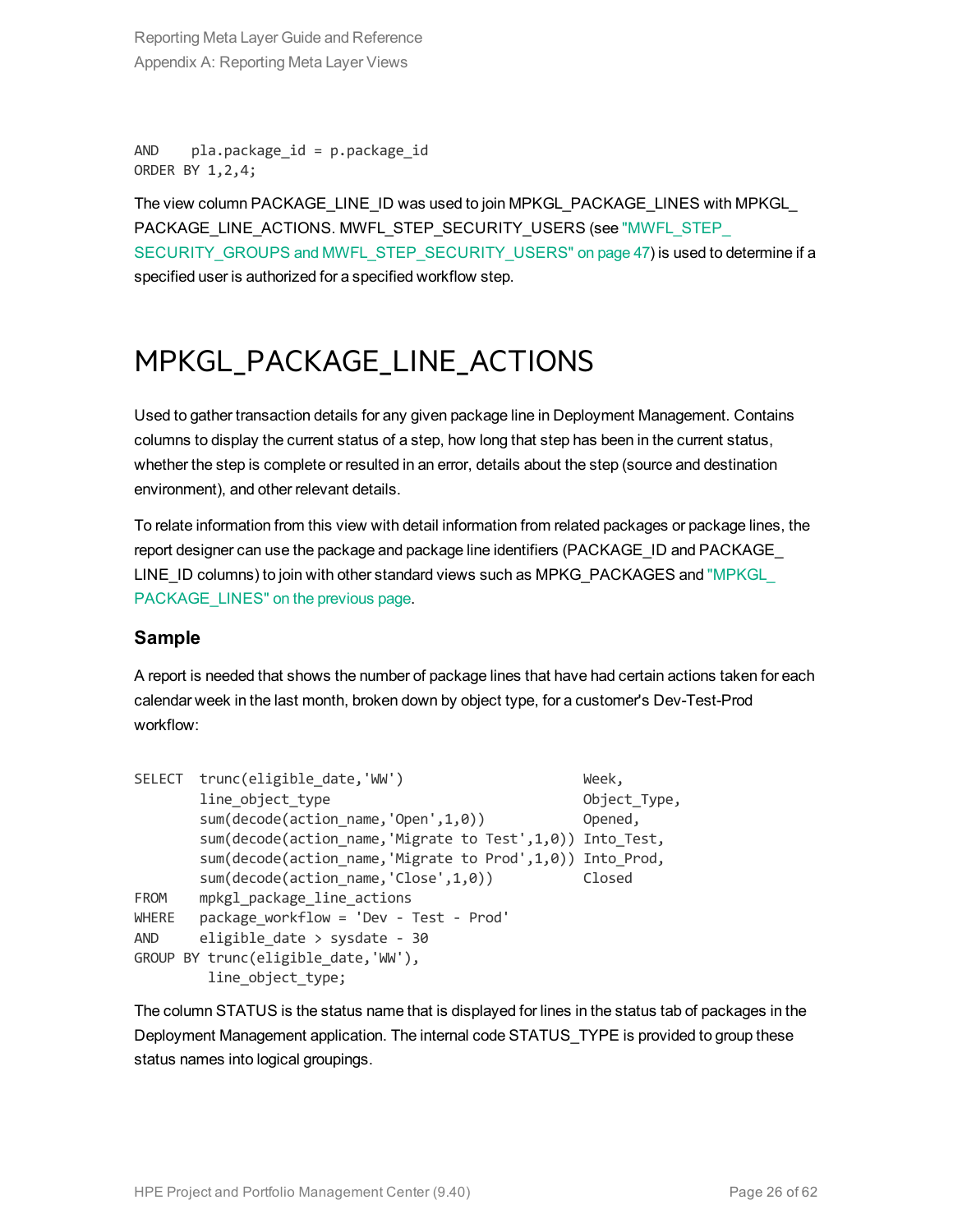```
AND    pla.package_id = p.package_id
ORDER BY 1,2,4;
```

The view column PACKAGE_LINE_ID was used to join MPKGL_PACKAGE_LINES with MPKGL_PACKAGE_LINE_ACTIONS. MWFL_STEP_SECURITY_USERS (see "MWFL_STEP_SECURITY_GROUPS and MWFL_STEP_SECURITY_USERS" on page 47) is used to determine if a specified user is authorized for a specified workflow step.

# MPKGL_PACKAGE_LINE_ACTIONS

Used to gather transaction details for any given package line in Deployment Management. Contains columns to display the current status of a step, how long that step has been in the current status, whether the step is complete or resulted in an error, details about the step (source and destination environment), and other relevant details.

To relate information from this view with detail information from related packages or package lines, the report designer can use the package and package line identifiers (PACKAGE_ID and PACKAGE_LINE_ID columns) to join with other standard views such as MPKG_PACKAGES and "MPKGL_PACKAGE_LINES" on the previous page.

### Sample

A report is needed that shows the number of package lines that have had certain actions taken for each calendar week in the last month, broken down by object type, for a customer's Dev-Test-Prod workflow:

```
SELECT  trunc(eligible_date,'WW')                       Week,
        line_object_type                                Object_Type,
        sum(decode(action_name,'Open',1,0))             Opened,
        sum(decode(action_name,'Migrate to Test',1,0))  Into_Test,
        sum(decode(action_name,'Migrate to Prod',1,0))  Into_Prod,
        sum(decode(action_name,'Close',1,0))            Closed
FROM    mpkgl_package_line_actions
WHERE   package_workflow = 'Dev - Test - Prod'
AND     eligible_date > sysdate - 30
GROUP BY trunc(eligible_date,'WW'),
         line_object_type;
```

The column STATUS is the status name that is displayed for lines in the status tab of packages in the Deployment Management application. The internal code STATUS_TYPE is provided to group these status names into logical groupings.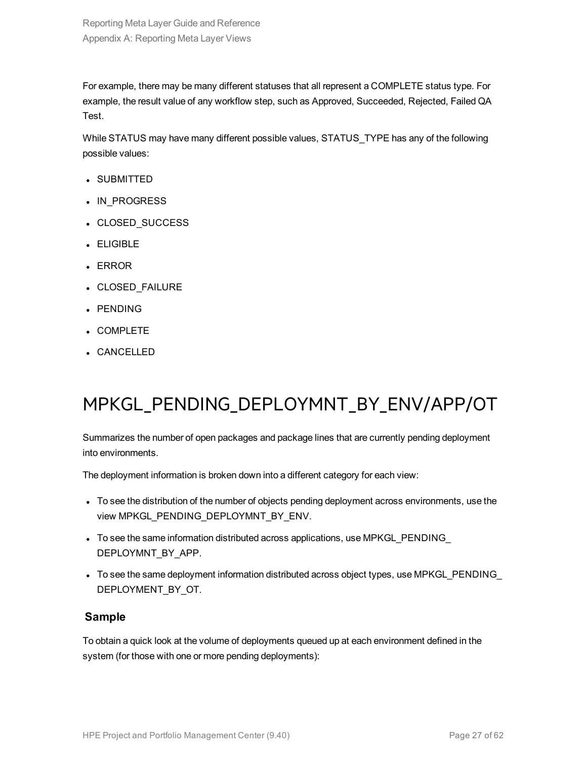For example, there may be many different statuses that all represent a COMPLETE status type. For example, the result value of any workflow step, such as Approved, Succeeded, Rejected, Failed QA Test.

While STATUS may have many different possible values, STATUS_TYPE has any of the following possible values:

- SUBMITTED
- IN_PROGRESS
- CLOSED_SUCCESS
- ELIGIBLE
- ERROR
- CLOSED_FAILURE
- PENDING
- COMPLETE
- CANCELLED

# MPKGL_PENDING_DEPLOYMNT_BY_ENV/APP/OT

Summarizes the number of open packages and package lines that are currently pending deployment into environments.

The deployment information is broken down into a different category for each view:

- To see the distribution of the number of objects pending deployment across environments, use the view MPKGL_PENDING_DEPLOYMNT_BY_ENV.
- To see the same information distributed across applications, use MPKGL_PENDING_DEPLOYMNT_BY_APP.
- To see the same deployment information distributed across object types, use MPKGL_PENDING_DEPLOYMENT_BY_OT.

### Sample

To obtain a quick look at the volume of deployments queued up at each environment defined in the system (for those with one or more pending deployments):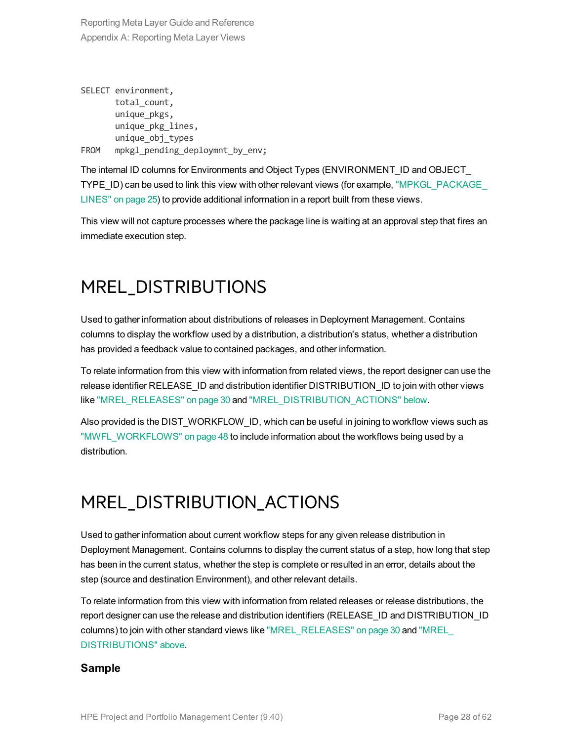```
SELECT environment,
       total_count,
       unique_pkgs,
       unique_pkg_lines,
       unique_obj_types
FROM   mpkgl_pending_deploymnt_by_env;
```

The internal ID columns for Environments and Object Types (ENVIRONMENT_ID and OBJECT_TYPE_ID) can be used to link this view with other relevant views (for example, "MPKGL_PACKAGE_LINES" on page 25) to provide additional information in a report built from these views.

This view will not capture processes where the package line is waiting at an approval step that fires an immediate execution step.

# MREL_DISTRIBUTIONS

Used to gather information about distributions of releases in Deployment Management. Contains columns to display the workflow used by a distribution, a distribution's status, whether a distribution has provided a feedback value to contained packages, and other information.

To relate information from this view with information from related views, the report designer can use the release identifier RELEASE_ID and distribution identifier DISTRIBUTION_ID to join with other views like "MREL_RELEASES" on page 30 and "MREL_DISTRIBUTION_ACTIONS" below.

Also provided is the DIST_WORKFLOW_ID, which can be useful in joining to workflow views such as "MWFL_WORKFLOWS" on page 48 to include information about the workflows being used by a distribution.

# MREL_DISTRIBUTION_ACTIONS

Used to gather information about current workflow steps for any given release distribution in Deployment Management. Contains columns to display the current status of a step, how long that step has been in the current status, whether the step is complete or resulted in an error, details about the step (source and destination Environment), and other relevant details.

To relate information from this view with information from related releases or release distributions, the report designer can use the release and distribution identifiers (RELEASE_ID and DISTRIBUTION_ID columns) to join with other standard views like "MREL_RELEASES" on page 30 and "MREL_DISTRIBUTIONS" above.

### Sample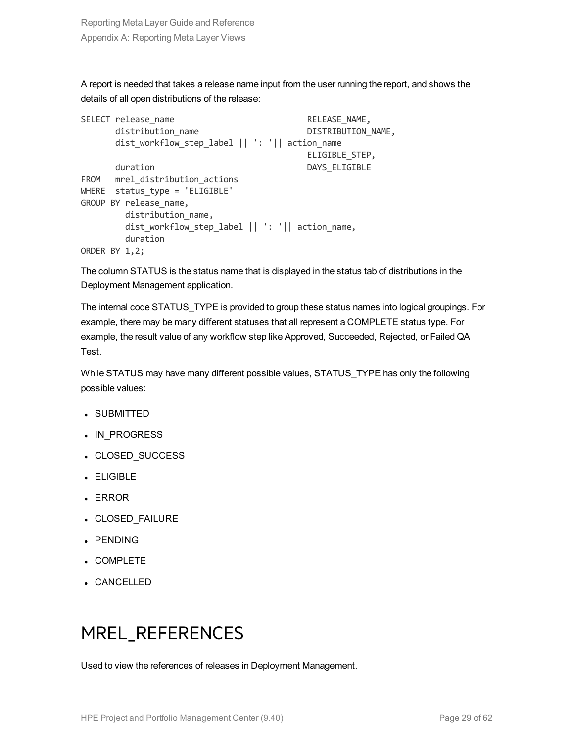A report is needed that takes a release name input from the user running the report, and shows the details of all open distributions of the release:

```
SELECT release_name                          RELEASE_NAME,
       distribution_name                     DISTRIBUTION_NAME,
       dist_workflow_step_label || ': '|| action_name
                                             ELIGIBLE_STEP,
       duration                              DAYS_ELIGIBLE
FROM   mrel_distribution_actions
WHERE  status_type = 'ELIGIBLE'
GROUP BY release_name,
         distribution_name,
         dist_workflow_step_label || ': '|| action_name,
         duration
ORDER BY 1,2;
```

The column STATUS is the status name that is displayed in the status tab of distributions in the Deployment Management application.

The internal code STATUS_TYPE is provided to group these status names into logical groupings. For example, there may be many different statuses that all represent a COMPLETE status type. For example, the result value of any workflow step like Approved, Succeeded, Rejected, or Failed QA Test.

While STATUS may have many different possible values, STATUS_TYPE has only the following possible values:

- SUBMITTED
- IN_PROGRESS
- CLOSED_SUCCESS
- ELIGIBLE
- ERROR
- CLOSED_FAILURE
- PENDING
- COMPLETE
- CANCELLED

# MREL_REFERENCES

Used to view the references of releases in Deployment Management.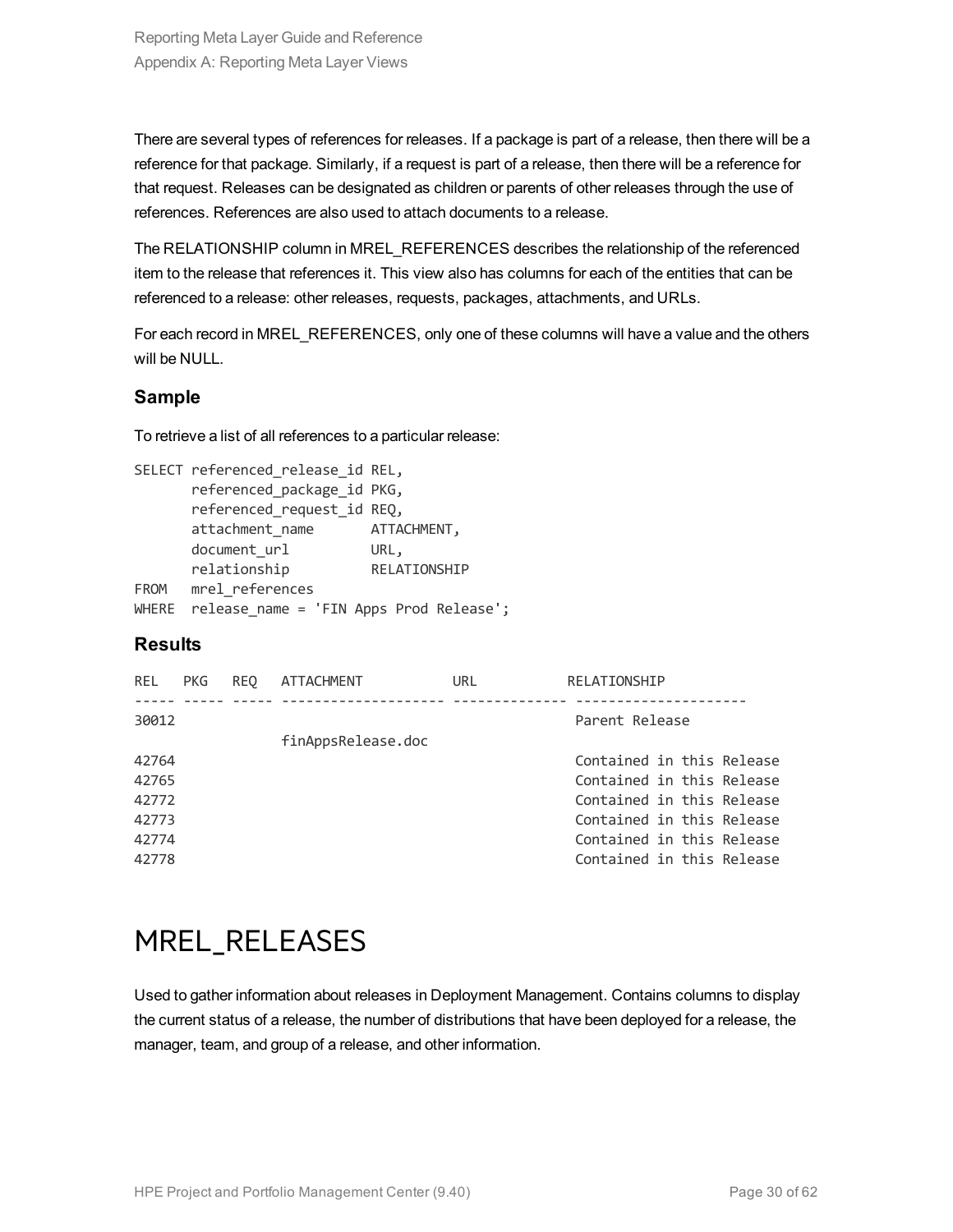There are several types of references for releases. If a package is part of a release, then there will be a reference for that package. Similarly, if a request is part of a release, then there will be a reference for that request. Releases can be designated as children or parents of other releases through the use of references. References are also used to attach documents to a release.

The RELATIONSHIP column in MREL_REFERENCES describes the relationship of the referenced item to the release that references it. This view also has columns for each of the entities that can be referenced to a release: other releases, requests, packages, attachments, and URLs.

For each record in MREL_REFERENCES, only one of these columns will have a value and the others will be NULL.

### Sample

To retrieve a list of all references to a particular release:

```
SELECT referenced_release_id REL,
       referenced_package_id PKG,
       referenced_request_id REQ,
       attachment_name       ATTACHMENT,
       document_url          URL,
       relationship          RELATIONSHIP
FROM   mrel_references
WHERE  release_name = 'FIN Apps Prod Release';
```

### Results

```
REL   PKG   REQ   ATTACHMENT           URL           RELATIONSHIP
----- ----- ----- -------------------- ------------- ---------------------
30012                                                 Parent Release
                  finAppsRelease.doc
42764                                                 Contained in this Release
42765                                                 Contained in this Release
42772                                                 Contained in this Release
42773                                                 Contained in this Release
42774                                                 Contained in this Release
42778                                                 Contained in this Release
```

# MREL_RELEASES

Used to gather information about releases in Deployment Management. Contains columns to display the current status of a release, the number of distributions that have been deployed for a release, the manager, team, and group of a release, and other information.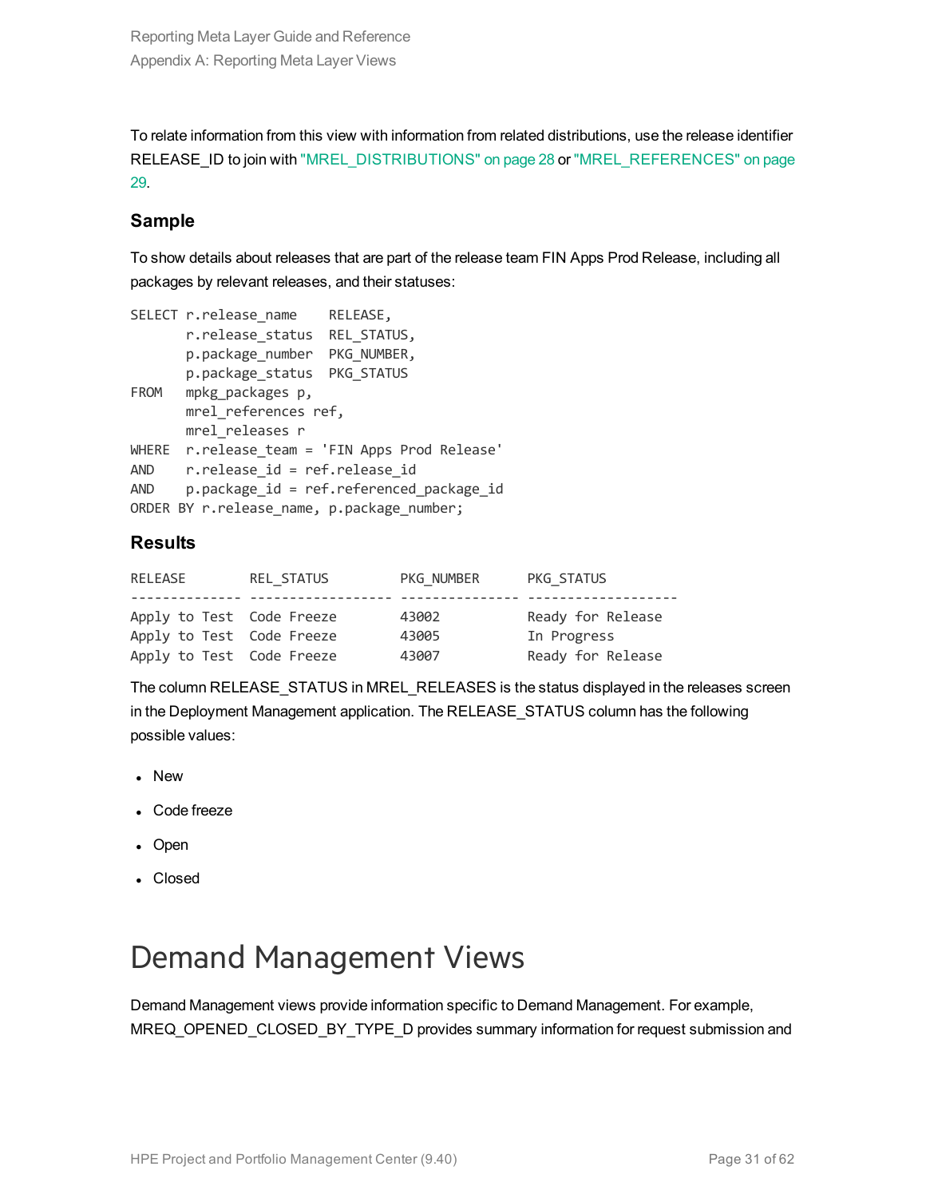To relate information from this view with information from related distributions, use the release identifier RELEASE_ID to join with "MREL_DISTRIBUTIONS" on page 28 or "MREL_REFERENCES" on page 29.

### Sample

To show details about releases that are part of the release team FIN Apps Prod Release, including all packages by relevant releases, and their statuses:

```
SELECT r.release_name    RELEASE,
       r.release_status  REL_STATUS,
       p.package_number  PKG_NUMBER,
       p.package_status  PKG_STATUS
FROM   mpkg_packages p,
       mrel_references ref,
       mrel_releases r
WHERE  r.release_team = 'FIN Apps Prod Release'
AND    r.release_id = ref.release_id
AND    p.package_id = ref.referenced_package_id
ORDER BY r.release_name, p.package_number;
```

### Results

```
RELEASE        REL_STATUS         PKG_NUMBER      PKG_STATUS
-------------- ------------------ --------------- -------------------
Apply to Test  Code Freeze        43002           Ready for Release
Apply to Test  Code Freeze        43005           In Progress
Apply to Test  Code Freeze        43007           Ready for Release
```

The column RELEASE_STATUS in MREL_RELEASES is the status displayed in the releases screen in the Deployment Management application. The RELEASE_STATUS column has the following possible values:

- New
- Code freeze
- Open
- Closed

# Demand Management Views

Demand Management views provide information specific to Demand Management. For example, MREQ_OPENED_CLOSED_BY_TYPE_D provides summary information for request submission and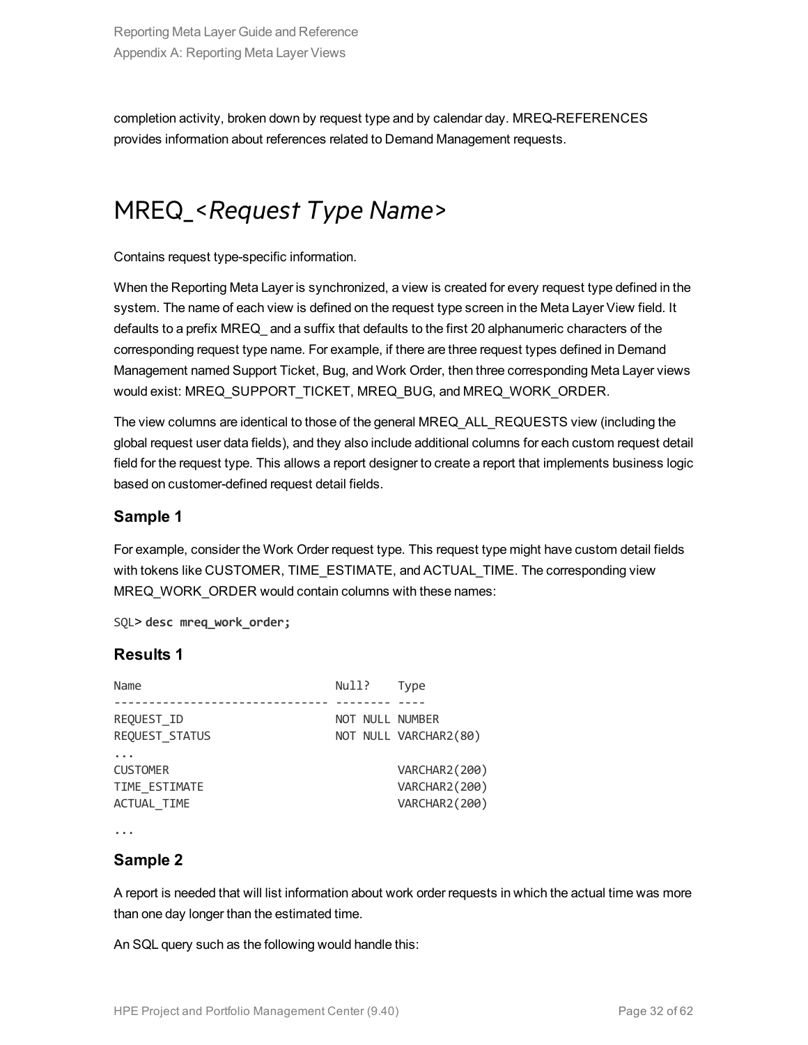completion activity, broken down by request type and by calendar day. MREQ-REFERENCES provides information about references related to Demand Management requests.

# MREQ_*<Request Type Name>*

Contains request type-specific information.

When the Reporting Meta Layer is synchronized, a view is created for every request type defined in the system. The name of each view is defined on the request type screen in the Meta Layer View field. It defaults to a prefix MREQ_ and a suffix that defaults to the first 20 alphanumeric characters of the corresponding request type name. For example, if there are three request types defined in Demand Management named Support Ticket, Bug, and Work Order, then three corresponding Meta Layer views would exist: MREQ_SUPPORT_TICKET, MREQ_BUG, and MREQ_WORK_ORDER.

The view columns are identical to those of the general MREQ_ALL_REQUESTS view (including the global request user data fields), and they also include additional columns for each custom request detail field for the request type. This allows a report designer to create a report that implements business logic based on customer-defined request detail fields.

### Sample 1

For example, consider the Work Order request type. This request type might have custom detail fields with tokens like CUSTOMER, TIME_ESTIMATE, and ACTUAL_TIME. The corresponding view MREQ_WORK_ORDER would contain columns with these names:

```
SQL> desc mreq_work_order;
```

### Results 1

```
Name                           Null?    Type
------------------------------ -------- ----
REQUEST_ID                     NOT NULL NUMBER
REQUEST_STATUS                 NOT NULL VARCHAR2(80)
...
CUSTOMER                                VARCHAR2(200)
TIME_ESTIMATE                           VARCHAR2(200)
ACTUAL_TIME                             VARCHAR2(200)
...
```

### Sample 2

A report is needed that will list information about work order requests in which the actual time was more than one day longer than the estimated time.

An SQL query such as the following would handle this: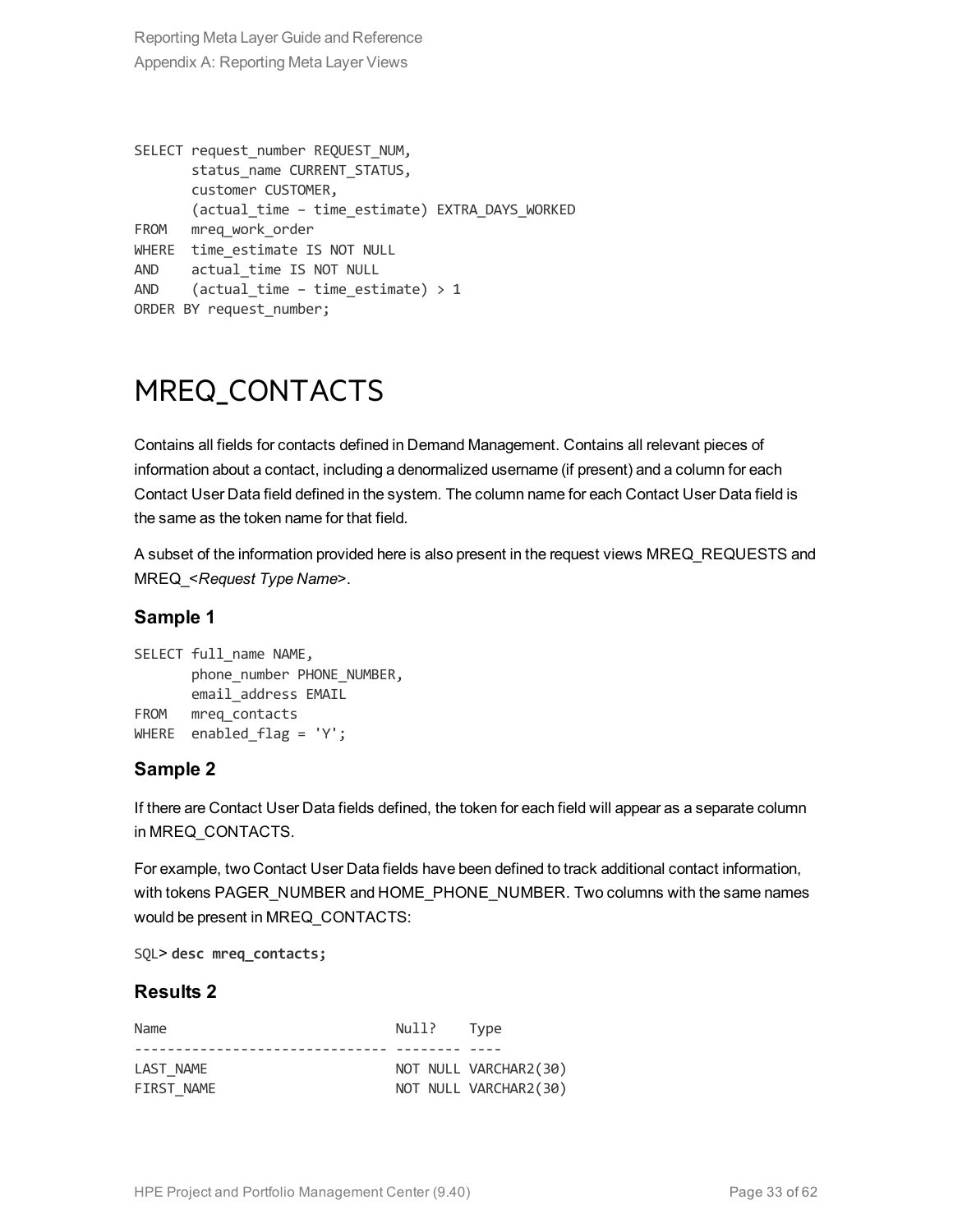```
SELECT request_number REQUEST_NUM,
       status_name CURRENT_STATUS,
       customer CUSTOMER,
       (actual_time – time_estimate) EXTRA_DAYS_WORKED
FROM   mreq_work_order
WHERE  time_estimate IS NOT NULL
AND    actual_time IS NOT NULL
AND    (actual_time – time_estimate) > 1
ORDER BY request_number;
```

# MREQ_CONTACTS

Contains all fields for contacts defined in Demand Management. Contains all relevant pieces of information about a contact, including a denormalized username (if present) and a column for each Contact User Data field defined in the system. The column name for each Contact User Data field is the same as the token name for that field.

A subset of the information provided here is also present in the request views MREQ_REQUESTS and MREQ_<*Request Type Name*>.

### Sample 1

```
SELECT full_name NAME,
       phone_number PHONE_NUMBER,
       email_address EMAIL
FROM   mreq_contacts
WHERE  enabled_flag = 'Y';
```

### Sample 2

If there are Contact User Data fields defined, the token for each field will appear as a separate column in MREQ_CONTACTS.

For example, two Contact User Data fields have been defined to track additional contact information, with tokens PAGER_NUMBER and HOME_PHONE_NUMBER. Two columns with the same names would be present in MREQ_CONTACTS:

```
SQL> desc mreq_contacts;
```

### Results 2

```
Name                           Null?    Type
------------------------------ -------- ----
LAST_NAME                      NOT NULL VARCHAR2(30)
FIRST_NAME                     NOT NULL VARCHAR2(30)
```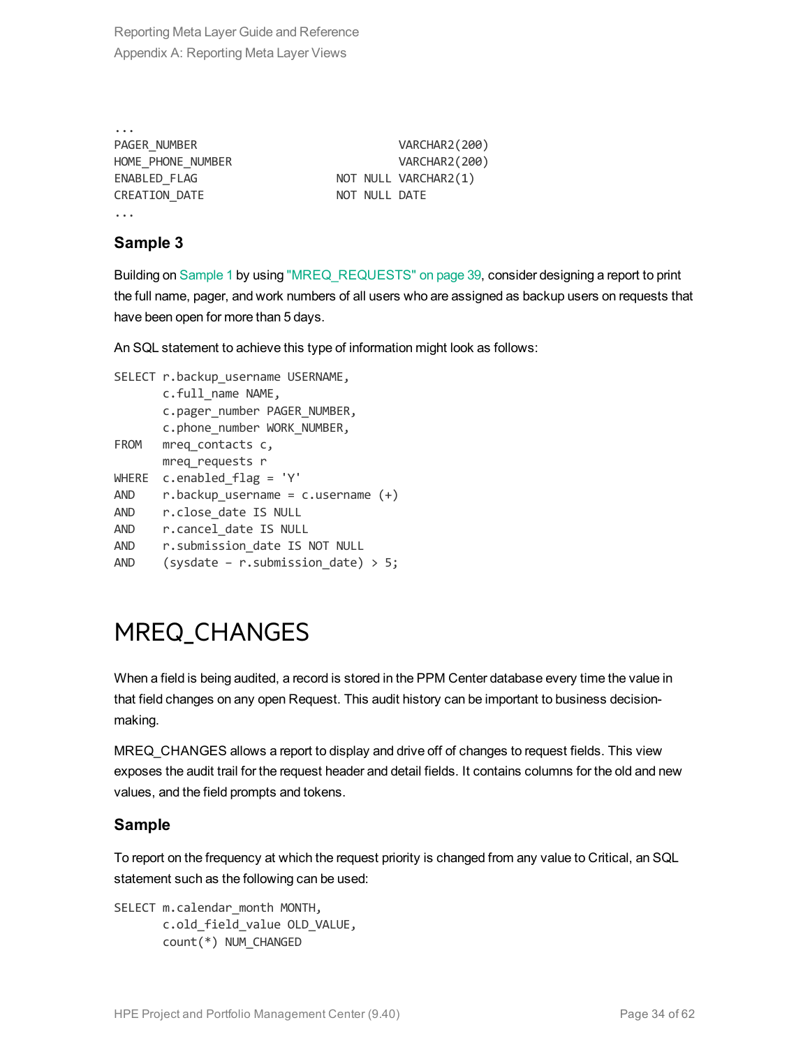```
...
PAGER_NUMBER                            VARCHAR2(200)
HOME_PHONE_NUMBER                       VARCHAR2(200)
ENABLED_FLAG                   NOT NULL VARCHAR2(1)
CREATION_DATE                  NOT NULL DATE
...
```

### Sample 3

Building on Sample 1 by using "MREQ_REQUESTS" on page 39, consider designing a report to print the full name, pager, and work numbers of all users who are assigned as backup users on requests that have been open for more than 5 days.

An SQL statement to achieve this type of information might look as follows:

```
SELECT r.backup_username USERNAME,
       c.full_name NAME,
       c.pager_number PAGER_NUMBER,
       c.phone_number WORK_NUMBER,
FROM   mreq_contacts c,
       mreq_requests r
WHERE  c.enabled_flag = 'Y'
AND    r.backup_username = c.username (+)
AND    r.close_date IS NULL
AND    r.cancel_date IS NULL
AND    r.submission_date IS NOT NULL
AND    (sysdate – r.submission_date) > 5;
```

# MREQ_CHANGES

When a field is being audited, a record is stored in the PPM Center database every time the value in that field changes on any open Request. This audit history can be important to business decision-making.

MREQ_CHANGES allows a report to display and drive off of changes to request fields. This view exposes the audit trail for the request header and detail fields. It contains columns for the old and new values, and the field prompts and tokens.

### Sample

To report on the frequency at which the request priority is changed from any value to Critical, an SQL statement such as the following can be used:

```
SELECT m.calendar_month MONTH,
       c.old_field_value OLD_VALUE,
       count(*) NUM_CHANGED
```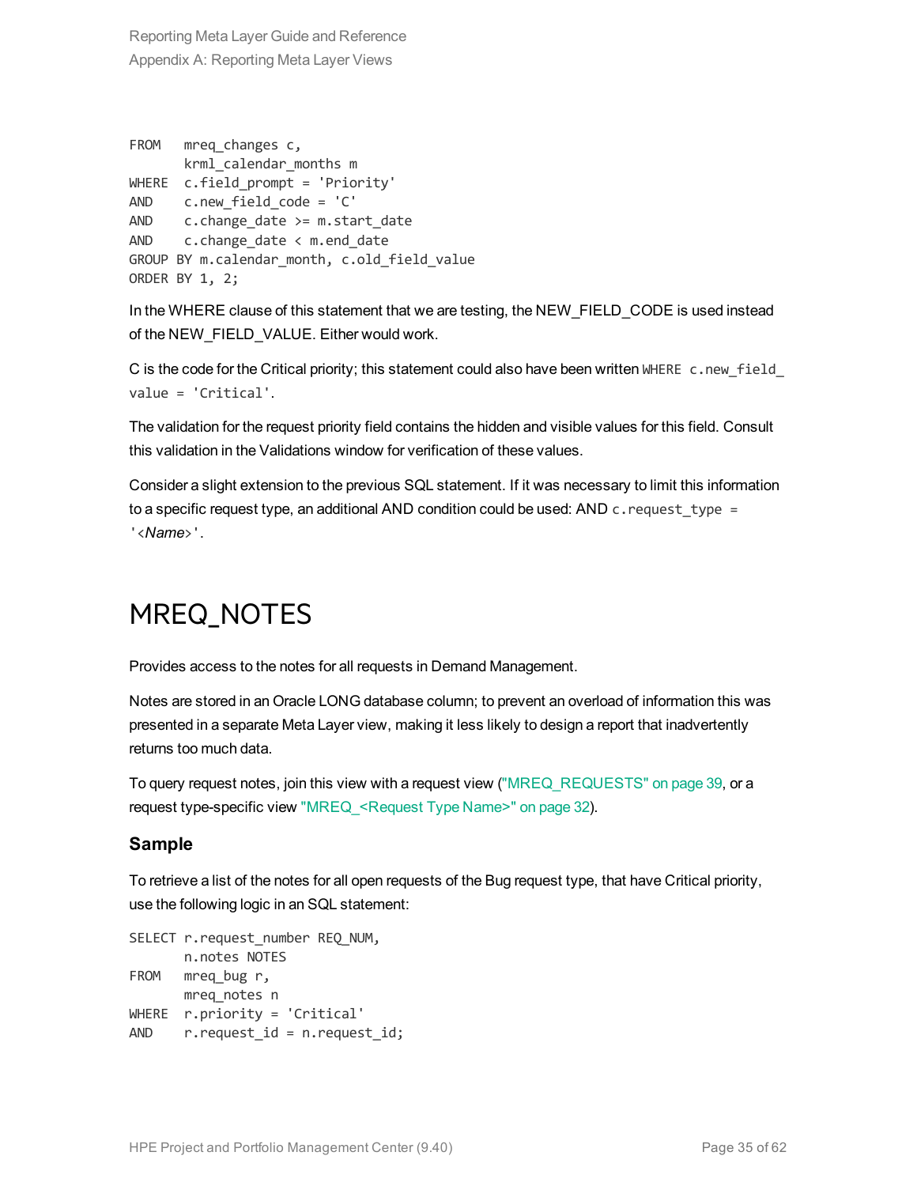```
FROM   mreq_changes c,
       krml_calendar_months m
WHERE  c.field_prompt = 'Priority'
AND    c.new_field_code = 'C'
AND    c.change_date >= m.start_date
AND    c.change_date < m.end_date
GROUP BY m.calendar_month, c.old_field_value
ORDER BY 1, 2;
```

In the WHERE clause of this statement that we are testing, the NEW_FIELD_CODE is used instead of the NEW_FIELD_VALUE. Either would work.

C is the code for the Critical priority; this statement could also have been written `WHERE c.new_field_value = 'Critical'`.

The validation for the request priority field contains the hidden and visible values for this field. Consult this validation in the Validations window for verification of these values.

Consider a slight extension to the previous SQL statement. If it was necessary to limit this information to a specific request type, an additional AND condition could be used: AND `c.request_type = '<Name>'`.

# MREQ_NOTES

Provides access to the notes for all requests in Demand Management.

Notes are stored in an Oracle LONG database column; to prevent an overload of information this was presented in a separate Meta Layer view, making it less likely to design a report that inadvertently returns too much data.

To query request notes, join this view with a request view ("MREQ_REQUESTS" on page 39, or a request type-specific view "MREQ_<Request Type Name>" on page 32).

### Sample

To retrieve a list of the notes for all open requests of the Bug request type, that have Critical priority, use the following logic in an SQL statement:

```
SELECT r.request_number REQ_NUM,
       n.notes NOTES
FROM   mreq_bug r,
       mreq_notes n
WHERE  r.priority = 'Critical'
AND    r.request_id = n.request_id;
```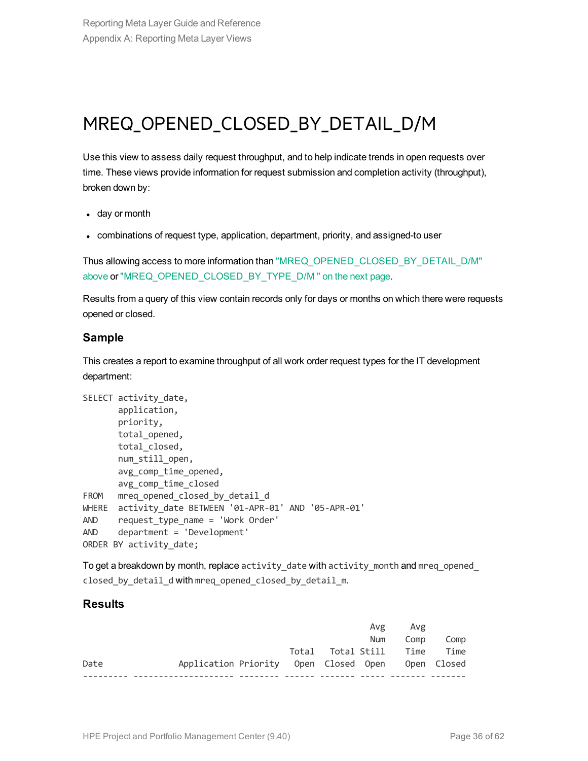# MREQ_OPENED_CLOSED_BY_DETAIL_D/M

Use this view to assess daily request throughput, and to help indicate trends in open requests over time. These views provide information for request submission and completion activity (throughput), broken down by:

- day or month
- combinations of request type, application, department, priority, and assigned-to user

Thus allowing access to more information than "MREQ_OPENED_CLOSED_BY_DETAIL_D/M" above or "MREQ_OPENED_CLOSED_BY_TYPE_D/M " on the next page.

Results from a query of this view contain records only for days or months on which there were requests opened or closed.

### Sample

This creates a report to examine throughput of all work order request types for the IT development department:

```
SELECT activity_date,
       application,
       priority,
       total_opened,
       total_closed,
       num_still_open,
       avg_comp_time_opened,
       avg_comp_time_closed
FROM   mreq_opened_closed_by_detail_d
WHERE  activity_date BETWEEN '01-APR-01' AND '05-APR-01'
AND    request_type_name = 'Work Order'
AND    department = 'Development'
ORDER BY activity_date;
```

To get a breakdown by month, replace `activity_date` with `activity_month` and `mreq_opened_closed_by_detail_d` with `mreq_opened_closed_by_detail_m`.

### Results

```
                                                      Avg     Avg
                                                      Num    Comp    Comp
                                        Total   Total Still   Time    Time
Date              Application Priority   Open  Closed  Open    Open  Closed
--------- ------------------- -------- ------ ------- ----- ------- -------
```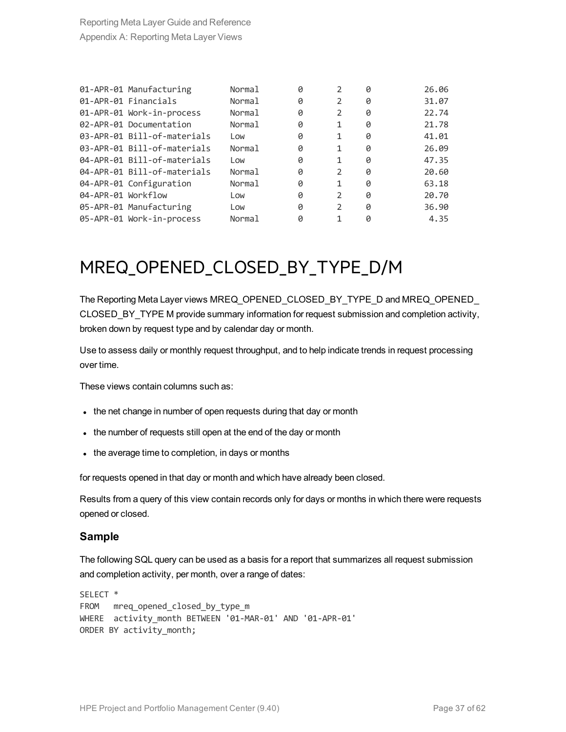```
01-APR-01 Manufacturing        Normal       0       2     0          26.06
01-APR-01 Financials           Normal       0       2     0          31.07
01-APR-01 Work-in-process      Normal       0       2     0          22.74
02-APR-01 Documentation        Normal       0       1     0          21.78
03-APR-01 Bill-of-materials    Low          0       1     0          41.01
03-APR-01 Bill-of-materials    Normal       0       1     0          26.09
04-APR-01 Bill-of-materials    Low          0       1     0          47.35
04-APR-01 Bill-of-materials    Normal       0       2     0          20.60
04-APR-01 Configuration        Normal       0       1     0          63.18
04-APR-01 Workflow             Low          0       2     0          20.70
05-APR-01 Manufacturing        Low          0       2     0          36.90
05-APR-01 Work-in-process      Normal       0       1     0           4.35
```

# MREQ_OPENED_CLOSED_BY_TYPE_D/M

The Reporting Meta Layer views MREQ_OPENED_CLOSED_BY_TYPE_D and MREQ_OPENED_CLOSED_BY_TYPE M provide summary information for request submission and completion activity, broken down by request type and by calendar day or month.

Use to assess daily or monthly request throughput, and to help indicate trends in request processing over time.

These views contain columns such as:

- the net change in number of open requests during that day or month
- the number of requests still open at the end of the day or month
- the average time to completion, in days or months

for requests opened in that day or month and which have already been closed.

Results from a query of this view contain records only for days or months in which there were requests opened or closed.

### Sample

The following SQL query can be used as a basis for a report that summarizes all request submission and completion activity, per month, over a range of dates:

```
SELECT *
FROM   mreq_opened_closed_by_type_m
WHERE  activity_month BETWEEN '01-MAR-01' AND '01-APR-01'
ORDER BY activity_month;
```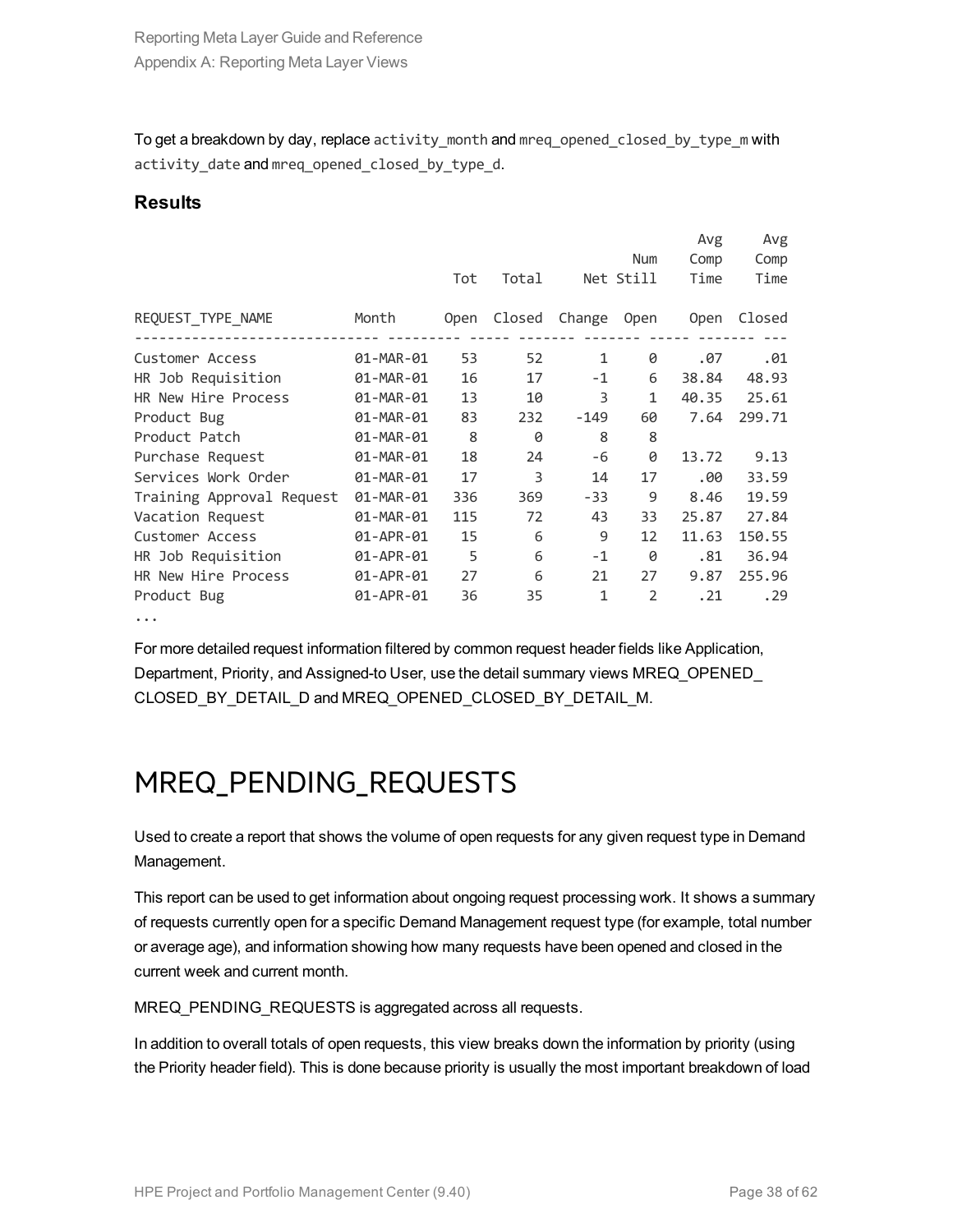To get a breakdown by day, replace `activity_month` and `mreq_opened_closed_by_type_m` with `activity_date` and `mreq_opened_closed_by_type_d`.

### Results

```
                                                                Avg     Avg
                                                      Num      Comp    Comp
                                  Tot   Total     Net Still    Time    Time

REQUEST_TYPE_NAME         Month      Open  Closed  Change  Open     Open  Closed
------------------------------ --------- ----- ------- ------- ----- ------- ---
Customer Access           01-MAR-01    53      52       1     0      .07     .01
HR Job Requisition        01-MAR-01    16      17      -1     6    38.84   48.93
HR New Hire Process       01-MAR-01    13      10       3     1    40.35   25.61
Product Bug               01-MAR-01    83     232    -149    60     7.64  299.71
Product Patch             01-MAR-01     8       0       8     8
Purchase Request          01-MAR-01    18      24      -6     0    13.72    9.13
Services Work Order       01-MAR-01    17       3      14    17      .00   33.59
Training Approval Request 01-MAR-01   336     369     -33     9     8.46   19.59
Vacation Request          01-MAR-01   115      72      43    33    25.87   27.84
Customer Access           01-APR-01    15       6       9    12    11.63  150.55
HR Job Requisition        01-APR-01     5       6      -1     0      .81   36.94
HR New Hire Process       01-APR-01    27       6      21    27     9.87  255.96
Product Bug               01-APR-01    36      35       1     2      .21     .29
...
```

For more detailed request information filtered by common request header fields like Application, Department, Priority, and Assigned-to User, use the detail summary views MREQ_OPENED_CLOSED_BY_DETAIL_D and MREQ_OPENED_CLOSED_BY_DETAIL_M.

# MREQ_PENDING_REQUESTS

Used to create a report that shows the volume of open requests for any given request type in Demand Management.

This report can be used to get information about ongoing request processing work. It shows a summary of requests currently open for a specific Demand Management request type (for example, total number or average age), and information showing how many requests have been opened and closed in the current week and current month.

MREQ_PENDING_REQUESTS is aggregated across all requests.

In addition to overall totals of open requests, this view breaks down the information by priority (using the Priority header field). This is done because priority is usually the most important breakdown of load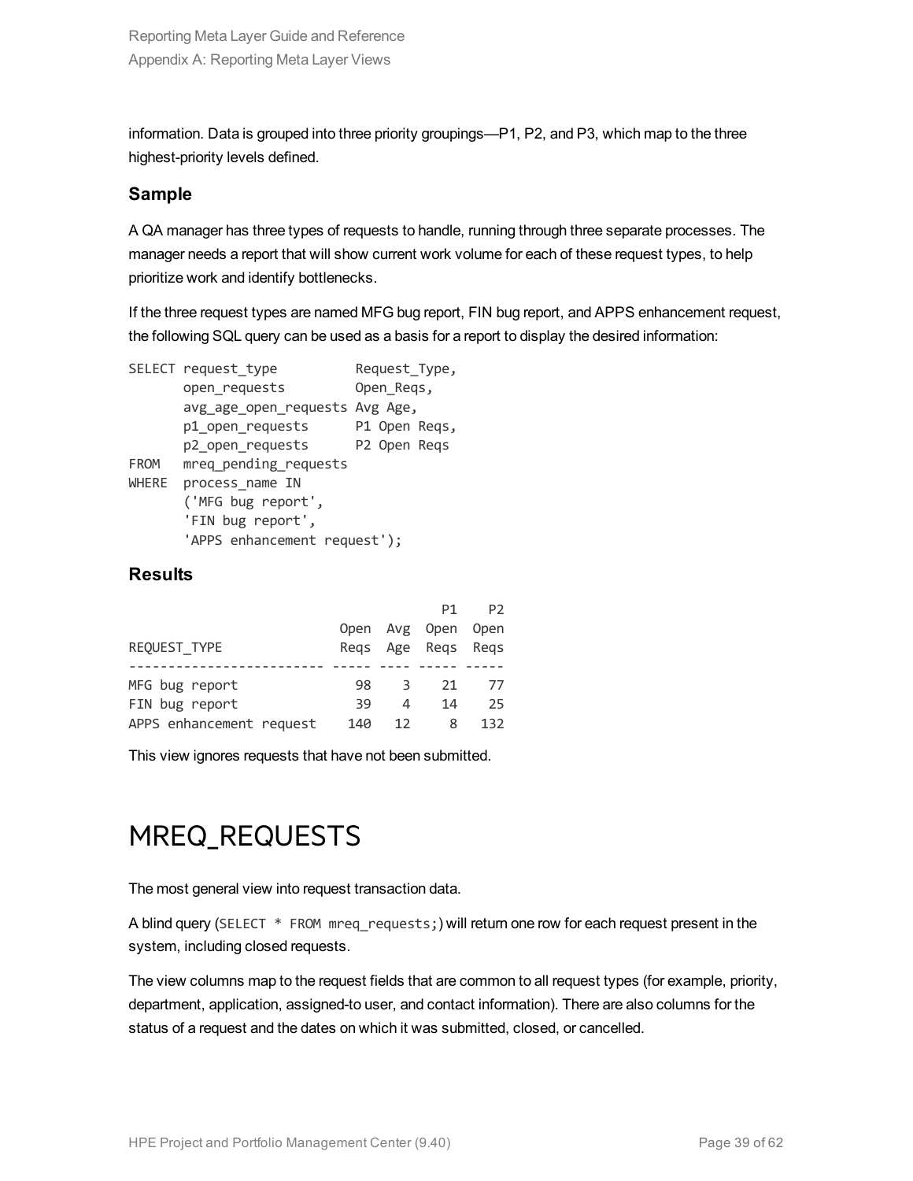information. Data is grouped into three priority groupings—P1, P2, and P3, which map to the three highest-priority levels defined.

### Sample

A QA manager has three types of requests to handle, running through three separate processes. The manager needs a report that will show current work volume for each of these request types, to help prioritize work and identify bottlenecks.

If the three request types are named MFG bug report, FIN bug report, and APPS enhancement request, the following SQL query can be used as a basis for a report to display the desired information:

```
SELECT request_type          Request_Type,
       open_requests         Open_Reqs,
       avg_age_open_requests Avg Age,
       p1_open_requests      P1 Open Reqs,
       p2_open_requests      P2 Open Reqs
FROM   mreq_pending_requests
WHERE  process_name IN
       ('MFG bug report',
       'FIN bug report',
       'APPS enhancement request');
```

### Results

```
                                       P1    P2
                         Open  Avg  Open  Open
REQUEST_TYPE             Reqs  Age  Reqs  Reqs
------------------------ ----- ---- ----- -----
MFG bug report              98    3    21    77
FIN bug report              39    4    14    25
APPS enhancement request   140   12     8   132
```

This view ignores requests that have not been submitted.

# MREQ_REQUESTS

The most general view into request transaction data.

A blind query (`SELECT * FROM mreq_requests;`) will return one row for each request present in the system, including closed requests.

The view columns map to the request fields that are common to all request types (for example, priority, department, application, assigned-to user, and contact information). There are also columns for the status of a request and the dates on which it was submitted, closed, or cancelled.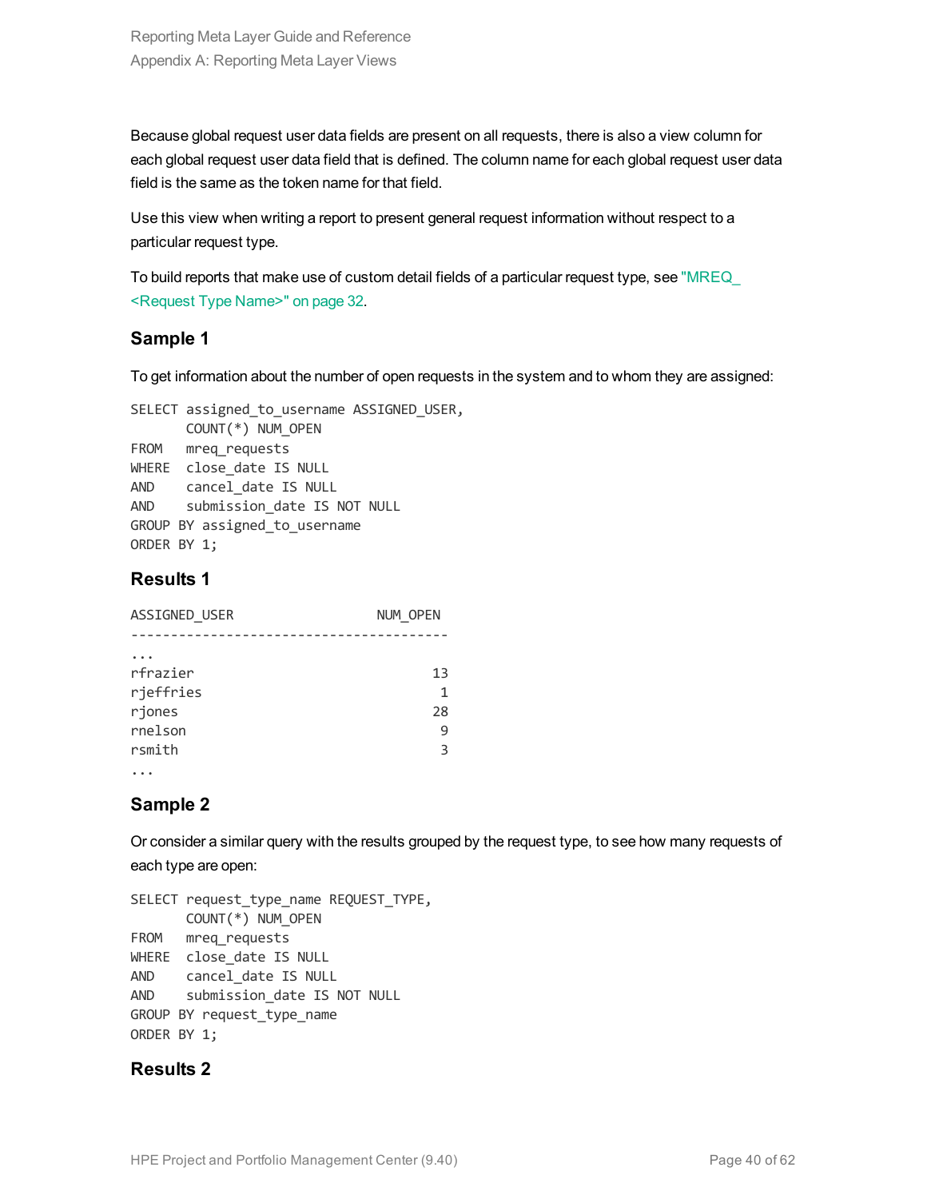Because global request user data fields are present on all requests, there is also a view column for each global request user data field that is defined. The column name for each global request user data field is the same as the token name for that field.

Use this view when writing a report to present general request information without respect to a particular request type.

To build reports that make use of custom detail fields of a particular request type, see "MREQ_<Request Type Name>" on page 32.

### Sample 1

To get information about the number of open requests in the system and to whom they are assigned:

```
SELECT assigned_to_username ASSIGNED_USER,
       COUNT(*) NUM_OPEN
FROM   mreq_requests
WHERE  close_date IS NULL
AND    cancel_date IS NULL
AND    submission_date IS NOT NULL
GROUP BY assigned_to_username
ORDER BY 1;
```

### Results 1

```
ASSIGNED_USER                  NUM_OPEN
----------------------------------------
...
rfrazier                             13
rjeffries                             1
rjones                               28
rnelson                               9
rsmith                                3
...
```

### Sample 2

Or consider a similar query with the results grouped by the request type, to see how many requests of each type are open:

```
SELECT request_type_name REQUEST_TYPE,
       COUNT(*) NUM_OPEN
FROM   mreq_requests
WHERE  close_date IS NULL
AND    cancel_date IS NULL
AND    submission_date IS NOT NULL
GROUP BY request_type_name
ORDER BY 1;
```

### Results 2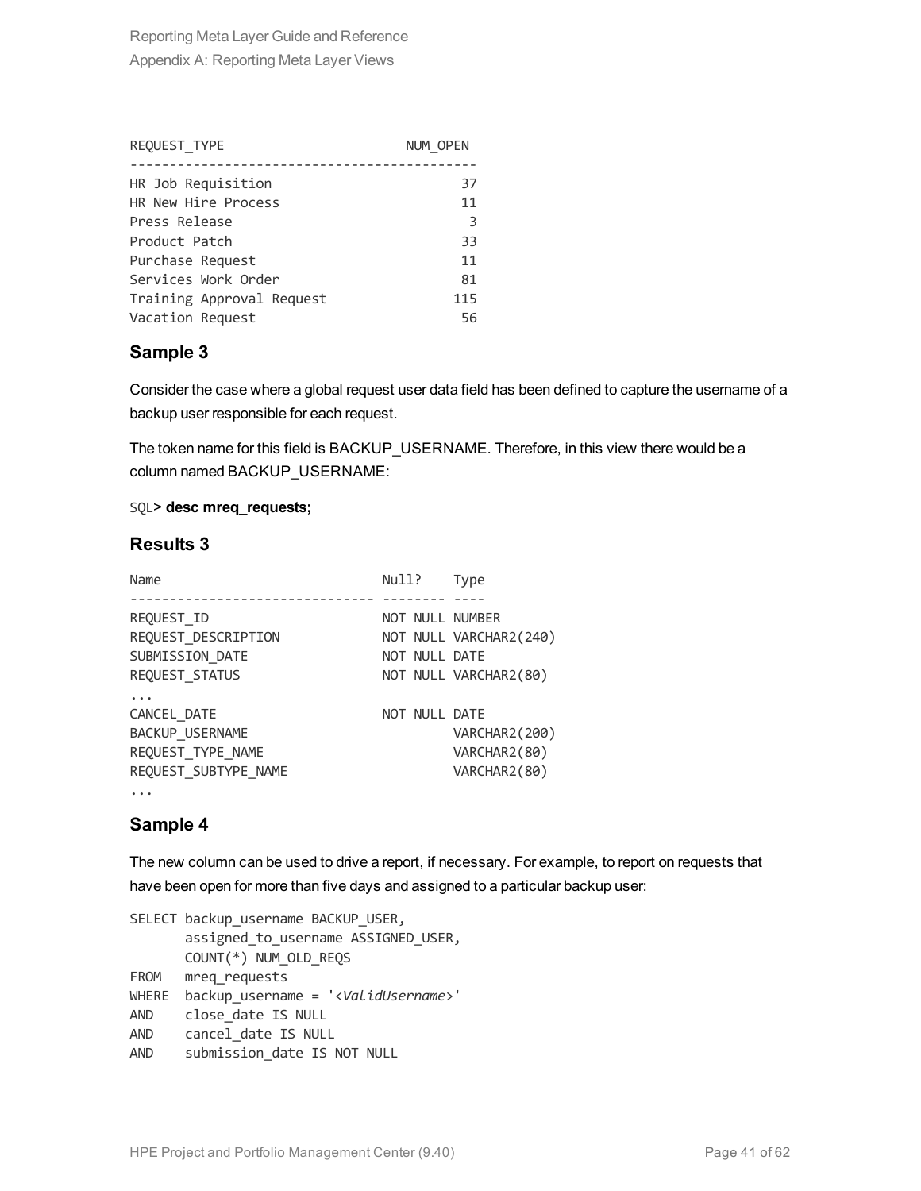```
REQUEST_TYPE                     NUM_OPEN
-------------------------------------------
HR Job Requisition                     37
HR New Hire Process                    11
Press Release                           3
Product Patch                          33
Purchase Request                       11
Services Work Order                    81
Training Approval Request             115
Vacation Request                       56
```

## Sample 3

Consider the case where a global request user data field has been defined to capture the username of a backup user responsible for each request.

The token name for this field is BACKUP_USERNAME. Therefore, in this view there would be a column named BACKUP_USERNAME:

SQL> **desc mreq_requests;**

## Results 3

```
Name                           Null?    Type
------------------------------ -------- ----
REQUEST_ID                     NOT NULL NUMBER
REQUEST_DESCRIPTION            NOT NULL VARCHAR2(240)
SUBMISSION_DATE                NOT NULL DATE
REQUEST_STATUS                 NOT NULL VARCHAR2(80)
...
CANCEL_DATE                    NOT NULL DATE
BACKUP_USERNAME                         VARCHAR2(200)
REQUEST_TYPE_NAME                       VARCHAR2(80)
REQUEST_SUBTYPE_NAME                    VARCHAR2(80)
...
```

## Sample 4

The new column can be used to drive a report, if necessary. For example, to report on requests that have been open for more than five days and assigned to a particular backup user:

```
SELECT backup_username BACKUP_USER,
       assigned_to_username ASSIGNED_USER,
       COUNT(*) NUM_OLD_REQS
FROM   mreq_requests
WHERE  backup_username = '<ValidUsername>'
AND    close_date IS NULL
AND    cancel_date IS NULL
AND    submission_date IS NOT NULL
```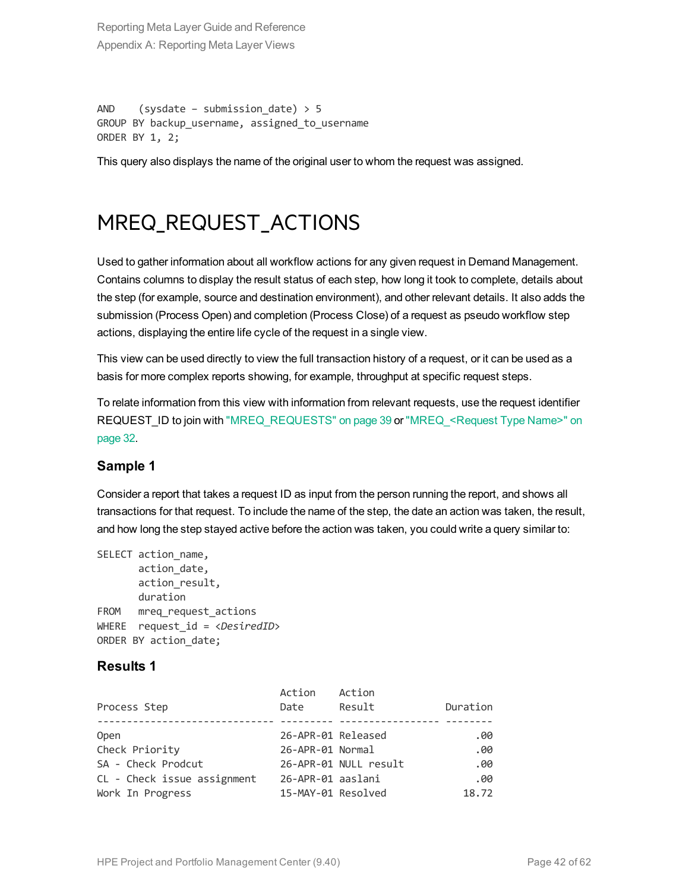```
AND    (sysdate – submission_date) > 5
GROUP BY backup_username, assigned_to_username
ORDER BY 1, 2;
```

This query also displays the name of the original user to whom the request was assigned.

# MREQ_REQUEST_ACTIONS

Used to gather information about all workflow actions for any given request in Demand Management. Contains columns to display the result status of each step, how long it took to complete, details about the step (for example, source and destination environment), and other relevant details. It also adds the submission (Process Open) and completion (Process Close) of a request as pseudo workflow step actions, displaying the entire life cycle of the request in a single view.

This view can be used directly to view the full transaction history of a request, or it can be used as a basis for more complex reports showing, for example, throughput at specific request steps.

To relate information from this view with information from relevant requests, use the request identifier REQUEST_ID to join with "MREQ_REQUESTS" on page 39 or "MREQ_<Request Type Name>" on page 32.

### Sample 1

Consider a report that takes a request ID as input from the person running the report, and shows all transactions for that request. To include the name of the step, the date an action was taken, the result, and how long the step stayed active before the action was taken, you could write a query similar to:

```
SELECT action_name,
       action_date,
       action_result,
       duration
FROM   mreq_request_actions
WHERE  request_id = <DesiredID>
ORDER BY action_date;
```

### Results 1

```
                              Action    Action
Process Step                  Date      Result            Duration
----------------------------- --------- ----------------- --------
Open                          26-APR-01 Released               .00
Check Priority                26-APR-01 Normal                 .00
SA - Check Prodcut            26-APR-01 NULL result            .00
CL - Check issue assignment   26-APR-01 aaslani                .00
Work In Progress              15-MAY-01 Resolved             18.72
```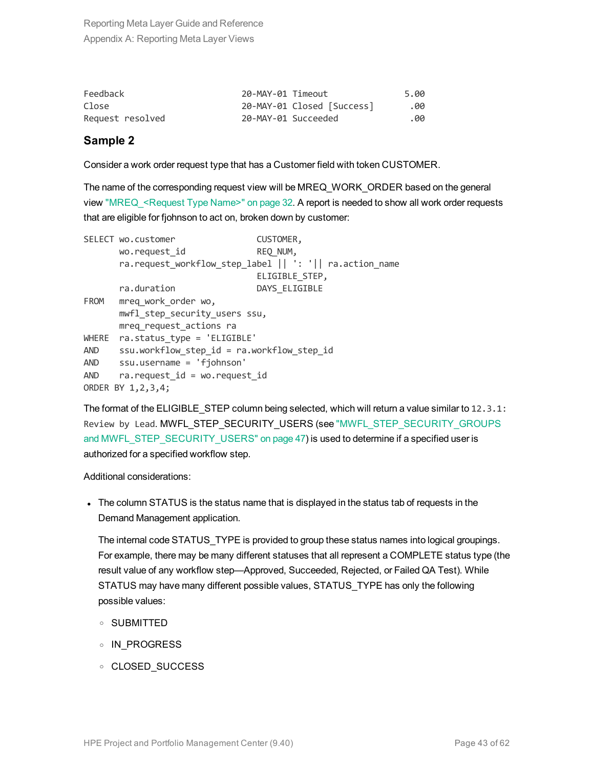```
Feedback                      20-MAY-01 Timeout             5.00
Close                         20-MAY-01 Closed [Success]     .00
Request resolved              20-MAY-01 Succeeded            .00
```

### Sample 2

Consider a work order request type that has a Customer field with token CUSTOMER.

The name of the corresponding request view will be MREQ_WORK_ORDER based on the general view "MREQ_<Request Type Name>" on page 32. A report is needed to show all work order requests that are eligible for fjohnson to act on, broken down by customer:

```
SELECT wo.customer                 CUSTOMER,
       wo.request_id               REQ_NUM,
       ra.request_workflow_step_label || ': '|| ra.action_name
                                   ELIGIBLE_STEP,
       ra.duration                 DAYS_ELIGIBLE
FROM   mreq_work_order wo,
       mwfl_step_security_users ssu,
       mreq_request_actions ra
WHERE  ra.status_type = 'ELIGIBLE'
AND    ssu.workflow_step_id = ra.workflow_step_id
AND    ssu.username = 'fjohnson'
AND    ra.request_id = wo.request_id
ORDER BY 1,2,3,4;
```

The format of the ELIGIBLE_STEP column being selected, which will return a value similar to `12.3.1: Review by Lead`. MWFL_STEP_SECURITY_USERS (see "MWFL_STEP_SECURITY_GROUPS and MWFL_STEP_SECURITY_USERS" on page 47) is used to determine if a specified user is authorized for a specified workflow step.

Additional considerations:

- The column STATUS is the status name that is displayed in the status tab of requests in the Demand Management application.

  The internal code STATUS_TYPE is provided to group these status names into logical groupings. For example, there may be many different statuses that all represent a COMPLETE status type (the result value of any workflow step—Approved, Succeeded, Rejected, or Failed QA Test). While STATUS may have many different possible values, STATUS_TYPE has only the following possible values:

  - SUBMITTED
  - IN_PROGRESS
  - CLOSED_SUCCESS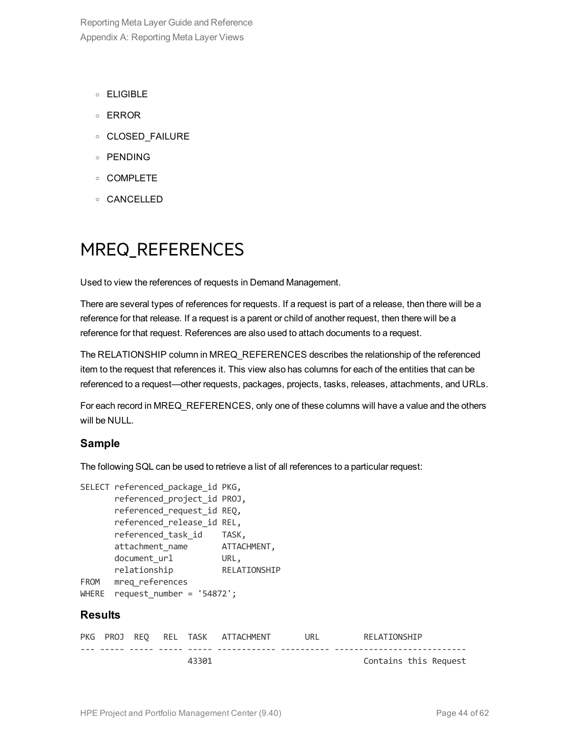- ELIGIBLE
- ERROR
- CLOSED_FAILURE
- PENDING
- COMPLETE
- CANCELLED

# MREQ_REFERENCES

Used to view the references of requests in Demand Management.

There are several types of references for requests. If a request is part of a release, then there will be a reference for that release. If a request is a parent or child of another request, then there will be a reference for that request. References are also used to attach documents to a request.

The RELATIONSHIP column in MREQ_REFERENCES describes the relationship of the referenced item to the request that references it. This view also has columns for each of the entities that can be referenced to a request—other requests, packages, projects, tasks, releases, attachments, and URLs.

For each record in MREQ_REFERENCES, only one of these columns will have a value and the others will be NULL.

### Sample

The following SQL can be used to retrieve a list of all references to a particular request:

```
SELECT referenced_package_id PKG,
       referenced_project_id PROJ,
       referenced_request_id REQ,
       referenced_release_id REL,
       referenced_task_id    TASK,
       attachment_name       ATTACHMENT,
       document_url          URL,
       relationship          RELATIONSHIP
FROM   mreq_references
WHERE  request_number = '54872';
```

### Results

```
PKG  PROJ  REQ   REL  TASK   ATTACHMENT       URL         RELATIONSHIP
--- ----- ----- ----- ----- ------------ ---------- ---------------------------
                      43301                               Contains this Request
```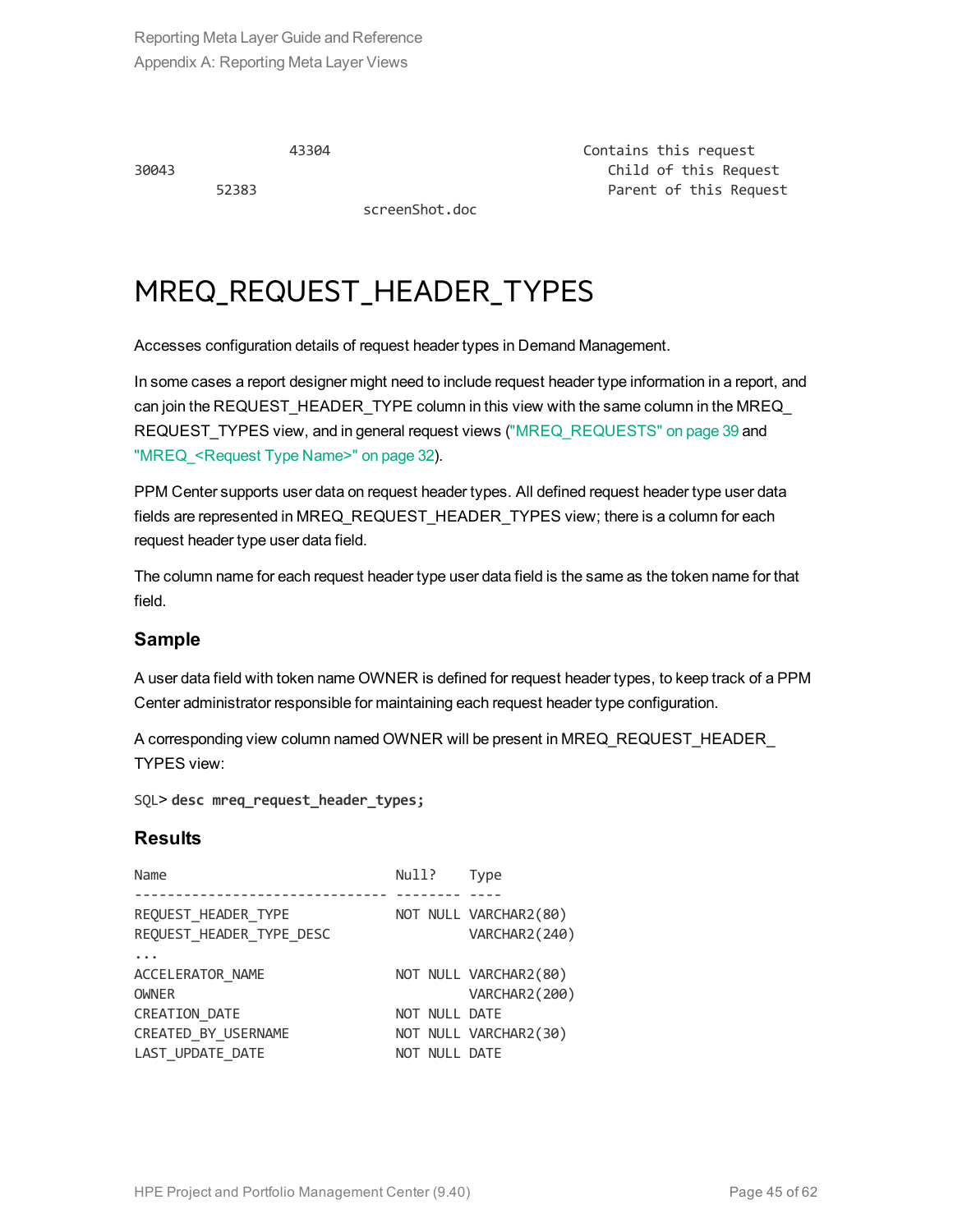```
                43304                               Contains this request
30043                                                  Child of this Request
         52383                                         Parent of this Request
                          screenShot.doc
```

# MREQ_REQUEST_HEADER_TYPES

Accesses configuration details of request header types in Demand Management.

In some cases a report designer might need to include request header type information in a report, and can join the REQUEST_HEADER_TYPE column in this view with the same column in the MREQ_REQUEST_TYPES view, and in general request views ("MREQ_REQUESTS" on page 39 and "MREQ_<Request Type Name>" on page 32).

PPM Center supports user data on request header types. All defined request header type user data fields are represented in MREQ_REQUEST_HEADER_TYPES view; there is a column for each request header type user data field.

The column name for each request header type user data field is the same as the token name for that field.

### Sample

A user data field with token name OWNER is defined for request header types, to keep track of a PPM Center administrator responsible for maintaining each request header type configuration.

A corresponding view column named OWNER will be present in MREQ_REQUEST_HEADER_TYPES view:

```
SQL> desc mreq_request_header_types;
```

### Results

```
Name                            Null?    Type
------------------------------- -------- ----
REQUEST_HEADER_TYPE             NOT NULL VARCHAR2(80)
REQUEST_HEADER_TYPE_DESC                 VARCHAR2(240)
...
ACCELERATOR_NAME                NOT NULL VARCHAR2(80)
OWNER                                    VARCHAR2(200)
CREATION_DATE                   NOT NULL DATE
CREATED_BY_USERNAME             NOT NULL VARCHAR2(30)
LAST_UPDATE_DATE                NOT NULL DATE
```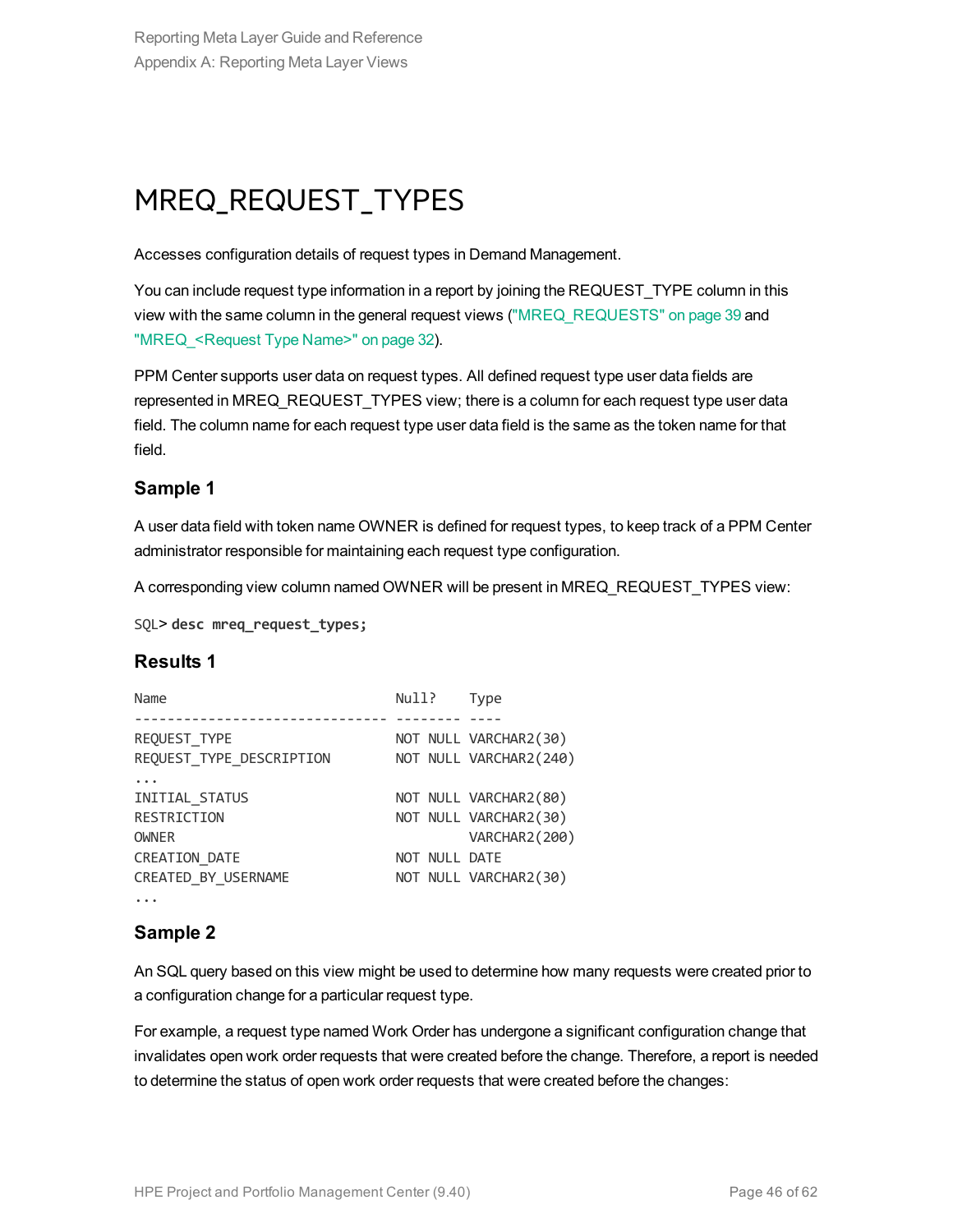# MREQ_REQUEST_TYPES

Accesses configuration details of request types in Demand Management.

You can include request type information in a report by joining the REQUEST_TYPE column in this view with the same column in the general request views ("MREQ_REQUESTS" on page 39 and "MREQ_<Request Type Name>" on page 32).

PPM Center supports user data on request types. All defined request type user data fields are represented in MREQ_REQUEST_TYPES view; there is a column for each request type user data field. The column name for each request type user data field is the same as the token name for that field.

### Sample 1

A user data field with token name OWNER is defined for request types, to keep track of a PPM Center administrator responsible for maintaining each request type configuration.

A corresponding view column named OWNER will be present in MREQ_REQUEST_TYPES view:

```
SQL> desc mreq_request_types;
```

### Results 1

```
Name                           Null?    Type
------------------------------ -------- ----
REQUEST_TYPE                   NOT NULL VARCHAR2(30)
REQUEST_TYPE_DESCRIPTION       NOT NULL VARCHAR2(240)
...
INITIAL_STATUS                 NOT NULL VARCHAR2(80)
RESTRICTION                    NOT NULL VARCHAR2(30)
OWNER                                   VARCHAR2(200)
CREATION_DATE                  NOT NULL DATE
CREATED_BY_USERNAME            NOT NULL VARCHAR2(30)
...
```

### Sample 2

An SQL query based on this view might be used to determine how many requests were created prior to a configuration change for a particular request type.

For example, a request type named Work Order has undergone a significant configuration change that invalidates open work order requests that were created before the change. Therefore, a report is needed to determine the status of open work order requests that were created before the changes: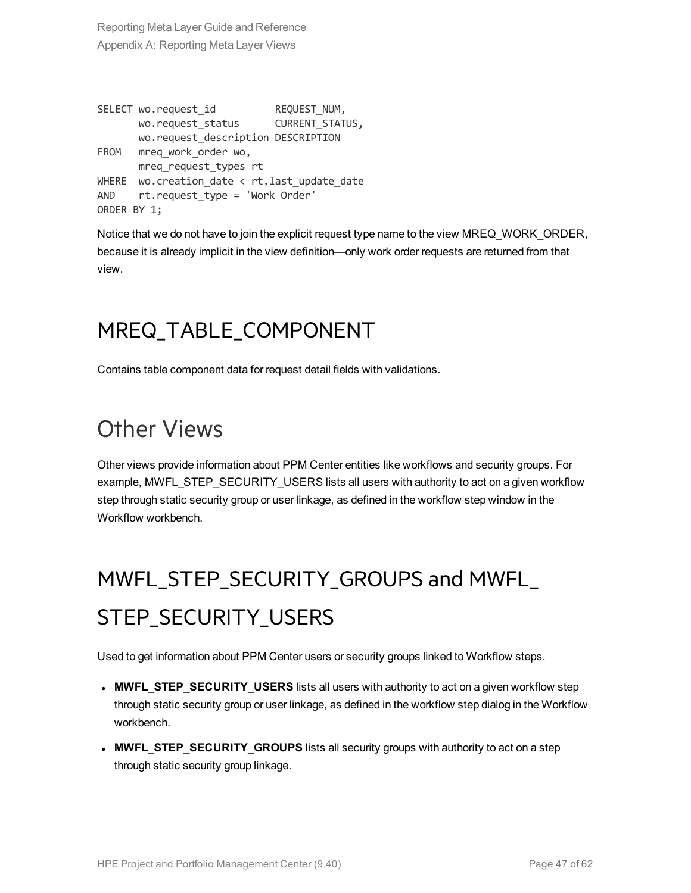```
SELECT wo.request_id          REQUEST_NUM,
       wo.request_status      CURRENT_STATUS,
       wo.request_description DESCRIPTION
FROM   mreq_work_order wo,
       mreq_request_types rt
WHERE  wo.creation_date < rt.last_update_date
AND    rt.request_type = 'Work Order'
ORDER BY 1;
```

Notice that we do not have to join the explicit request type name to the view MREQ_WORK_ORDER, because it is already implicit in the view definition—only work order requests are returned from that view.

## MREQ_TABLE_COMPONENT

Contains table component data for request detail fields with validations.

# Other Views

Other views provide information about PPM Center entities like workflows and security groups. For example, MWFL_STEP_SECURITY_USERS lists all users with authority to act on a given workflow step through static security group or user linkage, as defined in the workflow step window in the Workflow workbench.

## MWFL_STEP_SECURITY_GROUPS and MWFL_STEP_SECURITY_USERS

Used to get information about PPM Center users or security groups linked to Workflow steps.

- **MWFL_STEP_SECURITY_USERS** lists all users with authority to act on a given workflow step through static security group or user linkage, as defined in the workflow step dialog in the Workflow workbench.
- **MWFL_STEP_SECURITY_GROUPS** lists all security groups with authority to act on a step through static security group linkage.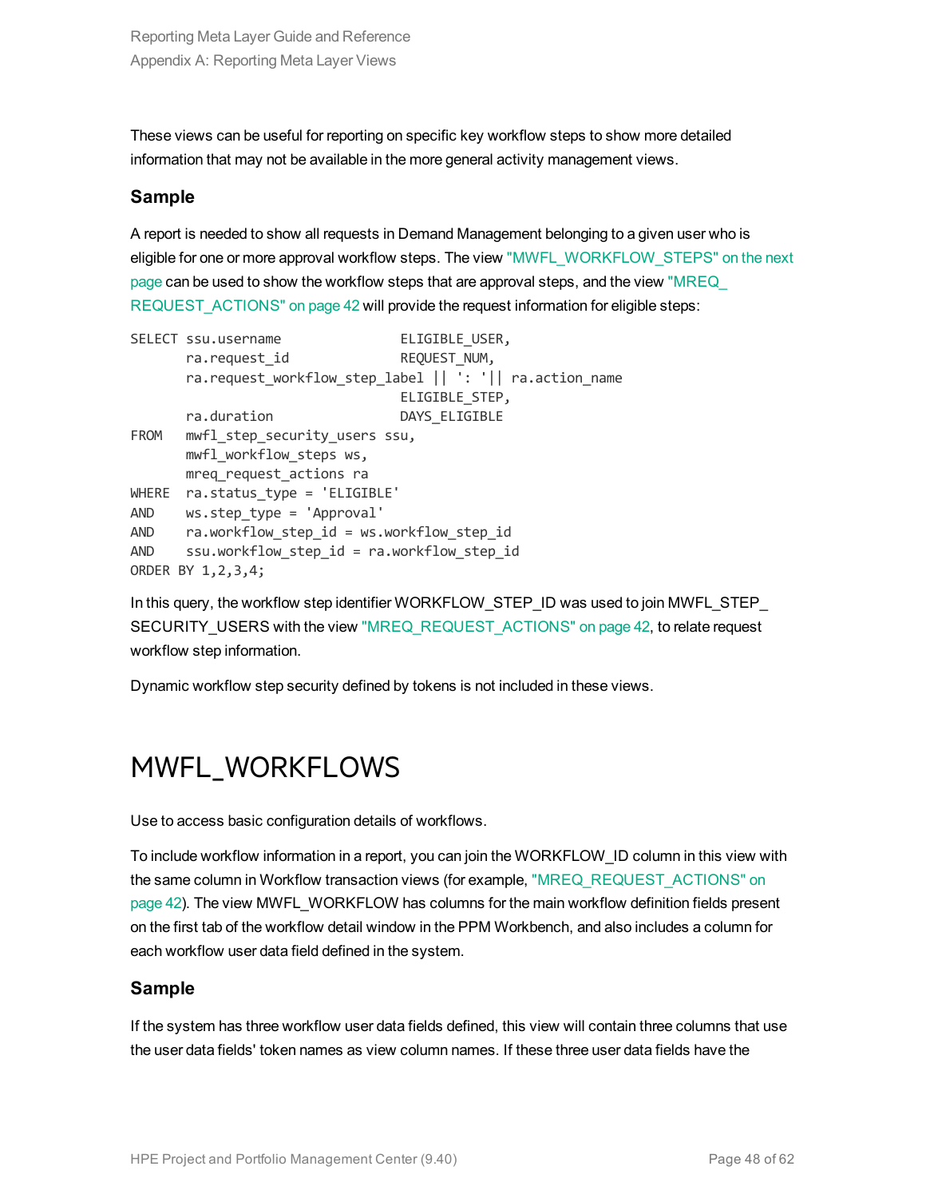These views can be useful for reporting on specific key workflow steps to show more detailed information that may not be available in the more general activity management views.

### Sample

A report is needed to show all requests in Demand Management belonging to a given user who is eligible for one or more approval workflow steps. The view "MWFL_WORKFLOW_STEPS" on the next page can be used to show the workflow steps that are approval steps, and the view "MREQ_REQUEST_ACTIONS" on page 42 will provide the request information for eligible steps:

```
SELECT ssu.username               ELIGIBLE_USER,
       ra.request_id              REQUEST_NUM,
       ra.request_workflow_step_label || ': '|| ra.action_name
                                  ELIGIBLE_STEP,
       ra.duration                DAYS_ELIGIBLE
FROM   mwfl_step_security_users ssu,
       mwfl_workflow_steps ws,
       mreq_request_actions ra
WHERE  ra.status_type = 'ELIGIBLE'
AND    ws.step_type = 'Approval'
AND    ra.workflow_step_id = ws.workflow_step_id
AND    ssu.workflow_step_id = ra.workflow_step_id
ORDER BY 1,2,3,4;
```

In this query, the workflow step identifier WORKFLOW_STEP_ID was used to join MWFL_STEP_SECURITY_USERS with the view "MREQ_REQUEST_ACTIONS" on page 42, to relate request workflow step information.

Dynamic workflow step security defined by tokens is not included in these views.

# MWFL_WORKFLOWS

Use to access basic configuration details of workflows.

To include workflow information in a report, you can join the WORKFLOW_ID column in this view with the same column in Workflow transaction views (for example, "MREQ_REQUEST_ACTIONS" on page 42). The view MWFL_WORKFLOW has columns for the main workflow definition fields present on the first tab of the workflow detail window in the PPM Workbench, and also includes a column for each workflow user data field defined in the system.

### Sample

If the system has three workflow user data fields defined, this view will contain three columns that use the user data fields' token names as view column names. If these three user data fields have the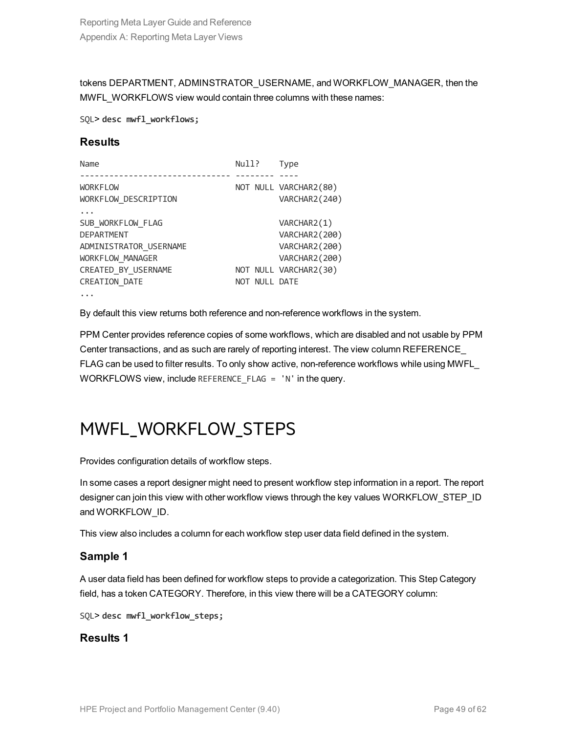tokens DEPARTMENT, ADMINSTRATOR_USERNAME, and WORKFLOW_MANAGER, then the MWFL_WORKFLOWS view would contain three columns with these names:

```
SQL> desc mwfl_workflows;
```

### Results

```
Name                           Null?    Type
------------------------------ -------- ----
WORKFLOW                       NOT NULL VARCHAR2(80)
WORKFLOW_DESCRIPTION                    VARCHAR2(240)
...
SUB_WORKFLOW_FLAG                       VARCHAR2(1)
DEPARTMENT                              VARCHAR2(200)
ADMINISTRATOR_USERNAME                  VARCHAR2(200)
WORKFLOW_MANAGER                        VARCHAR2(200)
CREATED_BY_USERNAME            NOT NULL VARCHAR2(30)
CREATION_DATE                  NOT NULL DATE
...
```

By default this view returns both reference and non-reference workflows in the system.

PPM Center provides reference copies of some workflows, which are disabled and not usable by PPM Center transactions, and as such are rarely of reporting interest. The view column REFERENCE_FLAG can be used to filter results. To only show active, non-reference workflows while using MWFL_WORKFLOWS view, include `REFERENCE_FLAG = 'N'` in the query.

# MWFL_WORKFLOW_STEPS

Provides configuration details of workflow steps.

In some cases a report designer might need to present workflow step information in a report. The report designer can join this view with other workflow views through the key values WORKFLOW_STEP_ID and WORKFLOW_ID.

This view also includes a column for each workflow step user data field defined in the system.

### Sample 1

A user data field has been defined for workflow steps to provide a categorization. This Step Category field, has a token CATEGORY. Therefore, in this view there will be a CATEGORY column:

```
SQL> desc mwfl_workflow_steps;
```

### Results 1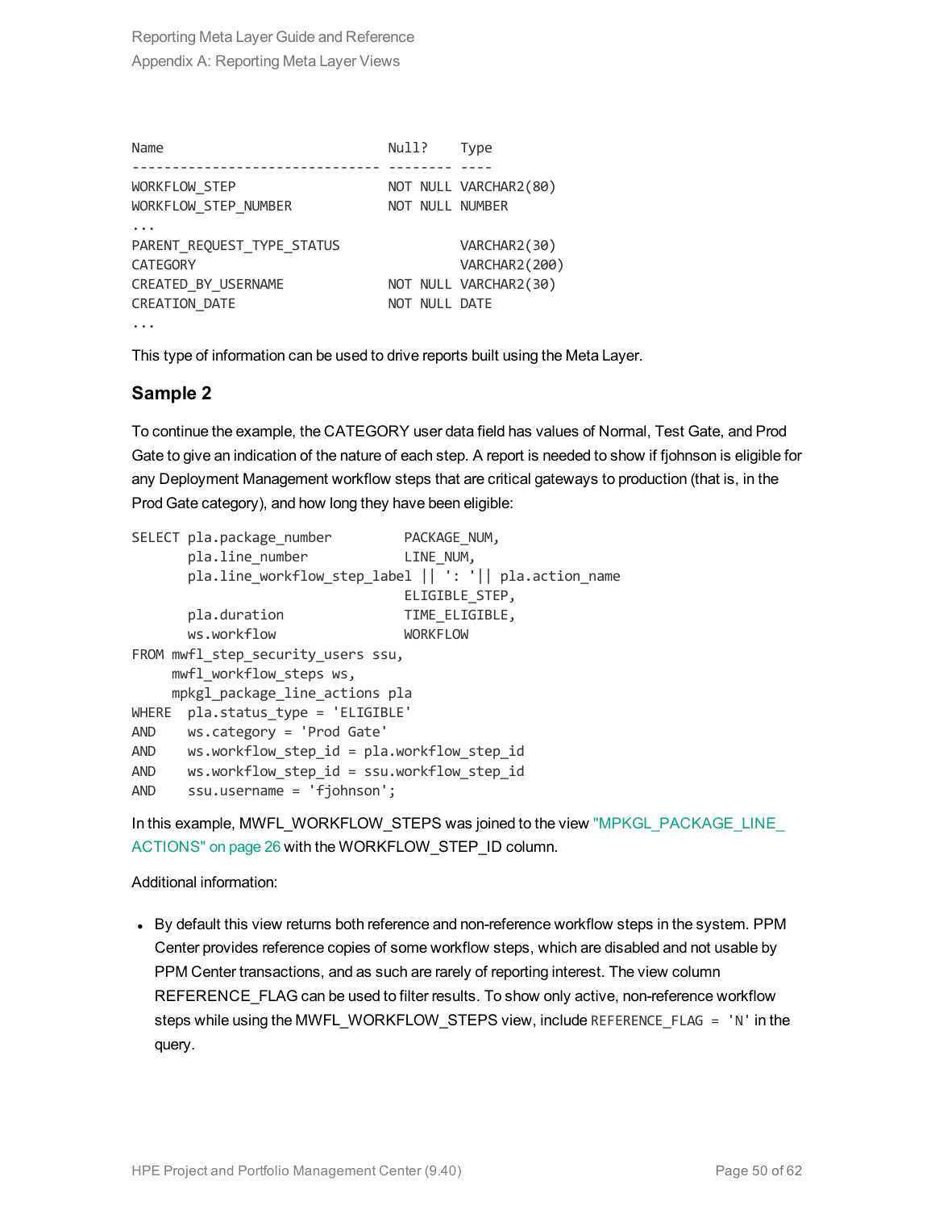```
Name                           Null?    Type
------------------------------ -------- ----
WORKFLOW_STEP                  NOT NULL VARCHAR2(80)
WORKFLOW_STEP_NUMBER           NOT NULL NUMBER
...
PARENT_REQUEST_TYPE_STATUS              VARCHAR2(30)
CATEGORY                                VARCHAR2(200)
CREATED_BY_USERNAME            NOT NULL VARCHAR2(30)
CREATION_DATE                  NOT NULL DATE
...
```

This type of information can be used to drive reports built using the Meta Layer.

### Sample 2

To continue the example, the CATEGORY user data field has values of Normal, Test Gate, and Prod Gate to give an indication of the nature of each step. A report is needed to show if fjohnson is eligible for any Deployment Management workflow steps that are critical gateways to production (that is, in the Prod Gate category), and how long they have been eligible:

```
SELECT pla.package_number         PACKAGE_NUM,
       pla.line_number            LINE_NUM,
       pla.line_workflow_step_label || ': '|| pla.action_name
                                  ELIGIBLE_STEP,
       pla.duration               TIME_ELIGIBLE,
       ws.workflow                WORKFLOW
FROM mwfl_step_security_users ssu,
     mwfl_workflow_steps ws,
     mpkgl_package_line_actions pla
WHERE  pla.status_type = 'ELIGIBLE'
AND    ws.category = 'Prod Gate'
AND    ws.workflow_step_id = pla.workflow_step_id
AND    ws.workflow_step_id = ssu.workflow_step_id
AND    ssu.username = 'fjohnson';
```

In this example, MWFL_WORKFLOW_STEPS was joined to the view "MPKGL_PACKAGE_LINE_ACTIONS" on page 26 with the WORKFLOW_STEP_ID column.

Additional information:

- By default this view returns both reference and non-reference workflow steps in the system. PPM Center provides reference copies of some workflow steps, which are disabled and not usable by PPM Center transactions, and as such are rarely of reporting interest. The view column REFERENCE_FLAG can be used to filter results. To show only active, non-reference workflow steps while using the MWFL_WORKFLOW_STEPS view, include `REFERENCE_FLAG = 'N'` in the query.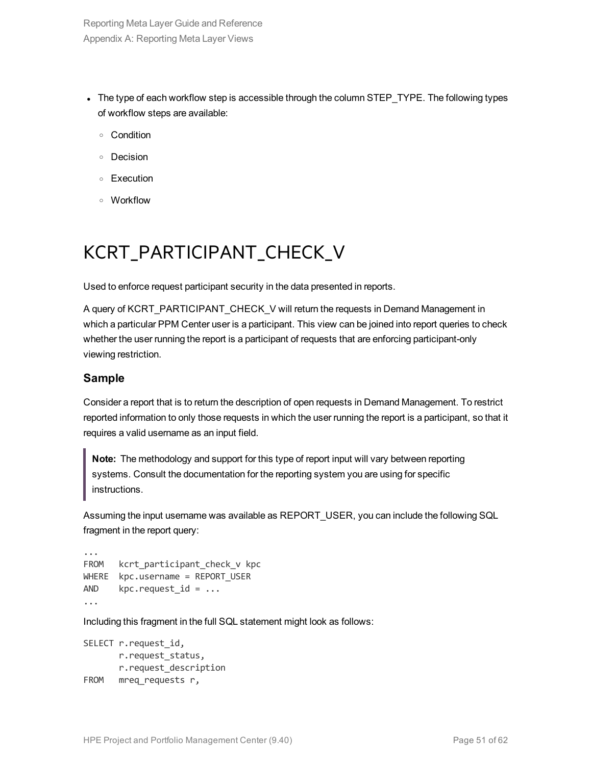- The type of each workflow step is accessible through the column STEP_TYPE. The following types of workflow steps are available:
  - Condition
  - Decision
  - Execution
  - Workflow

# KCRT_PARTICIPANT_CHECK_V

Used to enforce request participant security in the data presented in reports.

A query of KCRT_PARTICIPANT_CHECK_V will return the requests in Demand Management in which a particular PPM Center user is a participant. This view can be joined into report queries to check whether the user running the report is a participant of requests that are enforcing participant-only viewing restriction.

### Sample

Consider a report that is to return the description of open requests in Demand Management. To restrict reported information to only those requests in which the user running the report is a participant, so that it requires a valid username as an input field.

> **Note:** The methodology and support for this type of report input will vary between reporting systems. Consult the documentation for the reporting system you are using for specific instructions.

Assuming the input username was available as REPORT_USER, you can include the following SQL fragment in the report query:

```
...
FROM   kcrt_participant_check_v kpc
WHERE  kpc.username = REPORT_USER
AND    kpc.request_id = ...
...
```

Including this fragment in the full SQL statement might look as follows:

```
SELECT r.request_id,
       r.request_status,
       r.request_description
FROM   mreq_requests r,
```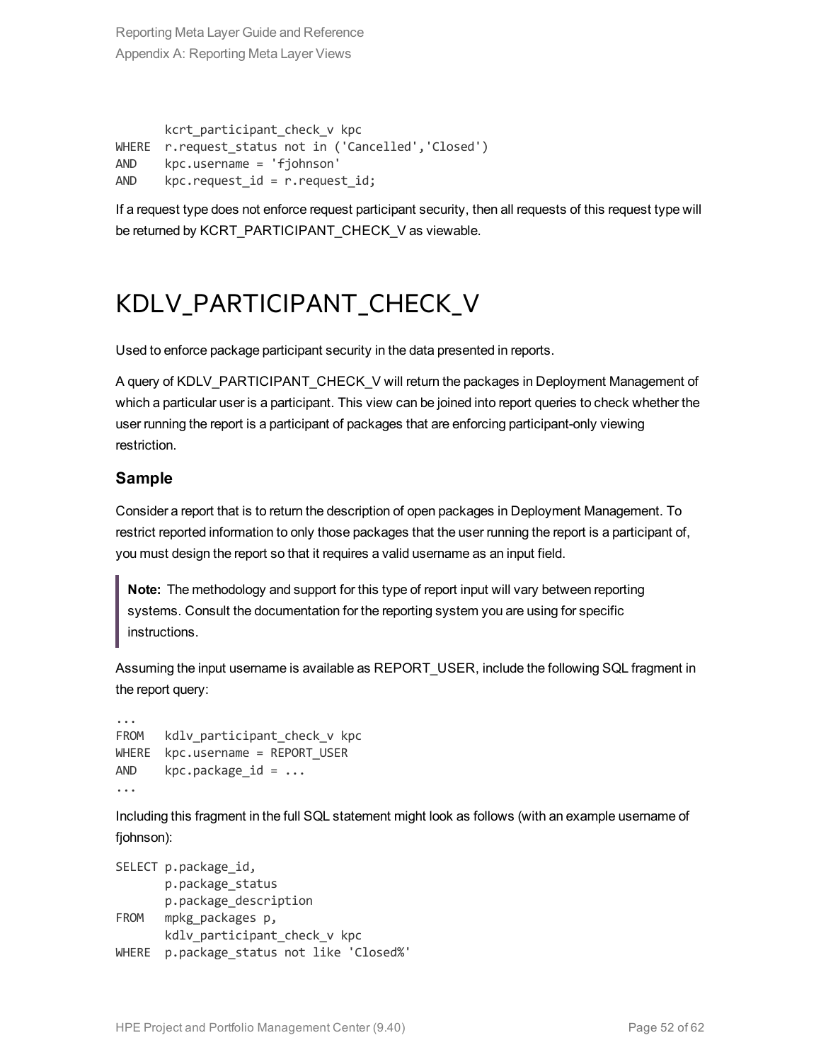```
       kcrt_participant_check_v kpc
WHERE  r.request_status not in ('Cancelled','Closed')
AND    kpc.username = 'fjohnson'
AND    kpc.request_id = r.request_id;
```

If a request type does not enforce request participant security, then all requests of this request type will be returned by KCRT_PARTICIPANT_CHECK_V as viewable.

# KDLV_PARTICIPANT_CHECK_V

Used to enforce package participant security in the data presented in reports.

A query of KDLV_PARTICIPANT_CHECK_V will return the packages in Deployment Management of which a particular user is a participant. This view can be joined into report queries to check whether the user running the report is a participant of packages that are enforcing participant-only viewing restriction.

### Sample

Consider a report that is to return the description of open packages in Deployment Management. To restrict reported information to only those packages that the user running the report is a participant of, you must design the report so that it requires a valid username as an input field.

> **Note:** The methodology and support for this type of report input will vary between reporting systems. Consult the documentation for the reporting system you are using for specific instructions.

Assuming the input username is available as REPORT_USER, include the following SQL fragment in the report query:

```
...
FROM   kdlv_participant_check_v kpc
WHERE  kpc.username = REPORT_USER
AND    kpc.package_id = ...
...
```

Including this fragment in the full SQL statement might look as follows (with an example username of fjohnson):

```
SELECT p.package_id,
       p.package_status
       p.package_description
FROM   mpkg_packages p,
       kdlv_participant_check_v kpc
WHERE  p.package_status not like 'Closed%'
```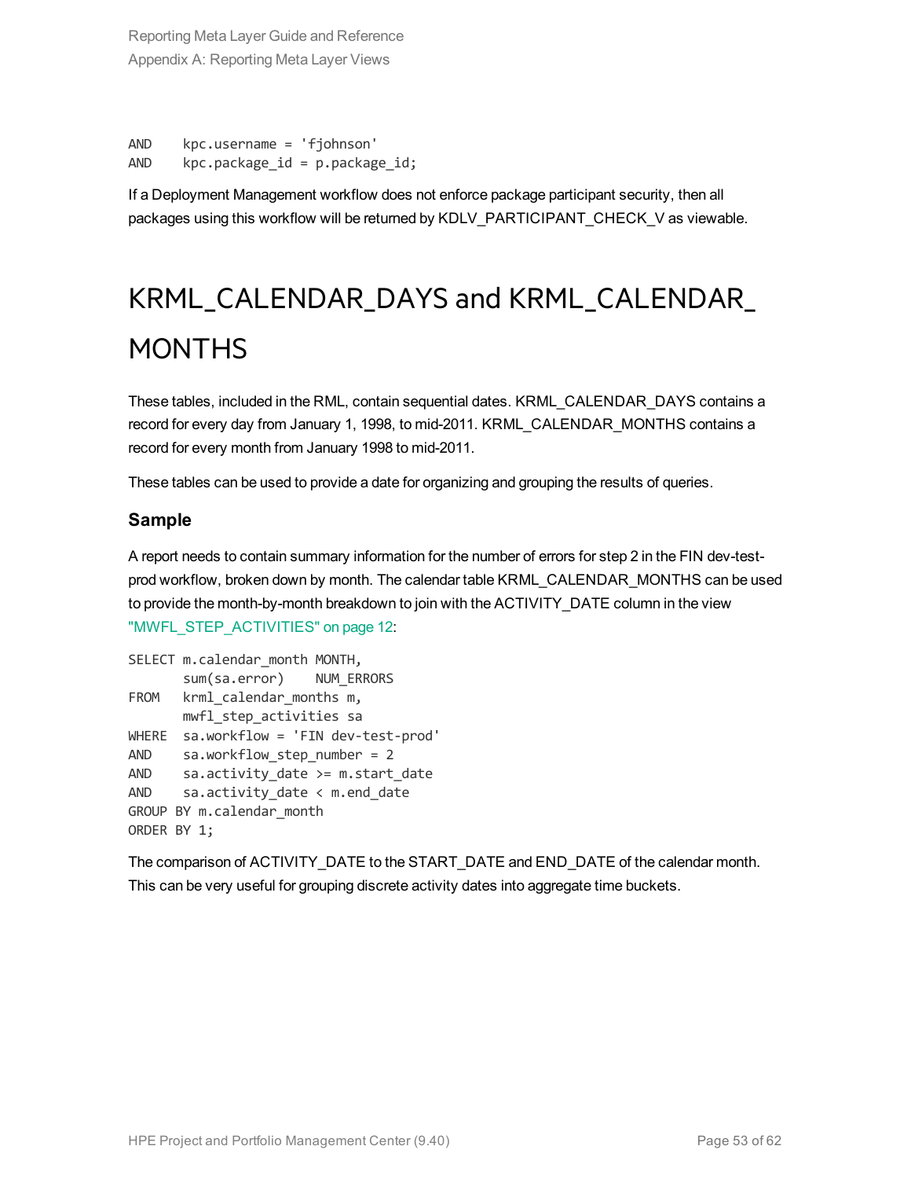```
AND    kpc.username = 'fjohnson'
AND    kpc.package_id = p.package_id;
```

If a Deployment Management workflow does not enforce package participant security, then all packages using this workflow will be returned by KDLV_PARTICIPANT_CHECK_V as viewable.

# KRML_CALENDAR_DAYS and KRML_CALENDAR_MONTHS

These tables, included in the RML, contain sequential dates. KRML_CALENDAR_DAYS contains a record for every day from January 1, 1998, to mid-2011. KRML_CALENDAR_MONTHS contains a record for every month from January 1998 to mid-2011.

These tables can be used to provide a date for organizing and grouping the results of queries.

### Sample

A report needs to contain summary information for the number of errors for step 2 in the FIN dev-test-prod workflow, broken down by month. The calendar table KRML_CALENDAR_MONTHS can be used to provide the month-by-month breakdown to join with the ACTIVITY_DATE column in the view "MWFL_STEP_ACTIVITIES" on page 12:

```
SELECT m.calendar_month MONTH,
       sum(sa.error)    NUM_ERRORS
FROM   krml_calendar_months m,
       mwfl_step_activities sa
WHERE  sa.workflow = 'FIN dev-test-prod'
AND    sa.workflow_step_number = 2
AND    sa.activity_date >= m.start_date
AND    sa.activity_date < m.end_date
GROUP BY m.calendar_month
ORDER BY 1;
```

The comparison of ACTIVITY_DATE to the START_DATE and END_DATE of the calendar month. This can be very useful for grouping discrete activity dates into aggregate time buckets.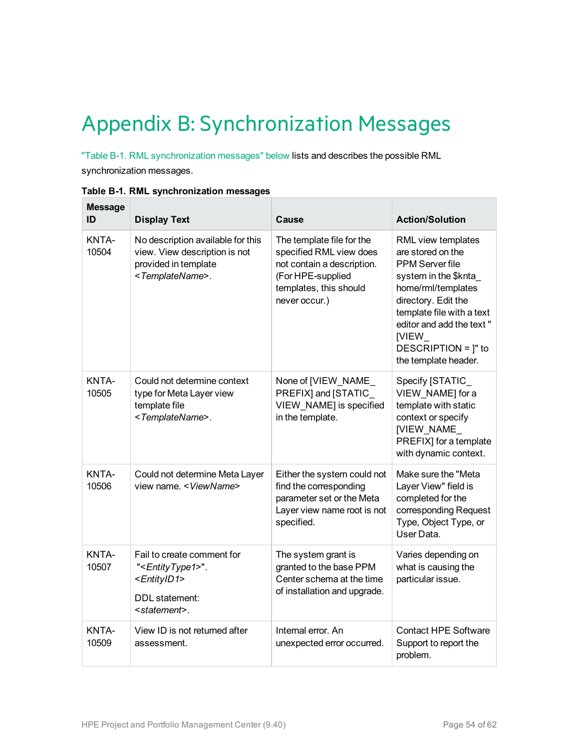# Appendix B: Synchronization Messages

"Table B-1. RML synchronization messages" below lists and describes the possible RML synchronization messages.

**Table B-1. RML synchronization messages**

| Message ID | Display Text | Cause | Action/Solution |
|---|---|---|---|
| KNTA-10504 | No description available for this view. View description is not provided in template <*TemplateName*>. | The template file for the specified RML view does not contain a description. (For HPE-supplied templates, this should never occur.) | RML view templates are stored on the PPM Server file system in the $knta_home/rml/templates directory. Edit the template file with a text editor and add the text "[VIEW_DESCRIPTION = ]" to the template header. |
| KNTA-10505 | Could not determine context type for Meta Layer view template file <*TemplateName*>. | None of [VIEW_NAME_PREFIX] and [STATIC_VIEW_NAME] is specified in the template. | Specify [STATIC_VIEW_NAME] for a template with static context or specify [VIEW_NAME_PREFIX] for a template with dynamic context. |
| KNTA-10506 | Could not determine Meta Layer view name. <*ViewName*> | Either the system could not find the corresponding parameter set or the Meta Layer view name root is not specified. | Make sure the "Meta Layer View" field is completed for the corresponding Request Type, Object Type, or User Data. |
| KNTA-10507 | Fail to create comment for "<*EntityType1*>". <*EntityID1*><br><br>DDL statement: <*statement*>. | The system grant is granted to the base PPM Center schema at the time of installation and upgrade. | Varies depending on what is causing the particular issue. |
| KNTA-10509 | View ID is not returned after assessment. | Internal error. An unexpected error occurred. | Contact HPE Software Support to report the problem. |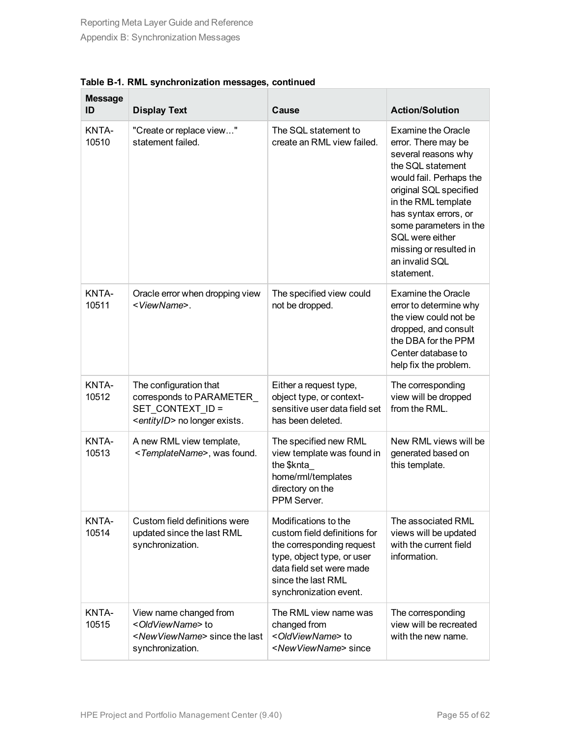**Table B-1. RML synchronization messages, continued**

| Message ID | Display Text | Cause | Action/Solution |
|---|---|---|---|
| KNTA-10510 | "Create or replace view…" statement failed. | The SQL statement to create an RML view failed. | Examine the Oracle error. There may be several reasons why the SQL statement would fail. Perhaps the original SQL specified in the RML template has syntax errors, or some parameters in the SQL were either missing or resulted in an invalid SQL statement. |
| KNTA-10511 | Oracle error when dropping view <*ViewName*>. | The specified view could not be dropped. | Examine the Oracle error to determine why the view could not be dropped, and consult the DBA for the PPM Center database to help fix the problem. |
| KNTA-10512 | The configuration that corresponds to PARAMETER_SET_CONTEXT_ID = <*entityID*> no longer exists. | Either a request type, object type, or context-sensitive user data field set has been deleted. | The corresponding view will be dropped from the RML. |
| KNTA-10513 | A new RML view template, <*TemplateName*>, was found. | The specified new RML view template was found in the $knta_home/rml/templates directory on the PPM Server. | New RML views will be generated based on this template. |
| KNTA-10514 | Custom field definitions were updated since the last RML synchronization. | Modifications to the custom field definitions for the corresponding request type, object type, or user data field set were made since the last RML synchronization event. | The associated RML views will be updated with the current field information. |
| KNTA-10515 | View name changed from <*OldViewName*> to <*NewViewName*> since the last synchronization. | The RML view name was changed from <*OldViewName*> to <*NewViewName*> since | The corresponding view will be recreated with the new name. |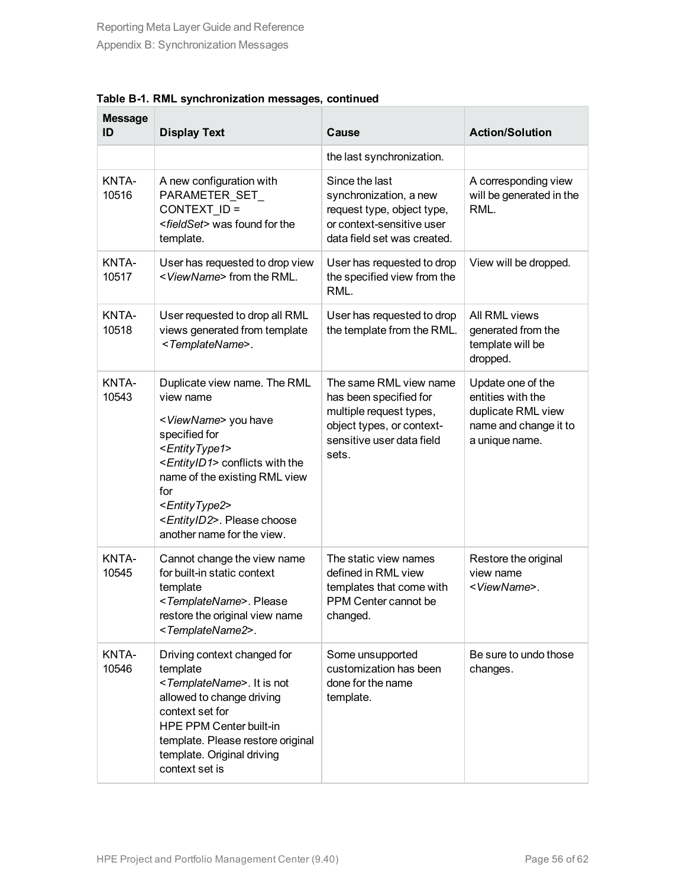**Table B-1. RML synchronization messages, continued**

| Message ID | Display Text | Cause | Action/Solution |
|---|---|---|---|
| | | the last synchronization. | |
| KNTA-10516 | A new configuration with PARAMETER_SET_ CONTEXT_ID = <*fieldSet*> was found for the template. | Since the last synchronization, a new request type, object type, or context-sensitive user data field set was created. | A corresponding view will be generated in the RML. |
| KNTA-10517 | User has requested to drop view <*ViewName*> from the RML. | User has requested to drop the specified view from the RML. | View will be dropped. |
| KNTA-10518 | User requested to drop all RML views generated from template <*TemplateName*>. | User has requested to drop the template from the RML. | All RML views generated from the template will be dropped. |
| KNTA-10543 | Duplicate view name. The RML view name <*ViewName*> you have specified for <*EntityType1*> <*EntityID1*> conflicts with the name of the existing RML view for <*EntityType2*> <*EntityID2*>. Please choose another name for the view. | The same RML view name has been specified for multiple request types, object types, or context-sensitive user data field sets. | Update one of the entities with the duplicate RML view name and change it to a unique name. |
| KNTA-10545 | Cannot change the view name for built-in static context template <*TemplateName*>. Please restore the original view name <*TemplateName2*>. | The static view names defined in RML view templates that come with PPM Center cannot be changed. | Restore the original view name <*ViewName*>. |
| KNTA-10546 | Driving context changed for template <*TemplateName*>. It is not allowed to change driving context set for HPE PPM Center built-in template. Please restore original template. Original driving context set is | Some unsupported customization has been done for the name template. | Be sure to undo those changes. |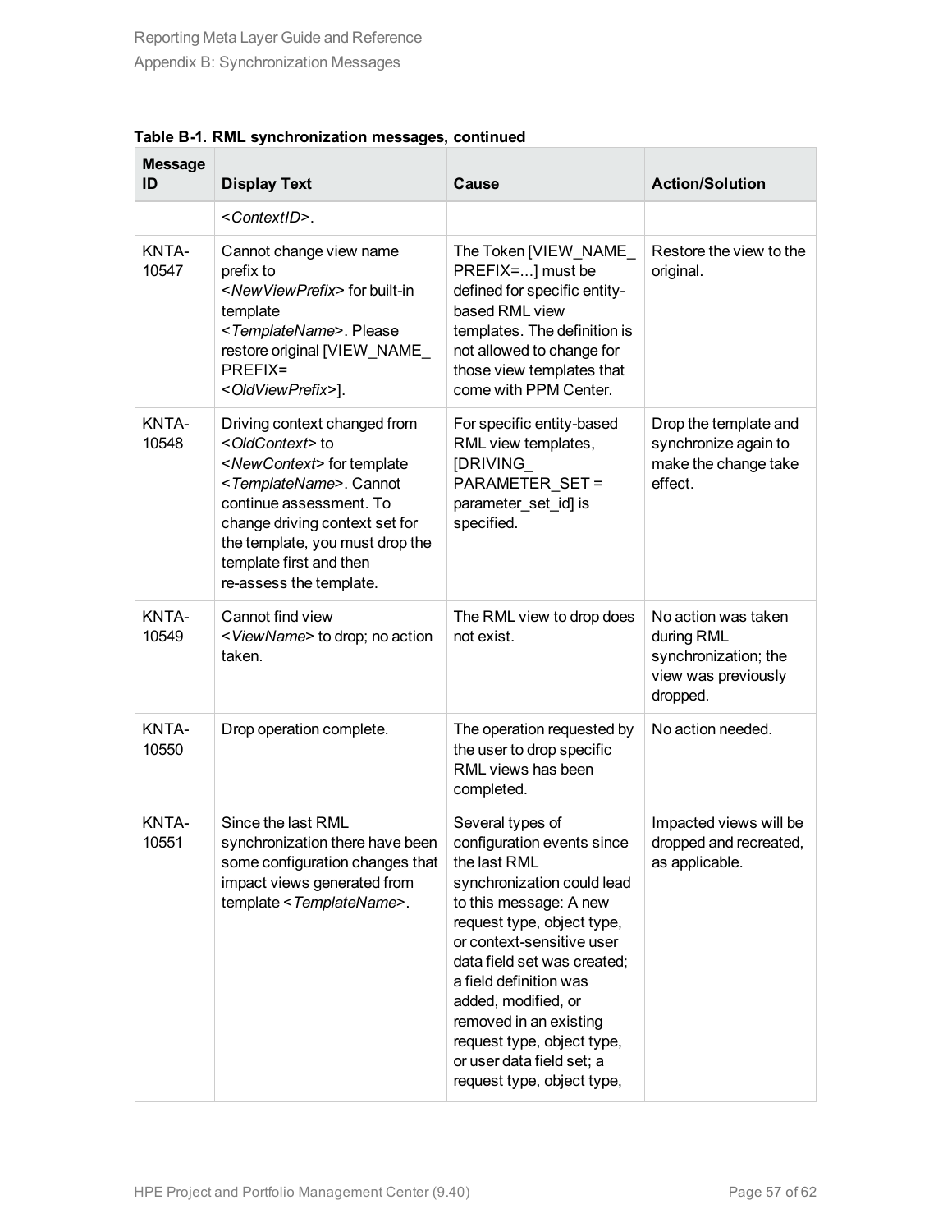**Table B-1. RML synchronization messages, continued**

| Message ID | Display Text | Cause | Action/Solution |
|---|---|---|---|
| | <*ContextID*>. | | |
| KNTA-10547 | Cannot change view name prefix to <*NewViewPrefix*> for built-in template <*TemplateName*>. Please restore original [VIEW_NAME_PREFIX= <*OldViewPrefix*>]. | The Token [VIEW_NAME_PREFIX=...] must be defined for specific entity-based RML view templates. The definition is not allowed to change for those view templates that come with PPM Center. | Restore the view to the original. |
| KNTA-10548 | Driving context changed from <*OldContext*> to <*NewContext*> for template <*TemplateName*>. Cannot continue assessment. To change driving context set for the template, you must drop the template first and then re-assess the template. | For specific entity-based RML view templates, [DRIVING_PARAMETER_SET = parameter_set_id] is specified. | Drop the template and synchronize again to make the change take effect. |
| KNTA-10549 | Cannot find view <*ViewName*> to drop; no action taken. | The RML view to drop does not exist. | No action was taken during RML synchronization; the view was previously dropped. |
| KNTA-10550 | Drop operation complete. | The operation requested by the user to drop specific RML views has been completed. | No action needed. |
| KNTA-10551 | Since the last RML synchronization there have been some configuration changes that impact views generated from template <*TemplateName*>. | Several types of configuration events since the last RML synchronization could lead to this message: A new request type, object type, or context-sensitive user data field set was created; a field definition was added, modified, or removed in an existing request type, object type, or user data field set; a request type, object type, | Impacted views will be dropped and recreated, as applicable. |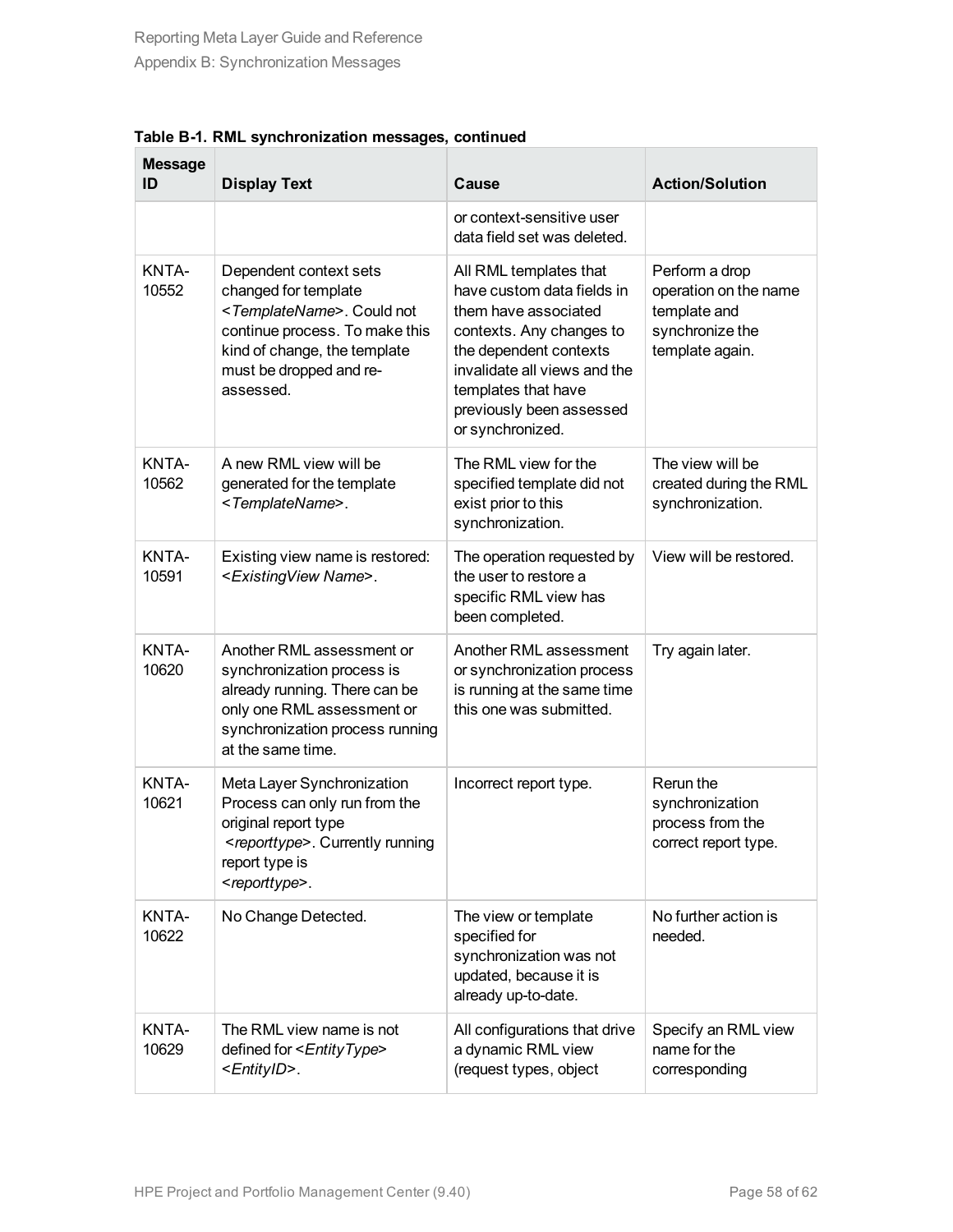**Table B-1. RML synchronization messages, continued**

| Message ID | Display Text | Cause | Action/Solution |
|---|---|---|---|
| | | or context-sensitive user data field set was deleted. | |
| KNTA-10552 | Dependent context sets changed for template <*TemplateName*>. Could not continue process. To make this kind of change, the template must be dropped and re-assessed. | All RML templates that have custom data fields in them have associated contexts. Any changes to the dependent contexts invalidate all views and the templates that have previously been assessed or synchronized. | Perform a drop operation on the name template and synchronize the template again. |
| KNTA-10562 | A new RML view will be generated for the template <*TemplateName*>. | The RML view for the specified template did not exist prior to this synchronization. | The view will be created during the RML synchronization. |
| KNTA-10591 | Existing view name is restored: <*ExistingView Name*>. | The operation requested by the user to restore a specific RML view has been completed. | View will be restored. |
| KNTA-10620 | Another RML assessment or synchronization process is already running. There can be only one RML assessment or synchronization process running at the same time. | Another RML assessment or synchronization process is running at the same time this one was submitted. | Try again later. |
| KNTA-10621 | Meta Layer Synchronization Process can only run from the original report type <*reporttype*>. Currently running report type is <*reporttype*>. | Incorrect report type. | Rerun the synchronization process from the correct report type. |
| KNTA-10622 | No Change Detected. | The view or template specified for synchronization was not updated, because it is already up-to-date. | No further action is needed. |
| KNTA-10629 | The RML view name is not defined for <*EntityType*> <*EntityID*>. | All configurations that drive a dynamic RML view (request types, object | Specify an RML view name for the corresponding |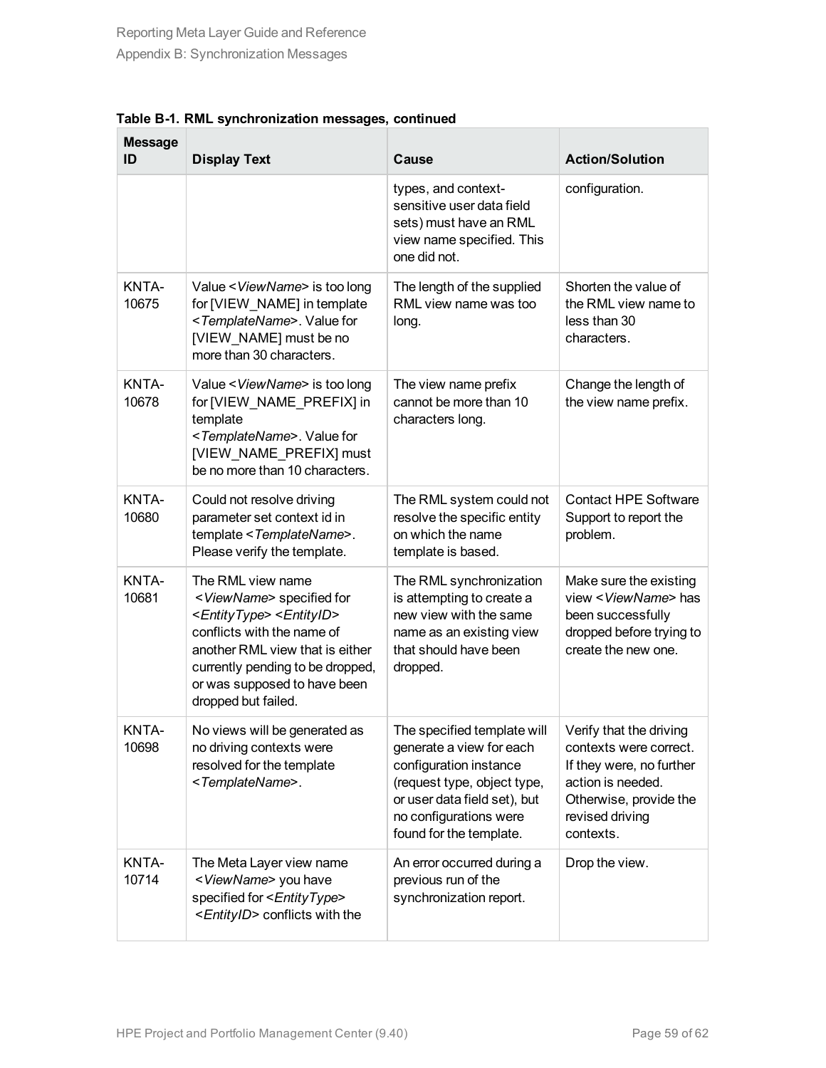**Table B-1. RML synchronization messages, continued**

| Message ID | Display Text | Cause | Action/Solution |
| --- | --- | --- | --- |
| | | types, and context-sensitive user data field sets) must have an RML view name specified. This one did not. | configuration. |
| KNTA-10675 | Value <*ViewName*> is too long for [VIEW_NAME] in template <*TemplateName*>. Value for [VIEW_NAME] must be no more than 30 characters. | The length of the supplied RML view name was too long. | Shorten the value of the RML view name to less than 30 characters. |
| KNTA-10678 | Value <*ViewName*> is too long for [VIEW_NAME_PREFIX] in template <*TemplateName*>. Value for [VIEW_NAME_PREFIX] must be no more than 10 characters. | The view name prefix cannot be more than 10 characters long. | Change the length of the view name prefix. |
| KNTA-10680 | Could not resolve driving parameter set context id in template <*TemplateName*>. Please verify the template. | The RML system could not resolve the specific entity on which the name template is based. | Contact HPE Software Support to report the problem. |
| KNTA-10681 | The RML view name <*ViewName*> specified for <*EntityType*> <*EntityID*> conflicts with the name of another RML view that is either currently pending to be dropped, or was supposed to have been dropped but failed. | The RML synchronization is attempting to create a new view with the same name as an existing view that should have been dropped. | Make sure the existing view <*ViewName*> has been successfully dropped before trying to create the new one. |
| KNTA-10698 | No views will be generated as no driving contexts were resolved for the template <*TemplateName*>. | The specified template will generate a view for each configuration instance (request type, object type, or user data field set), but no configurations were found for the template. | Verify that the driving contexts were correct. If they were, no further action is needed. Otherwise, provide the revised driving contexts. |
| KNTA-10714 | The Meta Layer view name <*ViewName*> you have specified for <*EntityType*> <*EntityID*> conflicts with the | An error occurred during a previous run of the synchronization report. | Drop the view. |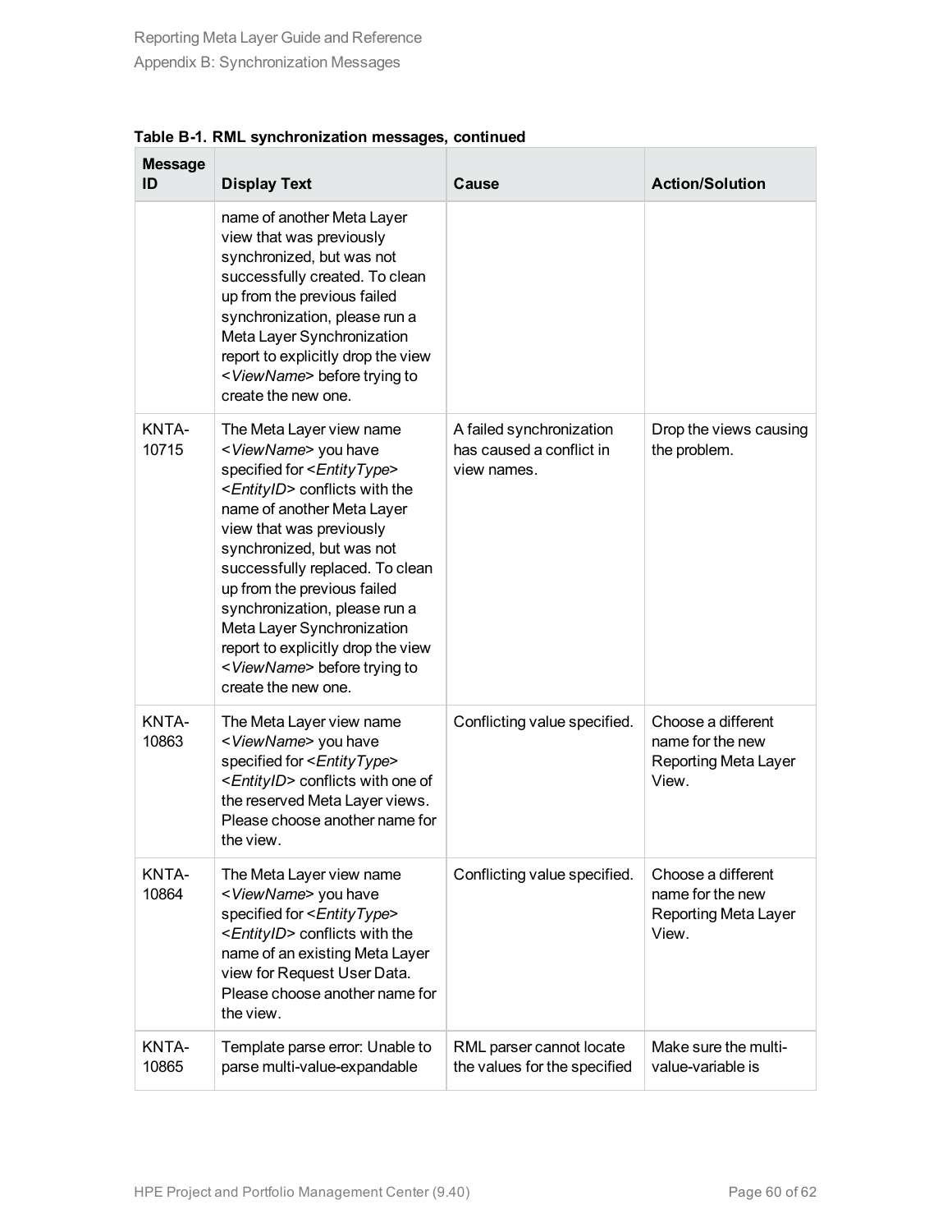**Table B-1. RML synchronization messages, continued**

| Message ID | Display Text | Cause | Action/Solution |
|---|---|---|---|
| | name of another Meta Layer view that was previously synchronized, but was not successfully created. To clean up from the previous failed synchronization, please run a Meta Layer Synchronization report to explicitly drop the view <*ViewName*> before trying to create the new one. | | |
| KNTA-10715 | The Meta Layer view name <*ViewName*> you have specified for <*EntityType*> <*EntityID*> conflicts with the name of another Meta Layer view that was previously synchronized, but was not successfully replaced. To clean up from the previous failed synchronization, please run a Meta Layer Synchronization report to explicitly drop the view <*ViewName*> before trying to create the new one. | A failed synchronization has caused a conflict in view names. | Drop the views causing the problem. |
| KNTA-10863 | The Meta Layer view name <*ViewName*> you have specified for <*EntityType*> <*EntityID*> conflicts with one of the reserved Meta Layer views. Please choose another name for the view. | Conflicting value specified. | Choose a different name for the new Reporting Meta Layer View. |
| KNTA-10864 | The Meta Layer view name <*ViewName*> you have specified for <*EntityType*> <*EntityID*> conflicts with the name of an existing Meta Layer view for Request User Data. Please choose another name for the view. | Conflicting value specified. | Choose a different name for the new Reporting Meta Layer View. |
| KNTA-10865 | Template parse error: Unable to parse multi-value-expandable | RML parser cannot locate the values for the specified | Make sure the multi-value-variable is |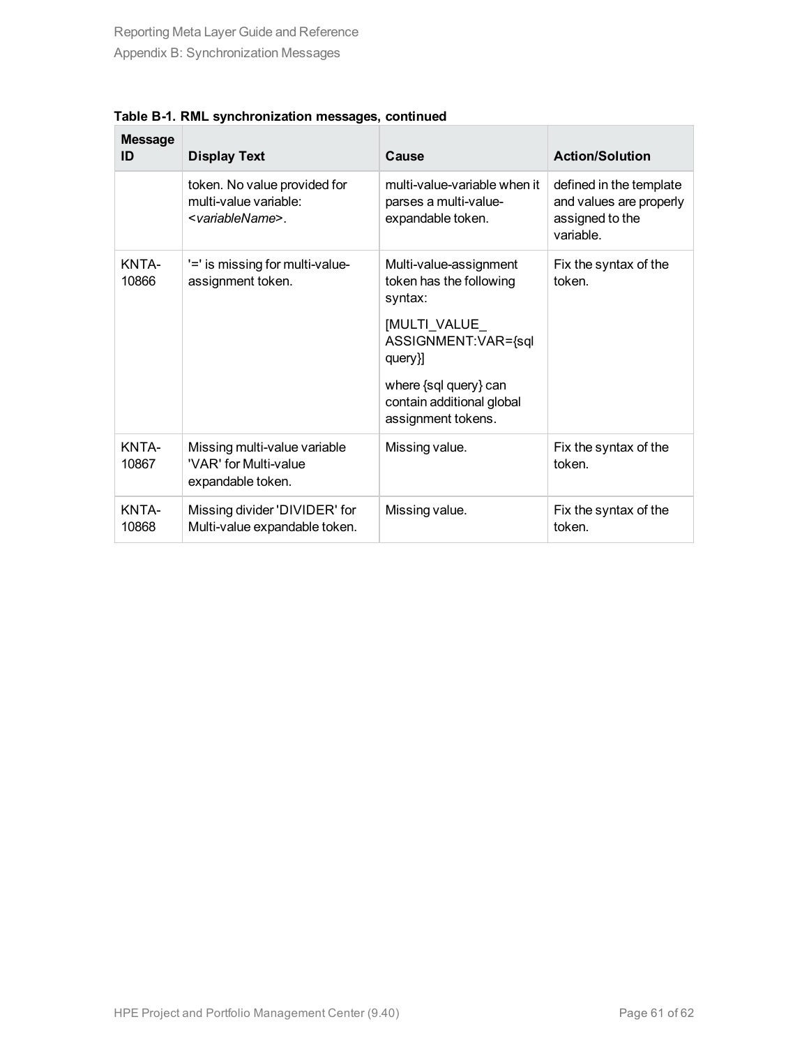**Table B-1. RML synchronization messages, continued**

| Message ID | Display Text | Cause | Action/Solution |
|---|---|---|---|
| | token. No value provided for multi-value variable: <*variableName*>. | multi-value-variable when it parses a multi-value-expandable token. | defined in the template and values are properly assigned to the variable. |
| KNTA-10866 | '=' is missing for multi-value-assignment token. | Multi-value-assignment token has the following syntax: [MULTI_VALUE_ ASSIGNMENT:VAR={sql query}] where {sql query} can contain additional global assignment tokens. | Fix the syntax of the token. |
| KNTA-10867 | Missing multi-value variable 'VAR' for Multi-value expandable token. | Missing value. | Fix the syntax of the token. |
| KNTA-10868 | Missing divider 'DIVIDER' for Multi-value expandable token. | Missing value. | Fix the syntax of the token. |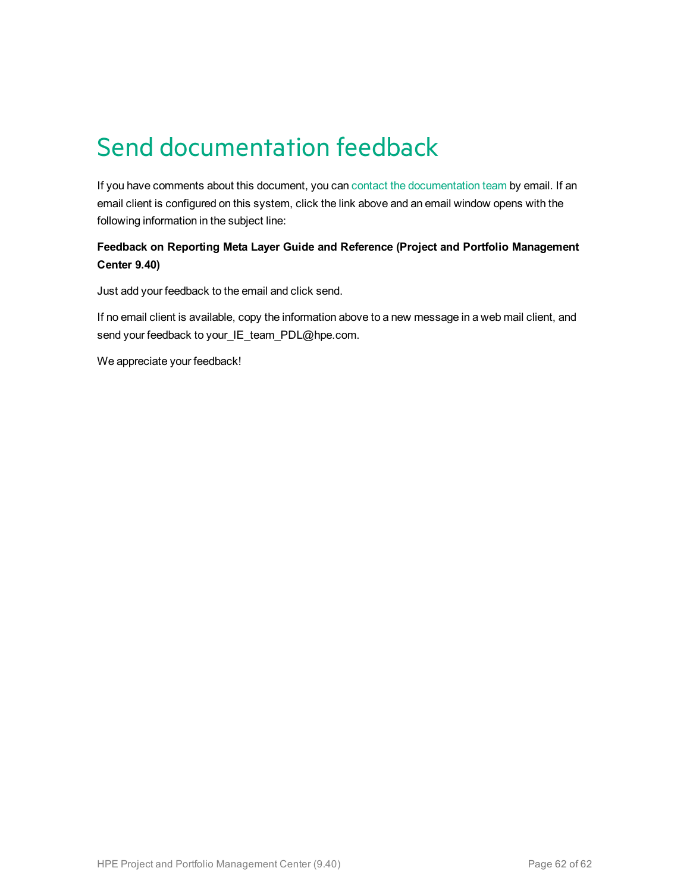# Send documentation feedback

If you have comments about this document, you can contact the documentation team by email. If an email client is configured on this system, click the link above and an email window opens with the following information in the subject line:

**Feedback on Reporting Meta Layer Guide and Reference (Project and Portfolio Management Center 9.40)**

Just add your feedback to the email and click send.

If no email client is available, copy the information above to a new message in a web mail client, and send your feedback to your_IE_team_PDL@hpe.com.

We appreciate your feedback!